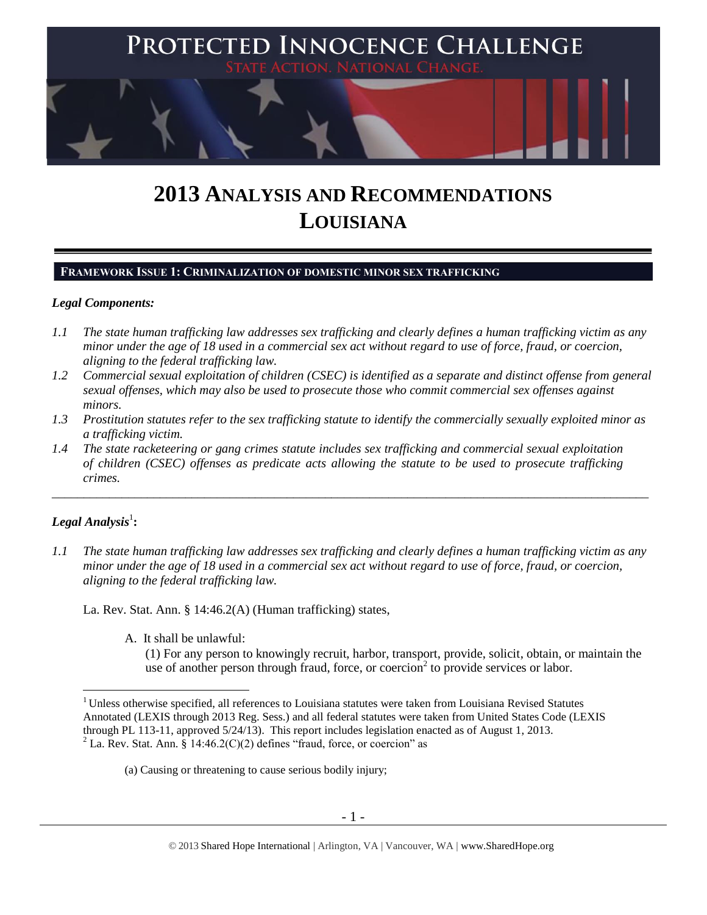# 2013 ANALYSIS AND RECOMMENDATIONS LOUISIANA

## FRAMEWORK ISSUE 1: CRIMINALIZATION OF DOMESTIC MINOR SEX TRAFFICKING

### *Legal Components:*

*1.1 The state human trafficking law addresses sex trafficking and clearly defines a human trafficking victim as any minor under the age of 18 used in a commercial sex act without regard to use of force, fraud, or coercion, aligning to the federal trafficking law.*

*1.2 Commercial sexual exploitation of children (CSEC) is identified as a separate and distinct offense from general sexual offenses, which may also be used to prosecute those who commit commercial sex offenses against minors.*

*1.3 Prostitution statutes refer to the sex trafficking statute to identify the commercially sexually exploited minor as a trafficking victim.*

*1.4 The state racketeering or gang crimes statute includes sex trafficking and commercial sexual exploitation of children (CSEC) offenses as predicate acts allowing the statute to be used to prosecute trafficking crimes.*

---

### *Legal Analysis*[1]**:**

*1.1 The state human trafficking law addresses sex trafficking and clearly defines a human trafficking victim as any minor under the age of 18 used in a commercial sex act without regard to use of force, fraud, or coercion, aligning to the federal trafficking law.*

La. Rev. Stat. Ann. § 14:46.2(A) (Human trafficking) states,

> A. It shall be unlawful:
>
> (1) For any person to knowingly recruit, harbor, transport, provide, solicit, obtain, or maintain the use of another person through fraud, force, or coercion[2] to provide services or labor.

---

[1] Unless otherwise specified, all references to Louisiana statutes were taken from Louisiana Revised Statutes Annotated (LEXIS through 2013 Reg. Sess.) and all federal statutes were taken from United States Code (LEXIS through PL 113-11, approved 5/24/13). This report includes legislation enacted as of August 1, 2013.

[2] La. Rev. Stat. Ann. § 14:46.2(C)(2) defines "fraud, force, or coercion" as

> (a) Causing or threatening to cause serious bodily injury;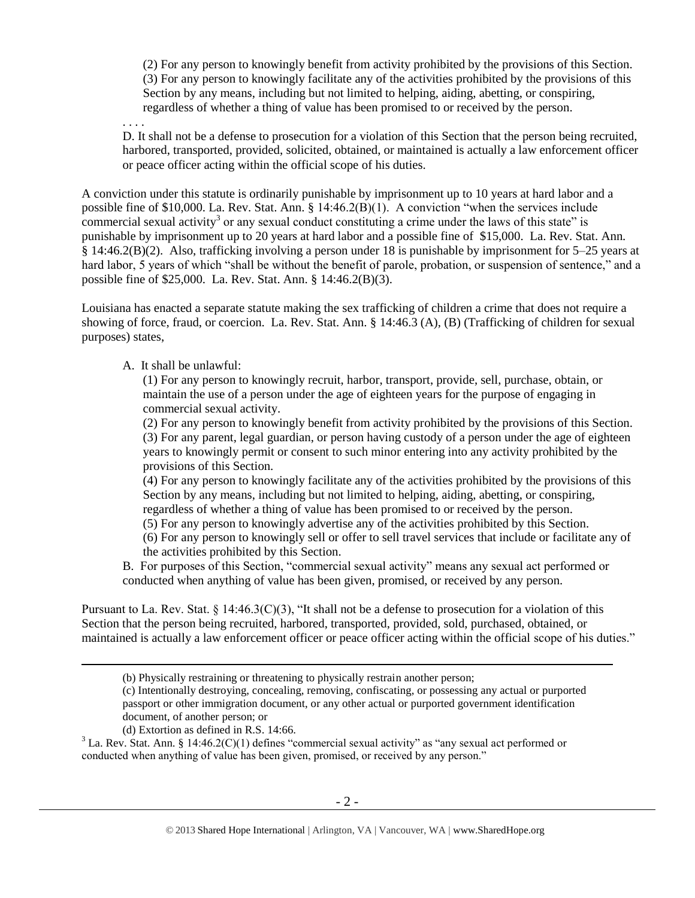(2) For any person to knowingly benefit from activity prohibited by the provisions of this Section.
(3) For any person to knowingly facilitate any of the activities prohibited by the provisions of this Section by any means, including but not limited to helping, aiding, abetting, or conspiring, regardless of whether a thing of value has been promised to or received by the person.

. . . .

D. It shall not be a defense to prosecution for a violation of this Section that the person being recruited, harbored, transported, provided, solicited, obtained, or maintained is actually a law enforcement officer or peace officer acting within the official scope of his duties.

A conviction under this statute is ordinarily punishable by imprisonment up to 10 years at hard labor and a possible fine of $10,000. La. Rev. Stat. Ann. § 14:46.2(B)(1). A conviction "when the services include commercial sexual activity[3] or any sexual conduct constituting a crime under the laws of this state" is punishable by imprisonment up to 20 years at hard labor and a possible fine of $15,000. La. Rev. Stat. Ann. § 14:46.2(B)(2). Also, trafficking involving a person under 18 is punishable by imprisonment for 5–25 years at hard labor, 5 years of which "shall be without the benefit of parole, probation, or suspension of sentence," and a possible fine of $25,000. La. Rev. Stat. Ann. § 14:46.2(B)(3).

Louisiana has enacted a separate statute making the sex trafficking of children a crime that does not require a showing of force, fraud, or coercion. La. Rev. Stat. Ann. § 14:46.3 (A), (B) (Trafficking of children for sexual purposes) states,

A. It shall be unlawful:

(1) For any person to knowingly recruit, harbor, transport, provide, sell, purchase, obtain, or maintain the use of a person under the age of eighteen years for the purpose of engaging in commercial sexual activity.
(2) For any person to knowingly benefit from activity prohibited by the provisions of this Section.
(3) For any parent, legal guardian, or person having custody of a person under the age of eighteen years to knowingly permit or consent to such minor entering into any activity prohibited by the provisions of this Section.
(4) For any person to knowingly facilitate any of the activities prohibited by the provisions of this Section by any means, including but not limited to helping, aiding, abetting, or conspiring, regardless of whether a thing of value has been promised to or received by the person.
(5) For any person to knowingly advertise any of the activities prohibited by this Section.
(6) For any person to knowingly sell or offer to sell travel services that include or facilitate any of the activities prohibited by this Section.

B. For purposes of this Section, "commercial sexual activity" means any sexual act performed or conducted when anything of value has been given, promised, or received by any person.

Pursuant to La. Rev. Stat. § 14:46.3(C)(3), "It shall not be a defense to prosecution for a violation of this Section that the person being recruited, harbored, transported, provided, sold, purchased, obtained, or maintained is actually a law enforcement officer or peace officer acting within the official scope of his duties."

---

(b) Physically restraining or threatening to physically restrain another person;
(c) Intentionally destroying, concealing, removing, confiscating, or possessing any actual or purported passport or other immigration document, or any other actual or purported government identification document, of another person; or
(d) Extortion as defined in R.S. 14:66.

[3] La. Rev. Stat. Ann. § 14:46.2(C)(1) defines "commercial sexual activity" as "any sexual act performed or conducted when anything of value has been given, promised, or received by any person."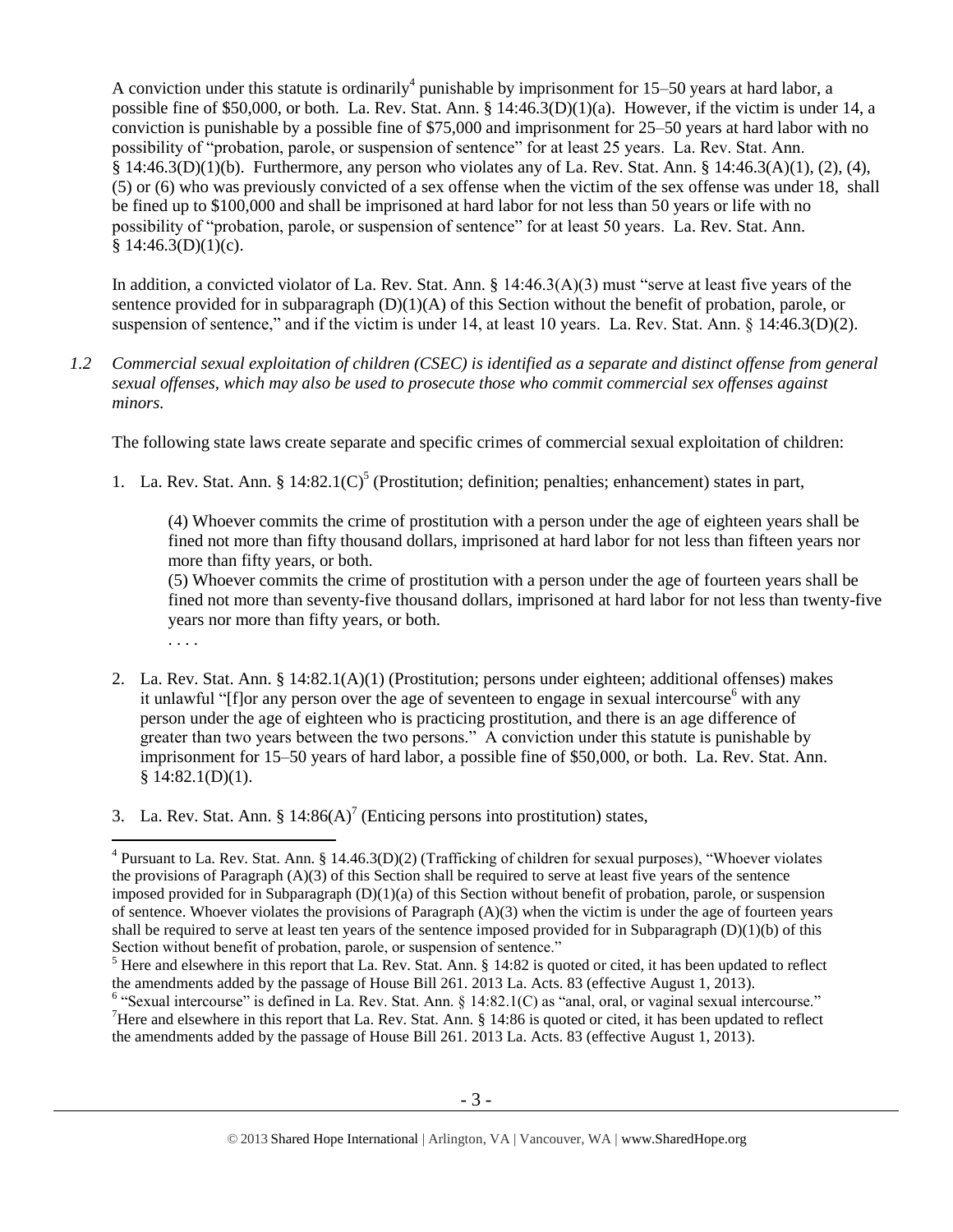A conviction under this statute is ordinarily[4] punishable by imprisonment for 15–50 years at hard labor, a possible fine of $50,000, or both. La. Rev. Stat. Ann. § 14:46.3(D)(1)(a). However, if the victim is under 14, a conviction is punishable by a possible fine of $75,000 and imprisonment for 25–50 years at hard labor with no possibility of "probation, parole, or suspension of sentence" for at least 25 years. La. Rev. Stat. Ann. § 14:46.3(D)(1)(b). Furthermore, any person who violates any of La. Rev. Stat. Ann. § 14:46.3(A)(1), (2), (4), (5) or (6) who was previously convicted of a sex offense when the victim of the sex offense was under 18, shall be fined up to $100,000 and shall be imprisoned at hard labor for not less than 50 years or life with no possibility of "probation, parole, or suspension of sentence" for at least 50 years. La. Rev. Stat. Ann. § 14:46.3(D)(1)(c).

In addition, a convicted violator of La. Rev. Stat. Ann. § 14:46.3(A)(3) must "serve at least five years of the sentence provided for in subparagraph (D)(1)(A) of this Section without the benefit of probation, parole, or suspension of sentence," and if the victim is under 14, at least 10 years. La. Rev. Stat. Ann. § 14:46.3(D)(2).

*1.2 Commercial sexual exploitation of children (CSEC) is identified as a separate and distinct offense from general sexual offenses, which may also be used to prosecute those who commit commercial sex offenses against minors.*

The following state laws create separate and specific crimes of commercial sexual exploitation of children:

1. La. Rev. Stat. Ann. § 14:82.1(C)[5] (Prostitution; definition; penalties; enhancement) states in part,

   (4) Whoever commits the crime of prostitution with a person under the age of eighteen years shall be fined not more than fifty thousand dollars, imprisoned at hard labor for not less than fifteen years nor more than fifty years, or both.
   (5) Whoever commits the crime of prostitution with a person under the age of fourteen years shall be fined not more than seventy-five thousand dollars, imprisoned at hard labor for not less than twenty-five years nor more than fifty years, or both.
   . . . .

2. La. Rev. Stat. Ann. § 14:82.1(A)(1) (Prostitution; persons under eighteen; additional offenses) makes it unlawful "[f]or any person over the age of seventeen to engage in sexual intercourse[6] with any person under the age of eighteen who is practicing prostitution, and there is an age difference of greater than two years between the two persons." A conviction under this statute is punishable by imprisonment for 15–50 years of hard labor, a possible fine of $50,000, or both. La. Rev. Stat. Ann. § 14:82.1(D)(1).

3. La. Rev. Stat. Ann. § 14:86(A)[7] (Enticing persons into prostitution) states,

---

[4] Pursuant to La. Rev. Stat. Ann. § 14.46.3(D)(2) (Trafficking of children for sexual purposes), "Whoever violates the provisions of Paragraph (A)(3) of this Section shall be required to serve at least five years of the sentence imposed provided for in Subparagraph (D)(1)(a) of this Section without benefit of probation, parole, or suspension of sentence. Whoever violates the provisions of Paragraph (A)(3) when the victim is under the age of fourteen years shall be required to serve at least ten years of the sentence imposed provided for in Subparagraph (D)(1)(b) of this Section without benefit of probation, parole, or suspension of sentence."

[5] Here and elsewhere in this report that La. Rev. Stat. Ann. § 14:82 is quoted or cited, it has been updated to reflect the amendments added by the passage of House Bill 261. 2013 La. Acts. 83 (effective August 1, 2013).

[6] "Sexual intercourse" is defined in La. Rev. Stat. Ann. § 14:82.1(C) as "anal, oral, or vaginal sexual intercourse."

[7] Here and elsewhere in this report that La. Rev. Stat. Ann. § 14:86 is quoted or cited, it has been updated to reflect the amendments added by the passage of House Bill 261. 2013 La. Acts. 83 (effective August 1, 2013).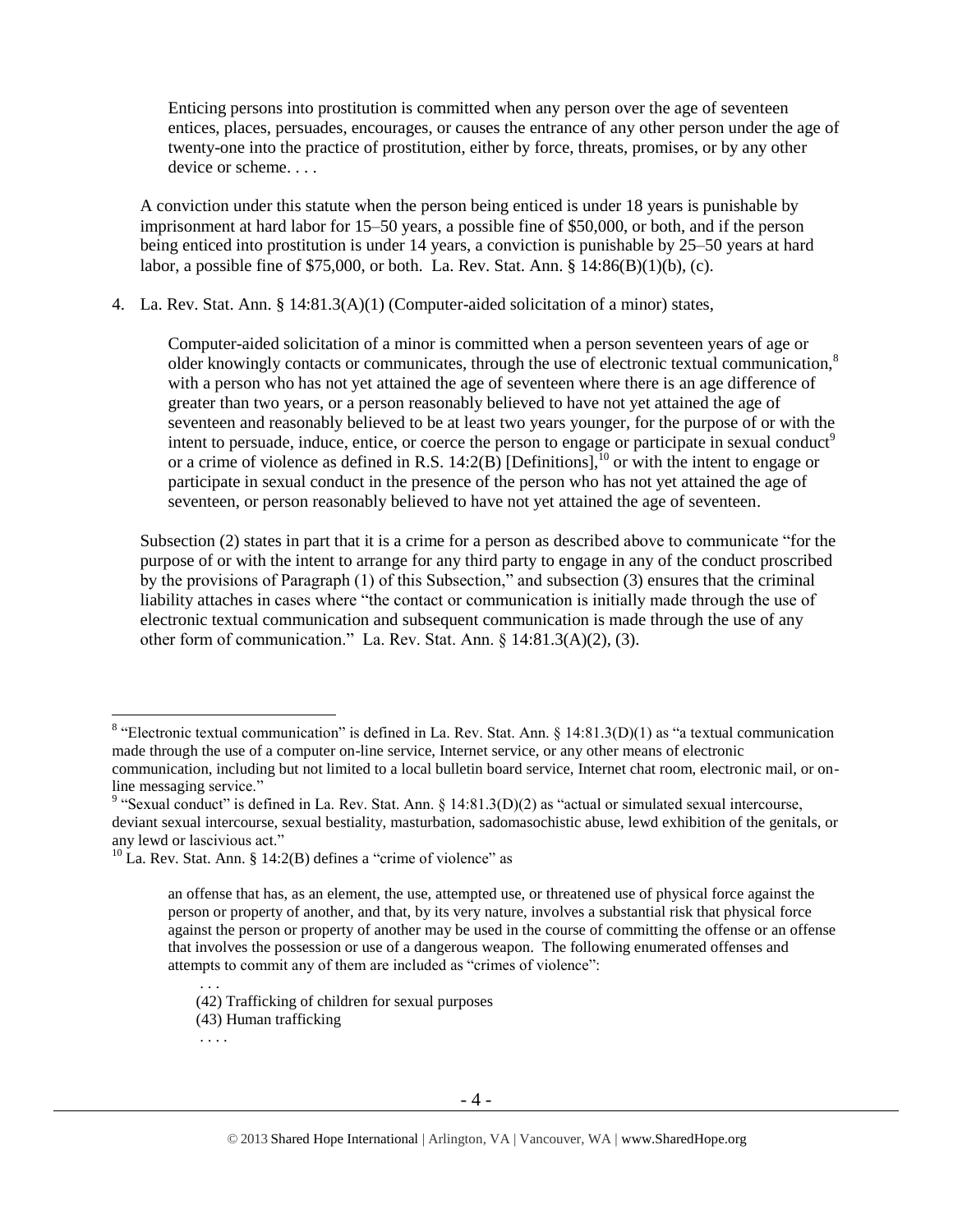> Enticing persons into prostitution is committed when any person over the age of seventeen entices, places, persuades, encourages, or causes the entrance of any other person under the age of twenty-one into the practice of prostitution, either by force, threats, promises, or by any other device or scheme. . . .

A conviction under this statute when the person being enticed is under 18 years is punishable by imprisonment at hard labor for 15–50 years, a possible fine of $50,000, or both, and if the person being enticed into prostitution is under 14 years, a conviction is punishable by 25–50 years at hard labor, a possible fine of $75,000, or both. La. Rev. Stat. Ann. § 14:86(B)(1)(b), (c).

4. La. Rev. Stat. Ann. § 14:81.3(A)(1) (Computer-aided solicitation of a minor) states,

> Computer-aided solicitation of a minor is committed when a person seventeen years of age or older knowingly contacts or communicates, through the use of electronic textual communication,[8] with a person who has not yet attained the age of seventeen where there is an age difference of greater than two years, or a person reasonably believed to have not yet attained the age of seventeen and reasonably believed to be at least two years younger, for the purpose of or with the intent to persuade, induce, entice, or coerce the person to engage or participate in sexual conduct[9] or a crime of violence as defined in R.S. 14:2(B) [Definitions],[10] or with the intent to engage or participate in sexual conduct in the presence of the person who has not yet attained the age of seventeen, or person reasonably believed to have not yet attained the age of seventeen.

Subsection (2) states in part that it is a crime for a person as described above to communicate "for the purpose of or with the intent to arrange for any third party to engage in any of the conduct proscribed by the provisions of Paragraph (1) of this Subsection," and subsection (3) ensures that the criminal liability attaches in cases where "the contact or communication is initially made through the use of electronic textual communication and subsequent communication is made through the use of any other form of communication." La. Rev. Stat. Ann. § 14:81.3(A)(2), (3).

---

[8] "Electronic textual communication" is defined in La. Rev. Stat. Ann. § 14:81.3(D)(1) as "a textual communication made through the use of a computer on-line service, Internet service, or any other means of electronic communication, including but not limited to a local bulletin board service, Internet chat room, electronic mail, or on-line messaging service."

[9] "Sexual conduct" is defined in La. Rev. Stat. Ann. § 14:81.3(D)(2) as "actual or simulated sexual intercourse, deviant sexual intercourse, sexual bestiality, masturbation, sadomasochistic abuse, lewd exhibition of the genitals, or any lewd or lascivious act."

[10] La. Rev. Stat. Ann. § 14:2(B) defines a "crime of violence" as

> an offense that has, as an element, the use, attempted use, or threatened use of physical force against the person or property of another, and that, by its very nature, involves a substantial risk that physical force against the person or property of another may be used in the course of committing the offense or an offense that involves the possession or use of a dangerous weapon. The following enumerated offenses and attempts to commit any of them are included as "crimes of violence":
>
> . . .
>
> (42) Trafficking of children for sexual purposes
>
> (43) Human trafficking
>
> . . . .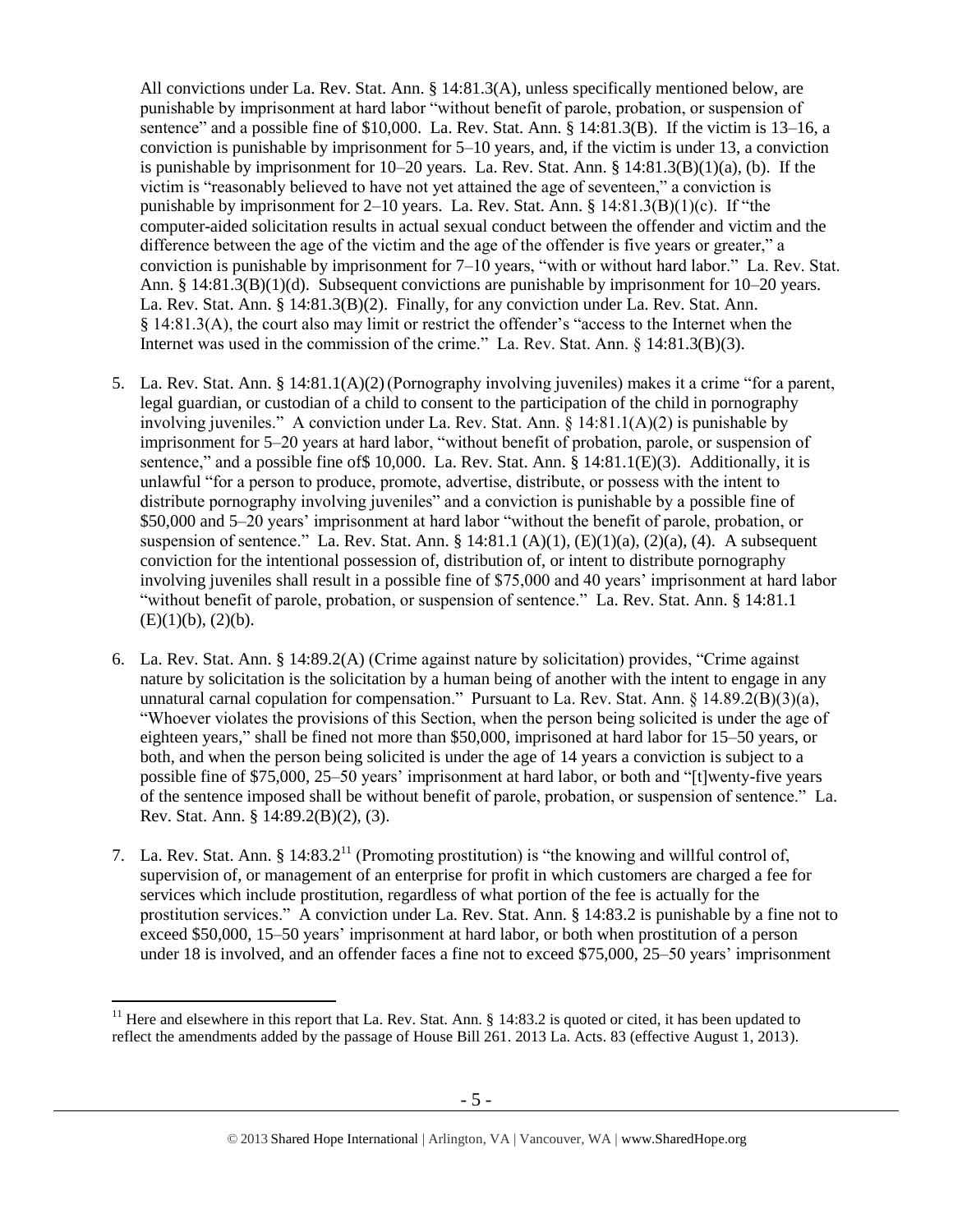All convictions under La. Rev. Stat. Ann. § 14:81.3(A), unless specifically mentioned below, are punishable by imprisonment at hard labor "without benefit of parole, probation, or suspension of sentence" and a possible fine of $10,000. La. Rev. Stat. Ann. § 14:81.3(B). If the victim is 13–16, a conviction is punishable by imprisonment for 5–10 years, and, if the victim is under 13, a conviction is punishable by imprisonment for 10–20 years. La. Rev. Stat. Ann. § 14:81.3(B)(1)(a), (b). If the victim is "reasonably believed to have not yet attained the age of seventeen," a conviction is punishable by imprisonment for 2–10 years. La. Rev. Stat. Ann. § 14:81.3(B)(1)(c). If "the computer-aided solicitation results in actual sexual conduct between the offender and victim and the difference between the age of the victim and the age of the offender is five years or greater," a conviction is punishable by imprisonment for 7–10 years, "with or without hard labor." La. Rev. Stat. Ann. § 14:81.3(B)(1)(d). Subsequent convictions are punishable by imprisonment for 10–20 years. La. Rev. Stat. Ann. § 14:81.3(B)(2). Finally, for any conviction under La. Rev. Stat. Ann. § 14:81.3(A), the court also may limit or restrict the offender's "access to the Internet when the Internet was used in the commission of the crime." La. Rev. Stat. Ann. § 14:81.3(B)(3).

5. La. Rev. Stat. Ann. § 14:81.1(A)(2) (Pornography involving juveniles) makes it a crime "for a parent, legal guardian, or custodian of a child to consent to the participation of the child in pornography involving juveniles." A conviction under La. Rev. Stat. Ann. § 14:81.1(A)(2) is punishable by imprisonment for 5–20 years at hard labor, "without benefit of probation, parole, or suspension of sentence," and a possible fine of$ 10,000. La. Rev. Stat. Ann. § 14:81.1(E)(3). Additionally, it is unlawful "for a person to produce, promote, advertise, distribute, or possess with the intent to distribute pornography involving juveniles" and a conviction is punishable by a possible fine of $50,000 and 5–20 years' imprisonment at hard labor "without the benefit of parole, probation, or suspension of sentence." La. Rev. Stat. Ann. § 14:81.1 (A)(1), (E)(1)(a), (2)(a), (4). A subsequent conviction for the intentional possession of, distribution of, or intent to distribute pornography involving juveniles shall result in a possible fine of $75,000 and 40 years' imprisonment at hard labor "without benefit of parole, probation, or suspension of sentence." La. Rev. Stat. Ann. § 14:81.1 (E)(1)(b), (2)(b).

6. La. Rev. Stat. Ann. § 14:89.2(A) (Crime against nature by solicitation) provides, "Crime against nature by solicitation is the solicitation by a human being of another with the intent to engage in any unnatural carnal copulation for compensation." Pursuant to La. Rev. Stat. Ann. § 14.89.2(B)(3)(a), "Whoever violates the provisions of this Section, when the person being solicited is under the age of eighteen years," shall be fined not more than $50,000, imprisoned at hard labor for 15–50 years, or both, and when the person being solicited is under the age of 14 years a conviction is subject to a possible fine of $75,000, 25–50 years' imprisonment at hard labor, or both and "[t]wenty-five years of the sentence imposed shall be without benefit of parole, probation, or suspension of sentence." La. Rev. Stat. Ann. § 14:89.2(B)(2), (3).

7. La. Rev. Stat. Ann. § 14:83.2[11] (Promoting prostitution) is "the knowing and willful control of, supervision of, or management of an enterprise for profit in which customers are charged a fee for services which include prostitution, regardless of what portion of the fee is actually for the prostitution services." A conviction under La. Rev. Stat. Ann. § 14:83.2 is punishable by a fine not to exceed $50,000, 15–50 years' imprisonment at hard labor, or both when prostitution of a person under 18 is involved, and an offender faces a fine not to exceed $75,000, 25–50 years' imprisonment

[11] Here and elsewhere in this report that La. Rev. Stat. Ann. § 14:83.2 is quoted or cited, it has been updated to reflect the amendments added by the passage of House Bill 261. 2013 La. Acts. 83 (effective August 1, 2013).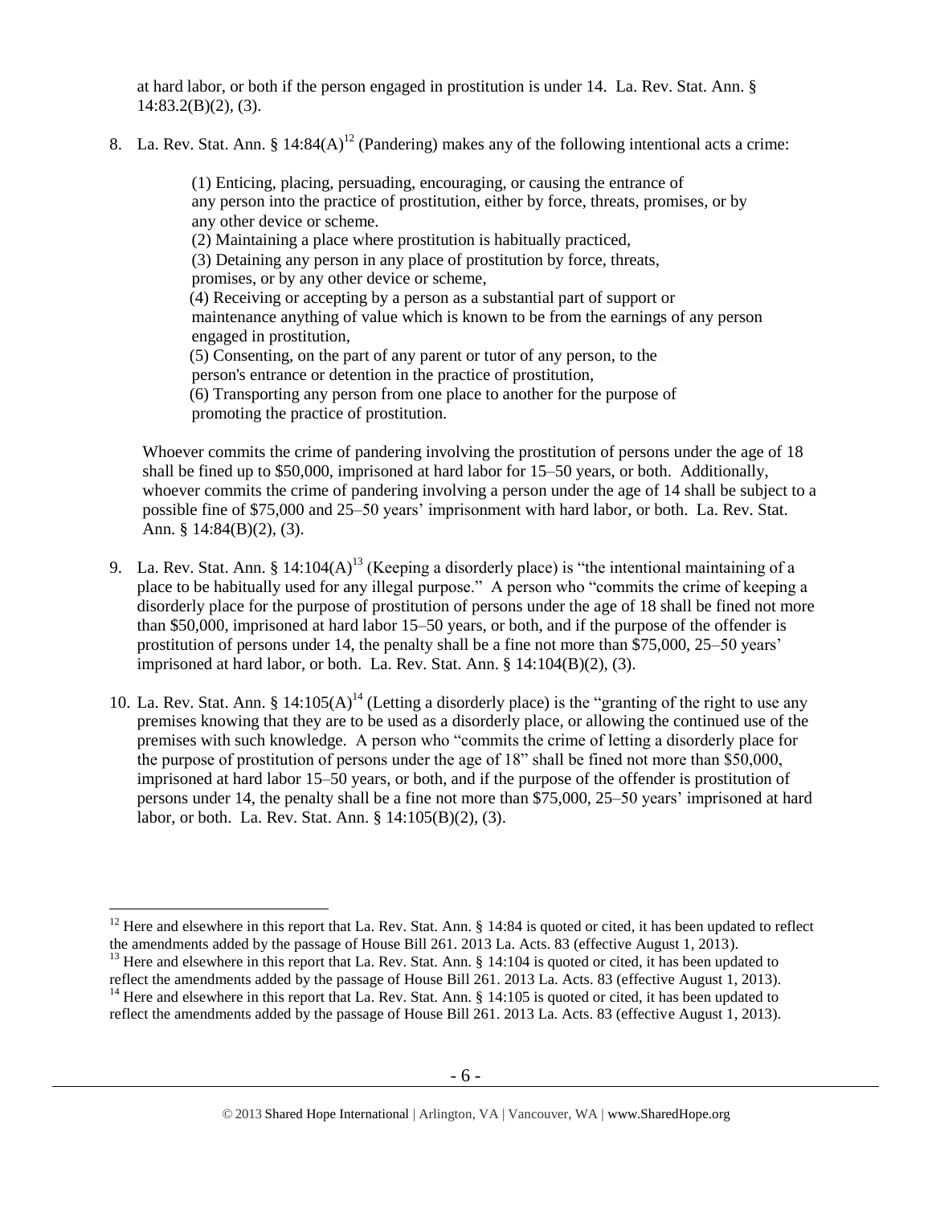at hard labor, or both if the person engaged in prostitution is under 14. La. Rev. Stat. Ann. § 14:83.2(B)(2), (3).

8. La. Rev. Stat. Ann. § 14:84(A)[12] (Pandering) makes any of the following intentional acts a crime:

   > (1) Enticing, placing, persuading, encouraging, or causing the entrance of any person into the practice of prostitution, either by force, threats, promises, or by any other device or scheme.
   > (2) Maintaining a place where prostitution is habitually practiced,
   > (3) Detaining any person in any place of prostitution by force, threats, promises, or by any other device or scheme,
   > (4) Receiving or accepting by a person as a substantial part of support or maintenance anything of value which is known to be from the earnings of any person engaged in prostitution,
   > (5) Consenting, on the part of any parent or tutor of any person, to the person's entrance or detention in the practice of prostitution,
   > (6) Transporting any person from one place to another for the purpose of promoting the practice of prostitution.

   Whoever commits the crime of pandering involving the prostitution of persons under the age of 18 shall be fined up to $50,000, imprisoned at hard labor for 15–50 years, or both. Additionally, whoever commits the crime of pandering involving a person under the age of 14 shall be subject to a possible fine of $75,000 and 25–50 years' imprisonment with hard labor, or both. La. Rev. Stat. Ann. § 14:84(B)(2), (3).

9. La. Rev. Stat. Ann. § 14:104(A)[13] (Keeping a disorderly place) is "the intentional maintaining of a place to be habitually used for any illegal purpose." A person who "commits the crime of keeping a disorderly place for the purpose of prostitution of persons under the age of 18 shall be fined not more than $50,000, imprisoned at hard labor 15–50 years, or both, and if the purpose of the offender is prostitution of persons under 14, the penalty shall be a fine not more than $75,000, 25–50 years' imprisoned at hard labor, or both. La. Rev. Stat. Ann. § 14:104(B)(2), (3).

10. La. Rev. Stat. Ann. § 14:105(A)[14] (Letting a disorderly place) is the "granting of the right to use any premises knowing that they are to be used as a disorderly place, or allowing the continued use of the premises with such knowledge. A person who "commits the crime of letting a disorderly place for the purpose of prostitution of persons under the age of 18" shall be fined not more than $50,000, imprisoned at hard labor 15–50 years, or both, and if the purpose of the offender is prostitution of persons under 14, the penalty shall be a fine not more than $75,000, 25–50 years' imprisoned at hard labor, or both. La. Rev. Stat. Ann. § 14:105(B)(2), (3).

---

[12] Here and elsewhere in this report that La. Rev. Stat. Ann. § 14:84 is quoted or cited, it has been updated to reflect the amendments added by the passage of House Bill 261. 2013 La. Acts. 83 (effective August 1, 2013).

[13] Here and elsewhere in this report that La. Rev. Stat. Ann. § 14:104 is quoted or cited, it has been updated to reflect the amendments added by the passage of House Bill 261. 2013 La. Acts. 83 (effective August 1, 2013).

[14] Here and elsewhere in this report that La. Rev. Stat. Ann. § 14:105 is quoted or cited, it has been updated to reflect the amendments added by the passage of House Bill 261. 2013 La. Acts. 83 (effective August 1, 2013).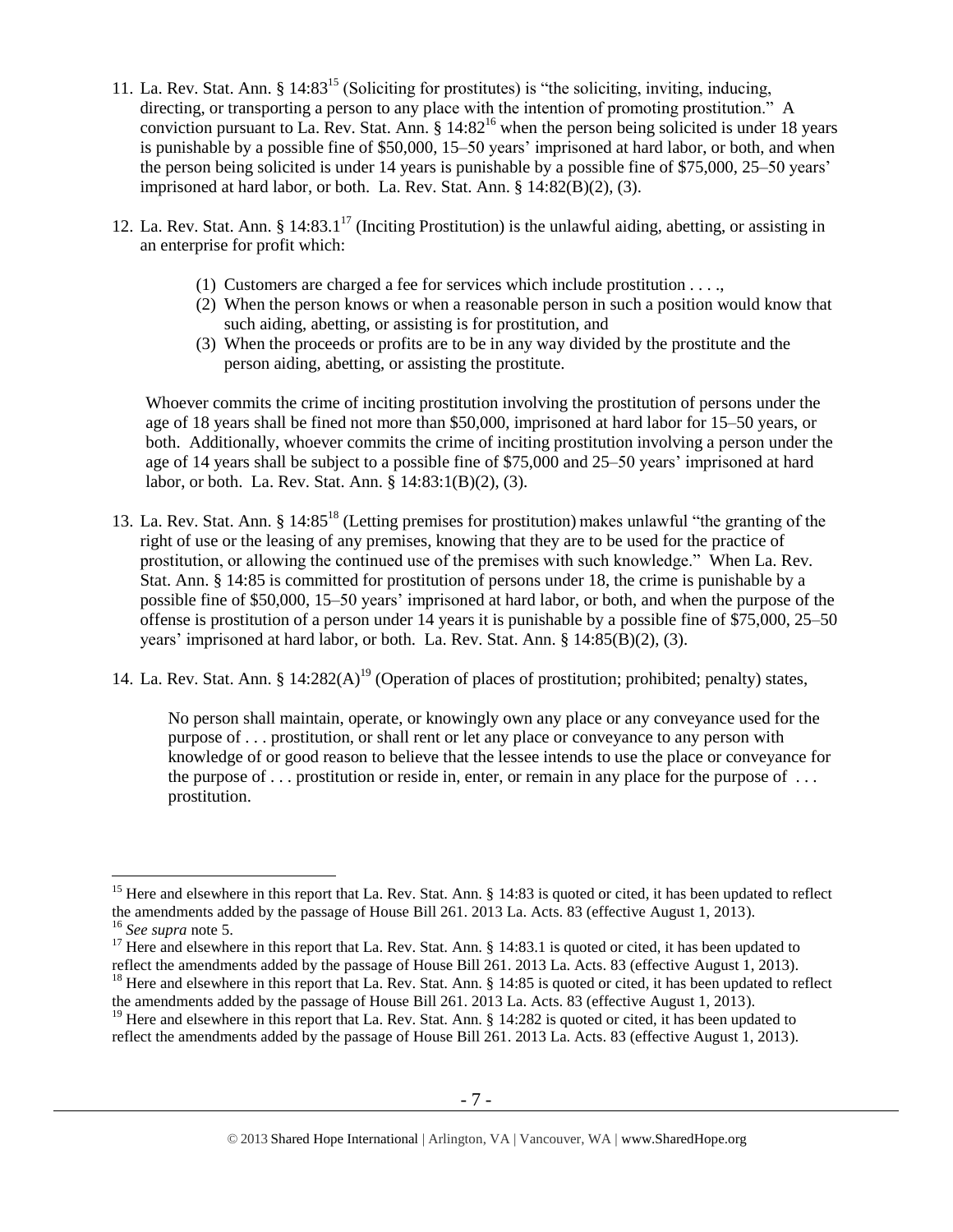11. La. Rev. Stat. Ann. § 14:83[15] (Soliciting for prostitutes) is "the soliciting, inviting, inducing, directing, or transporting a person to any place with the intention of promoting prostitution." A conviction pursuant to La. Rev. Stat. Ann. § 14:82[16] when the person being solicited is under 18 years is punishable by a possible fine of $50,000, 15–50 years' imprisoned at hard labor, or both, and when the person being solicited is under 14 years is punishable by a possible fine of $75,000, 25–50 years' imprisoned at hard labor, or both. La. Rev. Stat. Ann. § 14:82(B)(2), (3).

12. La. Rev. Stat. Ann. § 14:83.1[17] (Inciting Prostitution) is the unlawful aiding, abetting, or assisting in an enterprise for profit which:

    (1) Customers are charged a fee for services which include prostitution . . . .,
    (2) When the person knows or when a reasonable person in such a position would know that such aiding, abetting, or assisting is for prostitution, and
    (3) When the proceeds or profits are to be in any way divided by the prostitute and the person aiding, abetting, or assisting the prostitute.

    Whoever commits the crime of inciting prostitution involving the prostitution of persons under the age of 18 years shall be fined not more than $50,000, imprisoned at hard labor for 15–50 years, or both. Additionally, whoever commits the crime of inciting prostitution involving a person under the age of 14 years shall be subject to a possible fine of $75,000 and 25–50 years' imprisoned at hard labor, or both. La. Rev. Stat. Ann. § 14:83:1(B)(2), (3).

13. La. Rev. Stat. Ann. § 14:85[18] (Letting premises for prostitution) makes unlawful "the granting of the right of use or the leasing of any premises, knowing that they are to be used for the practice of prostitution, or allowing the continued use of the premises with such knowledge." When La. Rev. Stat. Ann. § 14:85 is committed for prostitution of persons under 18, the crime is punishable by a possible fine of $50,000, 15–50 years' imprisoned at hard labor, or both, and when the purpose of the offense is prostitution of a person under 14 years it is punishable by a possible fine of $75,000, 25–50 years' imprisoned at hard labor, or both. La. Rev. Stat. Ann. § 14:85(B)(2), (3).

14. La. Rev. Stat. Ann. § 14:282(A)[19] (Operation of places of prostitution; prohibited; penalty) states,

    No person shall maintain, operate, or knowingly own any place or any conveyance used for the purpose of . . . prostitution, or shall rent or let any place or conveyance to any person with knowledge of or good reason to believe that the lessee intends to use the place or conveyance for the purpose of . . . prostitution or reside in, enter, or remain in any place for the purpose of . . . prostitution.

---

[15] Here and elsewhere in this report that La. Rev. Stat. Ann. § 14:83 is quoted or cited, it has been updated to reflect the amendments added by the passage of House Bill 261. 2013 La. Acts. 83 (effective August 1, 2013).

[16] *See supra* note 5.

[17] Here and elsewhere in this report that La. Rev. Stat. Ann. § 14:83.1 is quoted or cited, it has been updated to reflect the amendments added by the passage of House Bill 261. 2013 La. Acts. 83 (effective August 1, 2013).

[18] Here and elsewhere in this report that La. Rev. Stat. Ann. § 14:85 is quoted or cited, it has been updated to reflect the amendments added by the passage of House Bill 261. 2013 La. Acts. 83 (effective August 1, 2013).

[19] Here and elsewhere in this report that La. Rev. Stat. Ann. § 14:282 is quoted or cited, it has been updated to reflect the amendments added by the passage of House Bill 261. 2013 La. Acts. 83 (effective August 1, 2013).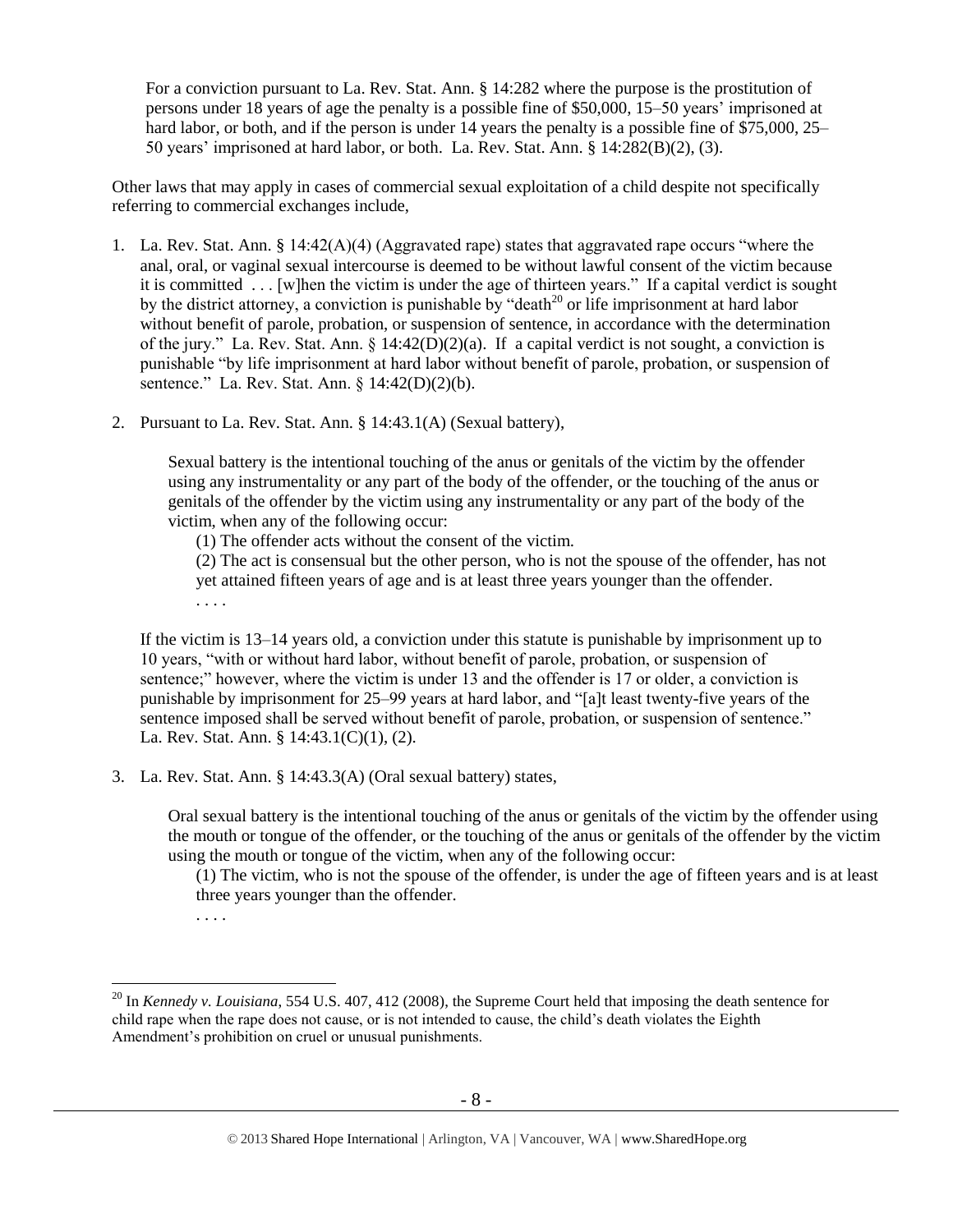For a conviction pursuant to La. Rev. Stat. Ann. § 14:282 where the purpose is the prostitution of persons under 18 years of age the penalty is a possible fine of $50,000, 15–50 years' imprisoned at hard labor, or both, and if the person is under 14 years the penalty is a possible fine of $75,000, 25–50 years' imprisoned at hard labor, or both. La. Rev. Stat. Ann. § 14:282(B)(2), (3).

Other laws that may apply in cases of commercial sexual exploitation of a child despite not specifically referring to commercial exchanges include,

1. La. Rev. Stat. Ann. § 14:42(A)(4) (Aggravated rape) states that aggravated rape occurs "where the anal, oral, or vaginal sexual intercourse is deemed to be without lawful consent of the victim because it is committed . . . [w]hen the victim is under the age of thirteen years." If a capital verdict is sought by the district attorney, a conviction is punishable by "death[20] or life imprisonment at hard labor without benefit of parole, probation, or suspension of sentence, in accordance with the determination of the jury." La. Rev. Stat. Ann. § 14:42(D)(2)(a). If a capital verdict is not sought, a conviction is punishable "by life imprisonment at hard labor without benefit of parole, probation, or suspension of sentence." La. Rev. Stat. Ann. § 14:42(D)(2)(b).

2. Pursuant to La. Rev. Stat. Ann. § 14:43.1(A) (Sexual battery),

   > Sexual battery is the intentional touching of the anus or genitals of the victim by the offender using any instrumentality or any part of the body of the offender, or the touching of the anus or genitals of the offender by the victim using any instrumentality or any part of the body of the victim, when any of the following occur:
   >
   > (1) The offender acts without the consent of the victim.
   >
   > (2) The act is consensual but the other person, who is not the spouse of the offender, has not yet attained fifteen years of age and is at least three years younger than the offender.
   >
   > . . . .

   If the victim is 13–14 years old, a conviction under this statute is punishable by imprisonment up to 10 years, "with or without hard labor, without benefit of parole, probation, or suspension of sentence;" however, where the victim is under 13 and the offender is 17 or older, a conviction is punishable by imprisonment for 25–99 years at hard labor, and "[a]t least twenty-five years of the sentence imposed shall be served without benefit of parole, probation, or suspension of sentence." La. Rev. Stat. Ann. § 14:43.1(C)(1), (2).

3. La. Rev. Stat. Ann. § 14:43.3(A) (Oral sexual battery) states,

   > Oral sexual battery is the intentional touching of the anus or genitals of the victim by the offender using the mouth or tongue of the offender, or the touching of the anus or genitals of the offender by the victim using the mouth or tongue of the victim, when any of the following occur:
   >
   > (1) The victim, who is not the spouse of the offender, is under the age of fifteen years and is at least three years younger than the offender.
   >
   > . . . .

---

[20] In *Kennedy v. Louisiana*, 554 U.S. 407, 412 (2008), the Supreme Court held that imposing the death sentence for child rape when the rape does not cause, or is not intended to cause, the child's death violates the Eighth Amendment's prohibition on cruel or unusual punishments.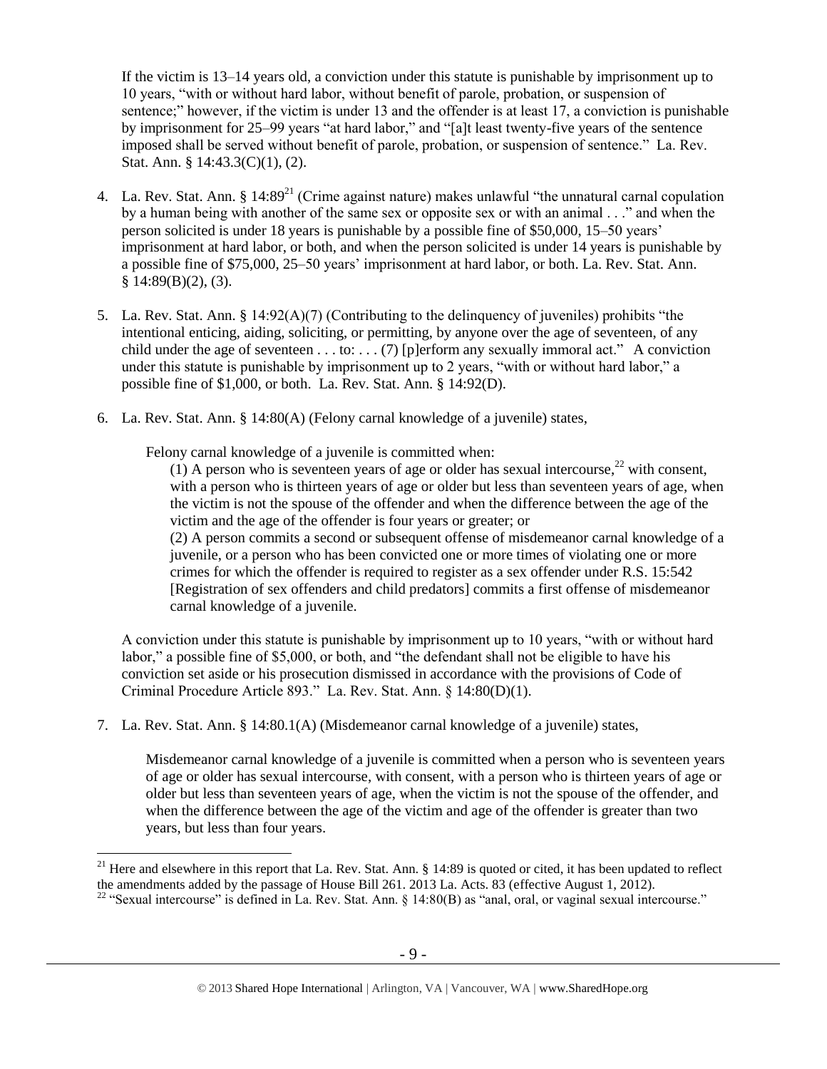If the victim is 13–14 years old, a conviction under this statute is punishable by imprisonment up to 10 years, "with or without hard labor, without benefit of parole, probation, or suspension of sentence;" however, if the victim is under 13 and the offender is at least 17, a conviction is punishable by imprisonment for 25–99 years "at hard labor," and "[a]t least twenty-five years of the sentence imposed shall be served without benefit of parole, probation, or suspension of sentence." La. Rev. Stat. Ann. § 14:43.3(C)(1), (2).

4. La. Rev. Stat. Ann. § 14:89[21] (Crime against nature) makes unlawful "the unnatural carnal copulation by a human being with another of the same sex or opposite sex or with an animal . . ." and when the person solicited is under 18 years is punishable by a possible fine of $50,000, 15–50 years' imprisonment at hard labor, or both, and when the person solicited is under 14 years is punishable by a possible fine of $75,000, 25–50 years' imprisonment at hard labor, or both. La. Rev. Stat. Ann. § 14:89(B)(2), (3).

5. La. Rev. Stat. Ann. § 14:92(A)(7) (Contributing to the delinquency of juveniles) prohibits "the intentional enticing, aiding, soliciting, or permitting, by anyone over the age of seventeen, of any child under the age of seventeen . . . to: . . . (7) [p]erform any sexually immoral act." A conviction under this statute is punishable by imprisonment up to 2 years, "with or without hard labor," a possible fine of $1,000, or both. La. Rev. Stat. Ann. § 14:92(D).

6. La. Rev. Stat. Ann. § 14:80(A) (Felony carnal knowledge of a juvenile) states,

   Felony carnal knowledge of a juvenile is committed when:

   (1) A person who is seventeen years of age or older has sexual intercourse,[22] with consent, with a person who is thirteen years of age or older but less than seventeen years of age, when the victim is not the spouse of the offender and when the difference between the age of the victim and the age of the offender is four years or greater; or

   (2) A person commits a second or subsequent offense of misdemeanor carnal knowledge of a juvenile, or a person who has been convicted one or more times of violating one or more crimes for which the offender is required to register as a sex offender under R.S. 15:542 [Registration of sex offenders and child predators] commits a first offense of misdemeanor carnal knowledge of a juvenile.

   A conviction under this statute is punishable by imprisonment up to 10 years, "with or without hard labor," a possible fine of $5,000, or both, and "the defendant shall not be eligible to have his conviction set aside or his prosecution dismissed in accordance with the provisions of Code of Criminal Procedure Article 893." La. Rev. Stat. Ann. § 14:80(D)(1).

7. La. Rev. Stat. Ann. § 14:80.1(A) (Misdemeanor carnal knowledge of a juvenile) states,

   Misdemeanor carnal knowledge of a juvenile is committed when a person who is seventeen years of age or older has sexual intercourse, with consent, with a person who is thirteen years of age or older but less than seventeen years of age, when the victim is not the spouse of the offender, and when the difference between the age of the victim and age of the offender is greater than two years, but less than four years.

---

[21] Here and elsewhere in this report that La. Rev. Stat. Ann. § 14:89 is quoted or cited, it has been updated to reflect the amendments added by the passage of House Bill 261. 2013 La. Acts. 83 (effective August 1, 2012).

[22] "Sexual intercourse" is defined in La. Rev. Stat. Ann. § 14:80(B) as "anal, oral, or vaginal sexual intercourse."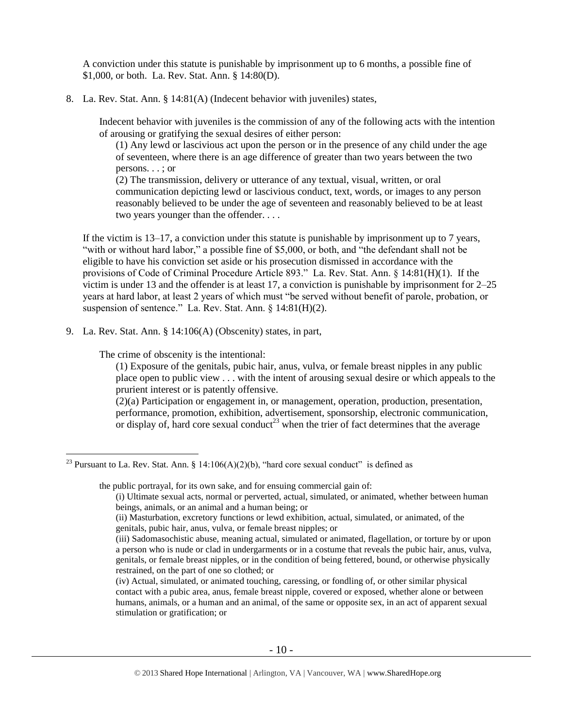A conviction under this statute is punishable by imprisonment up to 6 months, a possible fine of $1,000, or both. La. Rev. Stat. Ann. § 14:80(D).

8. La. Rev. Stat. Ann. § 14:81(A) (Indecent behavior with juveniles) states,

> Indecent behavior with juveniles is the commission of any of the following acts with the intention of arousing or gratifying the sexual desires of either person:
>
> (1) Any lewd or lascivious act upon the person or in the presence of any child under the age of seventeen, where there is an age difference of greater than two years between the two persons. . . ; or
>
> (2) The transmission, delivery or utterance of any textual, visual, written, or oral communication depicting lewd or lascivious conduct, text, words, or images to any person reasonably believed to be under the age of seventeen and reasonably believed to be at least two years younger than the offender. . . .

If the victim is 13–17, a conviction under this statute is punishable by imprisonment up to 7 years, "with or without hard labor," a possible fine of $5,000, or both, and "the defendant shall not be eligible to have his conviction set aside or his prosecution dismissed in accordance with the provisions of Code of Criminal Procedure Article 893." La. Rev. Stat. Ann. § 14:81(H)(1). If the victim is under 13 and the offender is at least 17, a conviction is punishable by imprisonment for 2–25 years at hard labor, at least 2 years of which must "be served without benefit of parole, probation, or suspension of sentence." La. Rev. Stat. Ann. § 14:81(H)(2).

9. La. Rev. Stat. Ann. § 14:106(A) (Obscenity) states, in part,

> The crime of obscenity is the intentional:
>
> (1) Exposure of the genitals, pubic hair, anus, vulva, or female breast nipples in any public place open to public view . . . with the intent of arousing sexual desire or which appeals to the prurient interest or is patently offensive.
>
> (2)(a) Participation or engagement in, or management, operation, production, presentation, performance, promotion, exhibition, advertisement, sponsorship, electronic communication, or display of, hard core sexual conduct[23] when the trier of fact determines that the average

---

[23] Pursuant to La. Rev. Stat. Ann. § 14:106(A)(2)(b), "hard core sexual conduct" is defined as

> the public portrayal, for its own sake, and for ensuing commercial gain of:
>
> (i) Ultimate sexual acts, normal or perverted, actual, simulated, or animated, whether between human beings, animals, or an animal and a human being; or
>
> (ii) Masturbation, excretory functions or lewd exhibition, actual, simulated, or animated, of the genitals, pubic hair, anus, vulva, or female breast nipples; or
>
> (iii) Sadomasochistic abuse, meaning actual, simulated or animated, flagellation, or torture by or upon a person who is nude or clad in undergarments or in a costume that reveals the pubic hair, anus, vulva, genitals, or female breast nipples, or in the condition of being fettered, bound, or otherwise physically restrained, on the part of one so clothed; or
>
> (iv) Actual, simulated, or animated touching, caressing, or fondling of, or other similar physical contact with a pubic area, anus, female breast nipple, covered or exposed, whether alone or between humans, animals, or a human and an animal, of the same or opposite sex, in an act of apparent sexual stimulation or gratification; or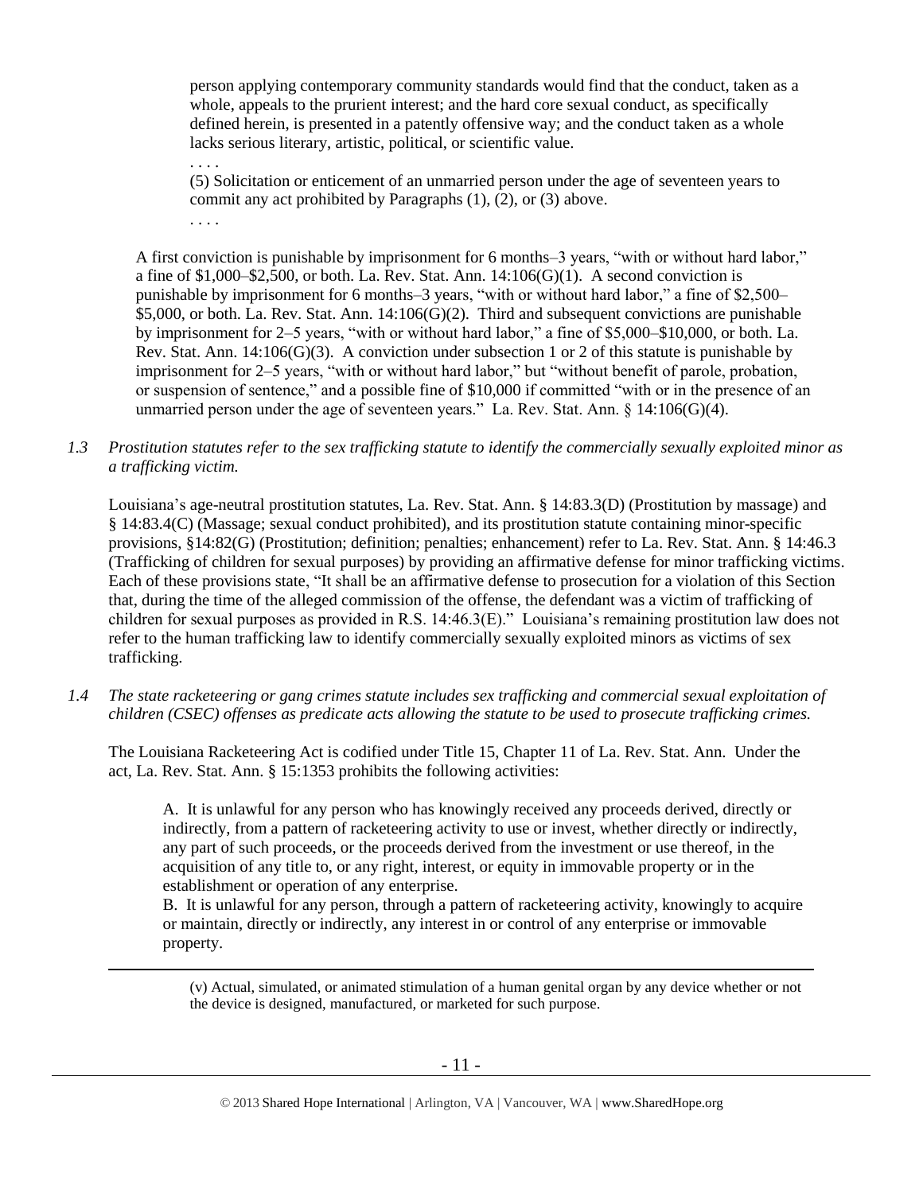> person applying contemporary community standards would find that the conduct, taken as a whole, appeals to the prurient interest; and the hard core sexual conduct, as specifically defined herein, is presented in a patently offensive way; and the conduct taken as a whole lacks serious literary, artistic, political, or scientific value.
>
> . . . .
>
> (5) Solicitation or enticement of an unmarried person under the age of seventeen years to commit any act prohibited by Paragraphs (1), (2), or (3) above.
>
> . . . .

A first conviction is punishable by imprisonment for 6 months–3 years, "with or without hard labor," a fine of $1,000–$2,500, or both. La. Rev. Stat. Ann. 14:106(G)(1). A second conviction is punishable by imprisonment for 6 months–3 years, "with or without hard labor," a fine of $2,500–$5,000, or both. La. Rev. Stat. Ann. 14:106(G)(2). Third and subsequent convictions are punishable by imprisonment for 2–5 years, "with or without hard labor," a fine of $5,000–$10,000, or both. La. Rev. Stat. Ann. 14:106(G)(3). A conviction under subsection 1 or 2 of this statute is punishable by imprisonment for 2–5 years, "with or without hard labor," but "without benefit of parole, probation, or suspension of sentence," and a possible fine of $10,000 if committed "with or in the presence of an unmarried person under the age of seventeen years." La. Rev. Stat. Ann. § 14:106(G)(4).

*1.3 Prostitution statutes refer to the sex trafficking statute to identify the commercially sexually exploited minor as a trafficking victim.*

Louisiana's age-neutral prostitution statutes, La. Rev. Stat. Ann. § 14:83.3(D) (Prostitution by massage) and § 14:83.4(C) (Massage; sexual conduct prohibited), and its prostitution statute containing minor-specific provisions, §14:82(G) (Prostitution; definition; penalties; enhancement) refer to La. Rev. Stat. Ann. § 14:46.3 (Trafficking of children for sexual purposes) by providing an affirmative defense for minor trafficking victims. Each of these provisions state, "It shall be an affirmative defense to prosecution for a violation of this Section that, during the time of the alleged commission of the offense, the defendant was a victim of trafficking of children for sexual purposes as provided in R.S. 14:46.3(E)." Louisiana's remaining prostitution law does not refer to the human trafficking law to identify commercially sexually exploited minors as victims of sex trafficking.

*1.4 The state racketeering or gang crimes statute includes sex trafficking and commercial sexual exploitation of children (CSEC) offenses as predicate acts allowing the statute to be used to prosecute trafficking crimes.*

The Louisiana Racketeering Act is codified under Title 15, Chapter 11 of La. Rev. Stat. Ann. Under the act, La. Rev. Stat. Ann. § 15:1353 prohibits the following activities:

> A. It is unlawful for any person who has knowingly received any proceeds derived, directly or indirectly, from a pattern of racketeering activity to use or invest, whether directly or indirectly, any part of such proceeds, or the proceeds derived from the investment or use thereof, in the acquisition of any title to, or any right, interest, or equity in immovable property or in the establishment or operation of any enterprise.
>
> B. It is unlawful for any person, through a pattern of racketeering activity, knowingly to acquire or maintain, directly or indirectly, any interest in or control of any enterprise or immovable property.

---

(v) Actual, simulated, or animated stimulation of a human genital organ by any device whether or not the device is designed, manufactured, or marketed for such purpose.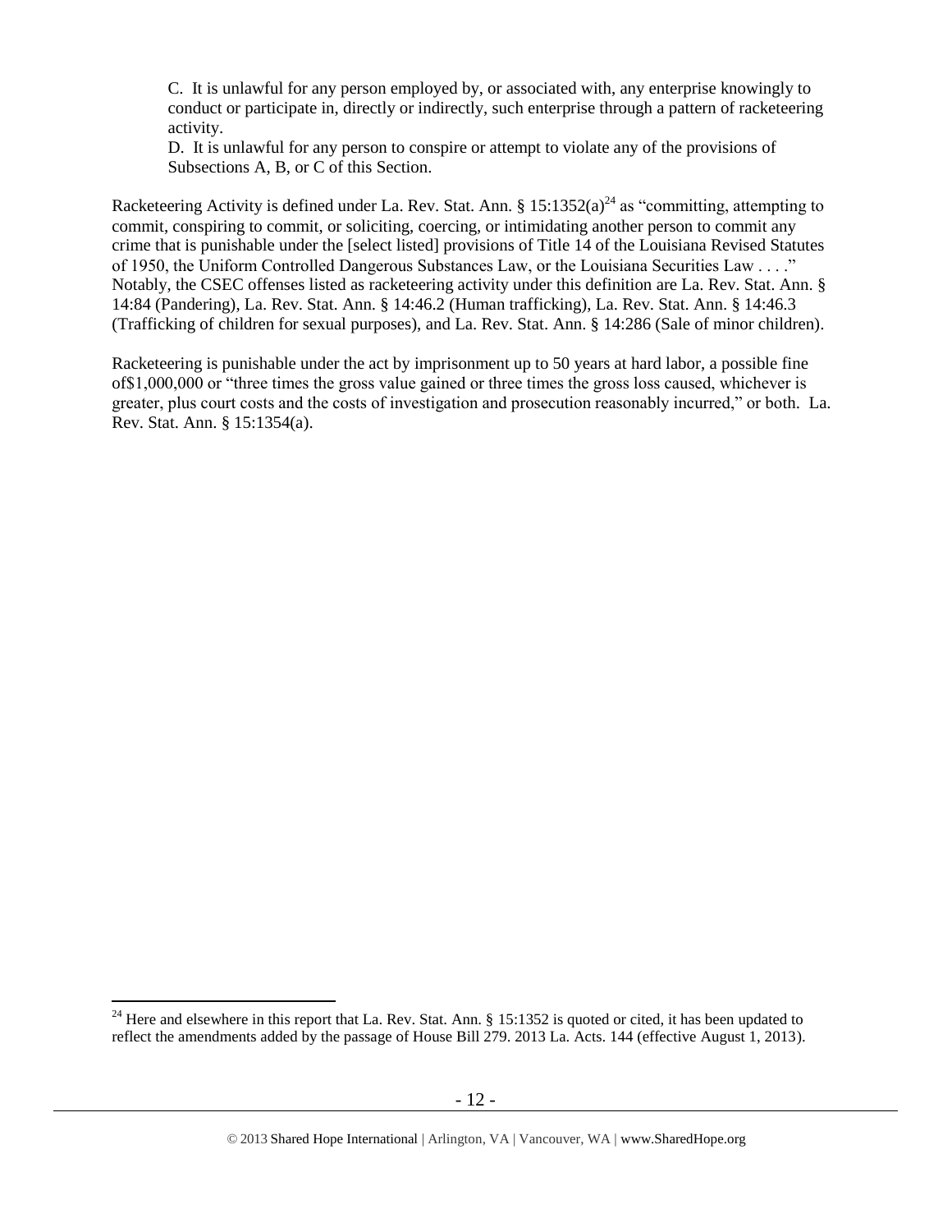> C. It is unlawful for any person employed by, or associated with, any enterprise knowingly to conduct or participate in, directly or indirectly, such enterprise through a pattern of racketeering activity.
>
> D. It is unlawful for any person to conspire or attempt to violate any of the provisions of Subsections A, B, or C of this Section.

Racketeering Activity is defined under La. Rev. Stat. Ann. § 15:1352(a)[24] as "committing, attempting to commit, conspiring to commit, or soliciting, coercing, or intimidating another person to commit any crime that is punishable under the [select listed] provisions of Title 14 of the Louisiana Revised Statutes of 1950, the Uniform Controlled Dangerous Substances Law, or the Louisiana Securities Law . . . ." Notably, the CSEC offenses listed as racketeering activity under this definition are La. Rev. Stat. Ann. § 14:84 (Pandering), La. Rev. Stat. Ann. § 14:46.2 (Human trafficking), La. Rev. Stat. Ann. § 14:46.3 (Trafficking of children for sexual purposes), and La. Rev. Stat. Ann. § 14:286 (Sale of minor children).

Racketeering is punishable under the act by imprisonment up to 50 years at hard labor, a possible fine of$1,000,000 or "three times the gross value gained or three times the gross loss caused, whichever is greater, plus court costs and the costs of investigation and prosecution reasonably incurred," or both. La. Rev. Stat. Ann. § 15:1354(a).

---

[24] Here and elsewhere in this report that La. Rev. Stat. Ann. § 15:1352 is quoted or cited, it has been updated to reflect the amendments added by the passage of House Bill 279. 2013 La. Acts. 144 (effective August 1, 2013).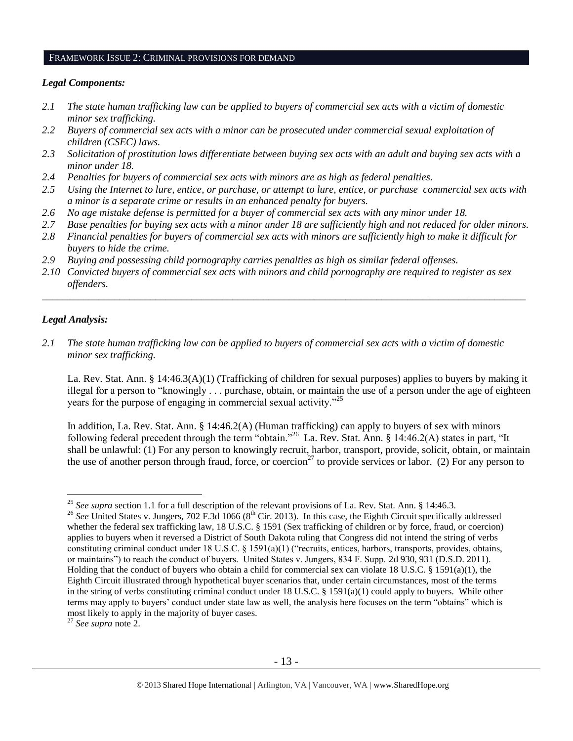## FRAMEWORK ISSUE 2: CRIMINAL PROVISIONS FOR DEMAND

### *Legal Components:*

*2.1 The state human trafficking law can be applied to buyers of commercial sex acts with a victim of domestic minor sex trafficking.*

*2.2 Buyers of commercial sex acts with a minor can be prosecuted under commercial sexual exploitation of children (CSEC) laws.*

*2.3 Solicitation of prostitution laws differentiate between buying sex acts with an adult and buying sex acts with a minor under 18.*

*2.4 Penalties for buyers of commercial sex acts with minors are as high as federal penalties.*

*2.5 Using the Internet to lure, entice, or purchase, or attempt to lure, entice, or purchase commercial sex acts with a minor is a separate crime or results in an enhanced penalty for buyers.*

*2.6 No age mistake defense is permitted for a buyer of commercial sex acts with any minor under 18.*

*2.7 Base penalties for buying sex acts with a minor under 18 are sufficiently high and not reduced for older minors.*

*2.8 Financial penalties for buyers of commercial sex acts with minors are sufficiently high to make it difficult for buyers to hide the crime.*

*2.9 Buying and possessing child pornography carries penalties as high as similar federal offenses.*

*2.10 Convicted buyers of commercial sex acts with minors and child pornography are required to register as sex offenders.*

---

### *Legal Analysis:*

*2.1 The state human trafficking law can be applied to buyers of commercial sex acts with a victim of domestic minor sex trafficking.*

La. Rev. Stat. Ann. § 14:46.3(A)(1) (Trafficking of children for sexual purposes) applies to buyers by making it illegal for a person to "knowingly . . . purchase, obtain, or maintain the use of a person under the age of eighteen years for the purpose of engaging in commercial sexual activity."[25]

In addition, La. Rev. Stat. Ann. § 14:46.2(A) (Human trafficking) can apply to buyers of sex with minors following federal precedent through the term "obtain."[26] La. Rev. Stat. Ann. § 14:46.2(A) states in part, "It shall be unlawful: (1) For any person to knowingly recruit, harbor, transport, provide, solicit, obtain, or maintain the use of another person through fraud, force, or coercion[27] to provide services or labor. (2) For any person to

---

[25] *See supra* section 1.1 for a full description of the relevant provisions of La. Rev. Stat. Ann. § 14:46.3.

[26] *See* United States v. Jungers, 702 F.3d 1066 (8th Cir. 2013). In this case, the Eighth Circuit specifically addressed whether the federal sex trafficking law, 18 U.S.C. § 1591 (Sex trafficking of children or by force, fraud, or coercion) applies to buyers when it reversed a District of South Dakota ruling that Congress did not intend the string of verbs constituting criminal conduct under 18 U.S.C. § 1591(a)(1) ("recruits, entices, harbors, transports, provides, obtains, or maintains") to reach the conduct of buyers. United States v. Jungers, 834 F. Supp. 2d 930, 931 (D.S.D. 2011). Holding that the conduct of buyers who obtain a child for commercial sex can violate 18 U.S.C. § 1591(a)(1), the Eighth Circuit illustrated through hypothetical buyer scenarios that, under certain circumstances, most of the terms in the string of verbs constituting criminal conduct under 18 U.S.C. § 1591(a)(1) could apply to buyers. While other terms may apply to buyers' conduct under state law as well, the analysis here focuses on the term "obtains" which is most likely to apply in the majority of buyer cases.

[27] *See supra* note 2.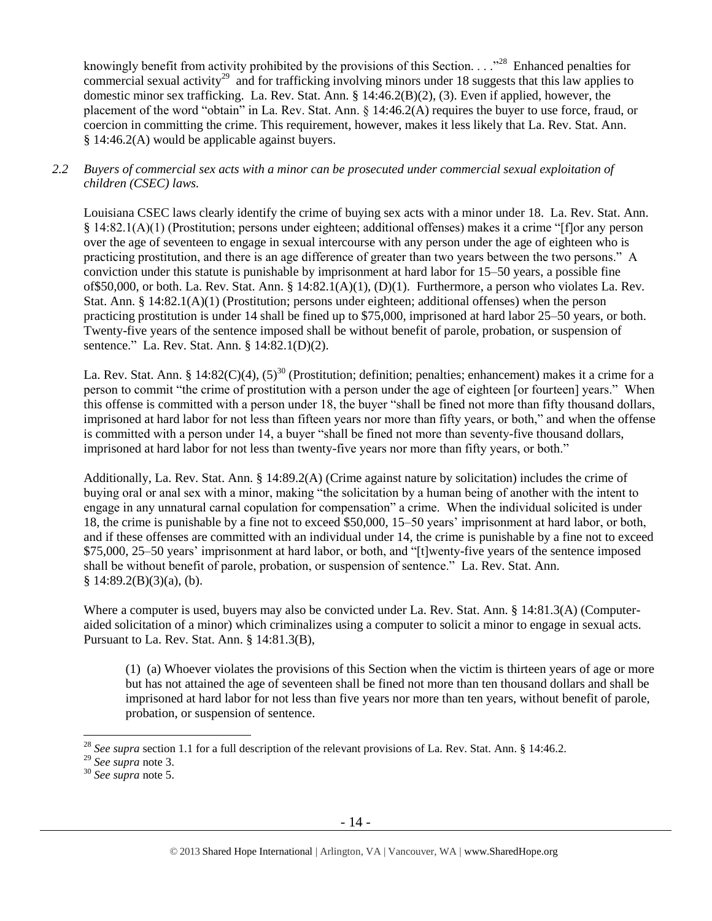knowingly benefit from activity prohibited by the provisions of this Section. . . ."[28] Enhanced penalties for commercial sexual activity[29] and for trafficking involving minors under 18 suggests that this law applies to domestic minor sex trafficking. La. Rev. Stat. Ann. § 14:46.2(B)(2), (3). Even if applied, however, the placement of the word "obtain" in La. Rev. Stat. Ann. § 14:46.2(A) requires the buyer to use force, fraud, or coercion in committing the crime. This requirement, however, makes it less likely that La. Rev. Stat. Ann. § 14:46.2(A) would be applicable against buyers.

*2.2 Buyers of commercial sex acts with a minor can be prosecuted under commercial sexual exploitation of children (CSEC) laws.*

Louisiana CSEC laws clearly identify the crime of buying sex acts with a minor under 18. La. Rev. Stat. Ann. § 14:82.1(A)(1) (Prostitution; persons under eighteen; additional offenses) makes it a crime "[f]or any person over the age of seventeen to engage in sexual intercourse with any person under the age of eighteen who is practicing prostitution, and there is an age difference of greater than two years between the two persons." A conviction under this statute is punishable by imprisonment at hard labor for 15–50 years, a possible fine of$50,000, or both. La. Rev. Stat. Ann. § 14:82.1(A)(1), (D)(1). Furthermore, a person who violates La. Rev. Stat. Ann. § 14:82.1(A)(1) (Prostitution; persons under eighteen; additional offenses) when the person practicing prostitution is under 14 shall be fined up to $75,000, imprisoned at hard labor 25–50 years, or both. Twenty-five years of the sentence imposed shall be without benefit of parole, probation, or suspension of sentence." La. Rev. Stat. Ann. § 14:82.1(D)(2).

La. Rev. Stat. Ann. § 14:82(C)(4), (5)[30] (Prostitution; definition; penalties; enhancement) makes it a crime for a person to commit "the crime of prostitution with a person under the age of eighteen [or fourteen] years." When this offense is committed with a person under 18, the buyer "shall be fined not more than fifty thousand dollars, imprisoned at hard labor for not less than fifteen years nor more than fifty years, or both," and when the offense is committed with a person under 14, a buyer "shall be fined not more than seventy-five thousand dollars, imprisoned at hard labor for not less than twenty-five years nor more than fifty years, or both."

Additionally, La. Rev. Stat. Ann. § 14:89.2(A) (Crime against nature by solicitation) includes the crime of buying oral or anal sex with a minor, making "the solicitation by a human being of another with the intent to engage in any unnatural carnal copulation for compensation" a crime. When the individual solicited is under 18, the crime is punishable by a fine not to exceed $50,000, 15–50 years' imprisonment at hard labor, or both, and if these offenses are committed with an individual under 14, the crime is punishable by a fine not to exceed $75,000, 25–50 years' imprisonment at hard labor, or both, and "[t]wenty-five years of the sentence imposed shall be without benefit of parole, probation, or suspension of sentence." La. Rev. Stat. Ann. § 14:89.2(B)(3)(a), (b).

Where a computer is used, buyers may also be convicted under La. Rev. Stat. Ann. § 14:81.3(A) (Computer-aided solicitation of a minor) which criminalizes using a computer to solicit a minor to engage in sexual acts. Pursuant to La. Rev. Stat. Ann. § 14:81.3(B),

> (1) (a) Whoever violates the provisions of this Section when the victim is thirteen years of age or more but has not attained the age of seventeen shall be fined not more than ten thousand dollars and shall be imprisoned at hard labor for not less than five years nor more than ten years, without benefit of parole, probation, or suspension of sentence.

---

[28] *See supra* section 1.1 for a full description of the relevant provisions of La. Rev. Stat. Ann. § 14:46.2.

[29] *See supra* note 3.

[30] *See supra* note 5.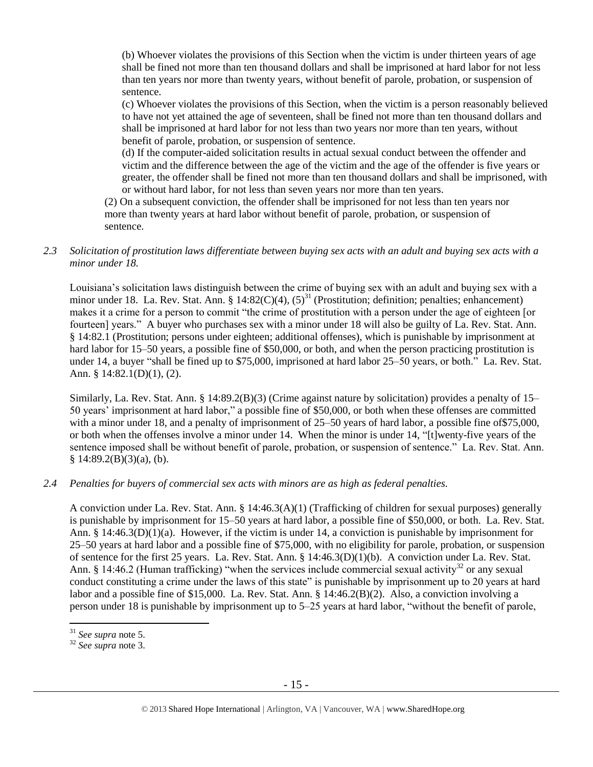(b) Whoever violates the provisions of this Section when the victim is under thirteen years of age shall be fined not more than ten thousand dollars and shall be imprisoned at hard labor for not less than ten years nor more than twenty years, without benefit of parole, probation, or suspension of sentence.

(c) Whoever violates the provisions of this Section, when the victim is a person reasonably believed to have not yet attained the age of seventeen, shall be fined not more than ten thousand dollars and shall be imprisoned at hard labor for not less than two years nor more than ten years, without benefit of parole, probation, or suspension of sentence.

(d) If the computer-aided solicitation results in actual sexual conduct between the offender and victim and the difference between the age of the victim and the age of the offender is five years or greater, the offender shall be fined not more than ten thousand dollars and shall be imprisoned, with or without hard labor, for not less than seven years nor more than ten years.

(2) On a subsequent conviction, the offender shall be imprisoned for not less than ten years nor more than twenty years at hard labor without benefit of parole, probation, or suspension of sentence.

*2.3 Solicitation of prostitution laws differentiate between buying sex acts with an adult and buying sex acts with a minor under 18.*

Louisiana's solicitation laws distinguish between the crime of buying sex with an adult and buying sex with a minor under 18. La. Rev. Stat. Ann. § 14:82(C)(4), (5)[31] (Prostitution; definition; penalties; enhancement) makes it a crime for a person to commit "the crime of prostitution with a person under the age of eighteen [or fourteen] years." A buyer who purchases sex with a minor under 18 will also be guilty of La. Rev. Stat. Ann. § 14:82.1 (Prostitution; persons under eighteen; additional offenses), which is punishable by imprisonment at hard labor for 15–50 years, a possible fine of $50,000, or both, and when the person practicing prostitution is under 14, a buyer "shall be fined up to $75,000, imprisoned at hard labor 25–50 years, or both." La. Rev. Stat. Ann. § 14:82.1(D)(1), (2).

Similarly, La. Rev. Stat. Ann. § 14:89.2(B)(3) (Crime against nature by solicitation) provides a penalty of 15–50 years' imprisonment at hard labor," a possible fine of $50,000, or both when these offenses are committed with a minor under 18, and a penalty of imprisonment of 25–50 years of hard labor, a possible fine of$75,000, or both when the offenses involve a minor under 14. When the minor is under 14, "[t]wenty-five years of the sentence imposed shall be without benefit of parole, probation, or suspension of sentence." La. Rev. Stat. Ann. § 14:89.2(B)(3)(a), (b).

*2.4 Penalties for buyers of commercial sex acts with minors are as high as federal penalties.*

A conviction under La. Rev. Stat. Ann. § 14:46.3(A)(1) (Trafficking of children for sexual purposes) generally is punishable by imprisonment for 15–50 years at hard labor, a possible fine of $50,000, or both. La. Rev. Stat. Ann. § 14:46.3(D)(1)(a). However, if the victim is under 14, a conviction is punishable by imprisonment for 25–50 years at hard labor and a possible fine of $75,000, with no eligibility for parole, probation, or suspension of sentence for the first 25 years. La. Rev. Stat. Ann. § 14:46.3(D)(1)(b). A conviction under La. Rev. Stat. Ann. § 14:46.2 (Human trafficking) "when the services include commercial sexual activity[32] or any sexual conduct constituting a crime under the laws of this state" is punishable by imprisonment up to 20 years at hard labor and a possible fine of $15,000. La. Rev. Stat. Ann. § 14:46.2(B)(2). Also, a conviction involving a person under 18 is punishable by imprisonment up to 5–25 years at hard labor, "without the benefit of parole,

---

[31] *See supra* note 5.

[32] *See supra* note 3.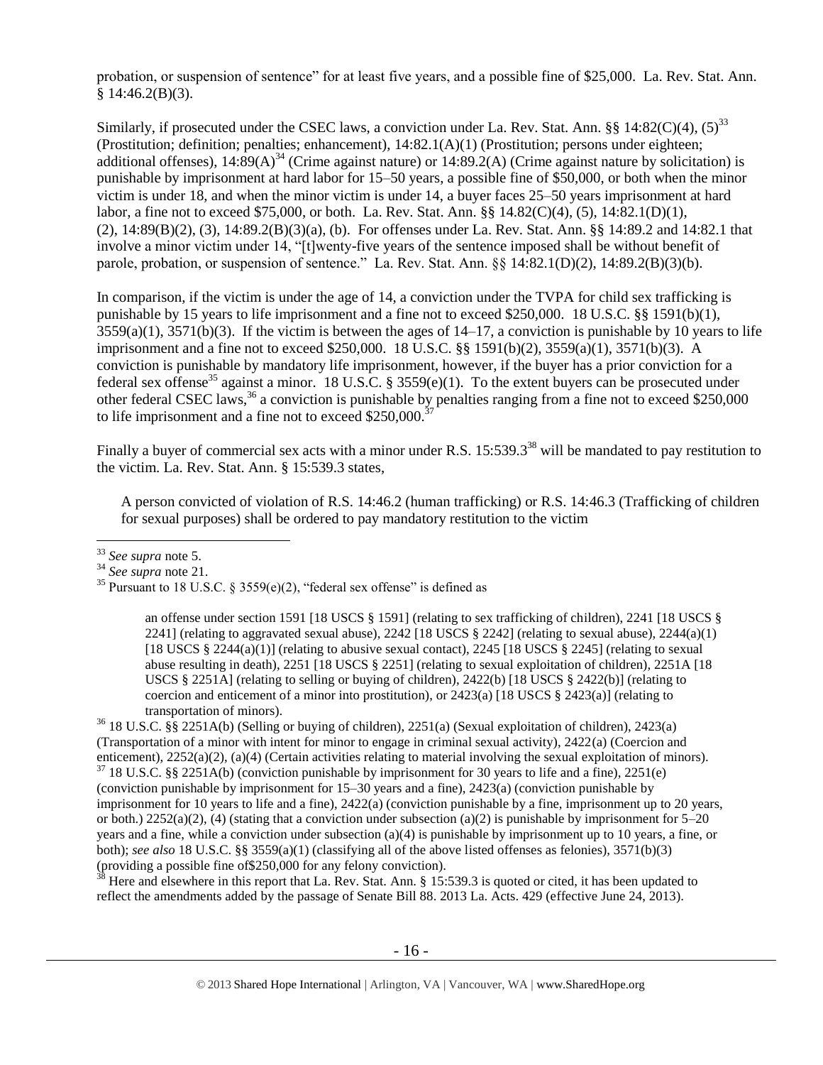probation, or suspension of sentence" for at least five years, and a possible fine of $25,000. La. Rev. Stat. Ann. § 14:46.2(B)(3).

Similarly, if prosecuted under the CSEC laws, a conviction under La. Rev. Stat. Ann. §§ 14:82(C)(4), (5)[33] (Prostitution; definition; penalties; enhancement), 14:82.1(A)(1) (Prostitution; persons under eighteen; additional offenses), 14:89(A)[34] (Crime against nature) or 14:89.2(A) (Crime against nature by solicitation) is punishable by imprisonment at hard labor for 15–50 years, a possible fine of $50,000, or both when the minor victim is under 18, and when the minor victim is under 14, a buyer faces 25–50 years imprisonment at hard labor, a fine not to exceed $75,000, or both. La. Rev. Stat. Ann. §§ 14.82(C)(4), (5), 14:82.1(D)(1), (2), 14:89(B)(2), (3), 14:89.2(B)(3)(a), (b). For offenses under La. Rev. Stat. Ann. §§ 14:89.2 and 14:82.1 that involve a minor victim under 14, "[t]wenty-five years of the sentence imposed shall be without benefit of parole, probation, or suspension of sentence." La. Rev. Stat. Ann. §§ 14:82.1(D)(2), 14:89.2(B)(3)(b).

In comparison, if the victim is under the age of 14, a conviction under the TVPA for child sex trafficking is punishable by 15 years to life imprisonment and a fine not to exceed $250,000. 18 U.S.C. §§ 1591(b)(1), 3559(a)(1), 3571(b)(3). If the victim is between the ages of 14–17, a conviction is punishable by 10 years to life imprisonment and a fine not to exceed $250,000. 18 U.S.C. §§ 1591(b)(2), 3559(a)(1), 3571(b)(3). A conviction is punishable by mandatory life imprisonment, however, if the buyer has a prior conviction for a federal sex offense[35] against a minor. 18 U.S.C. § 3559(e)(1). To the extent buyers can be prosecuted under other federal CSEC laws,[36] a conviction is punishable by penalties ranging from a fine not to exceed $250,000 to life imprisonment and a fine not to exceed $250,000.[37]

Finally a buyer of commercial sex acts with a minor under R.S. 15:539.3[38] will be mandated to pay restitution to the victim. La. Rev. Stat. Ann. § 15:539.3 states,

> A person convicted of violation of R.S. 14:46.2 (human trafficking) or R.S. 14:46.3 (Trafficking of children for sexual purposes) shall be ordered to pay mandatory restitution to the victim

---

[33] *See supra* note 5.

[34] *See supra* note 21.

[35] Pursuant to 18 U.S.C. § 3559(e)(2), "federal sex offense" is defined as

> an offense under section 1591 [18 USCS § 1591] (relating to sex trafficking of children), 2241 [18 USCS § 2241] (relating to aggravated sexual abuse), 2242 [18 USCS § 2242] (relating to sexual abuse), 2244(a)(1) [18 USCS § 2244(a)(1)] (relating to abusive sexual contact), 2245 [18 USCS § 2245] (relating to sexual abuse resulting in death), 2251 [18 USCS § 2251] (relating to sexual exploitation of children), 2251A [18 USCS § 2251A] (relating to selling or buying of children), 2422(b) [18 USCS § 2422(b)] (relating to coercion and enticement of a minor into prostitution), or 2423(a) [18 USCS § 2423(a)] (relating to transportation of minors).

[36] 18 U.S.C. §§ 2251A(b) (Selling or buying of children), 2251(a) (Sexual exploitation of children), 2423(a) (Transportation of a minor with intent for minor to engage in criminal sexual activity), 2422(a) (Coercion and enticement), 2252(a)(2), (a)(4) (Certain activities relating to material involving the sexual exploitation of minors).

[37] 18 U.S.C. §§ 2251A(b) (conviction punishable by imprisonment for 30 years to life and a fine), 2251(e) (conviction punishable by imprisonment for 15–30 years and a fine), 2423(a) (conviction punishable by imprisonment for 10 years to life and a fine), 2422(a) (conviction punishable by a fine, imprisonment up to 20 years, or both.) 2252(a)(2), (4) (stating that a conviction under subsection (a)(2) is punishable by imprisonment for 5–20 years and a fine, while a conviction under subsection (a)(4) is punishable by imprisonment up to 10 years, a fine, or both); *see also* 18 U.S.C. §§ 3559(a)(1) (classifying all of the above listed offenses as felonies), 3571(b)(3) (providing a possible fine of$250,000 for any felony conviction).

[38] Here and elsewhere in this report that La. Rev. Stat. Ann. § 15:539.3 is quoted or cited, it has been updated to reflect the amendments added by the passage of Senate Bill 88. 2013 La. Acts. 429 (effective June 24, 2013).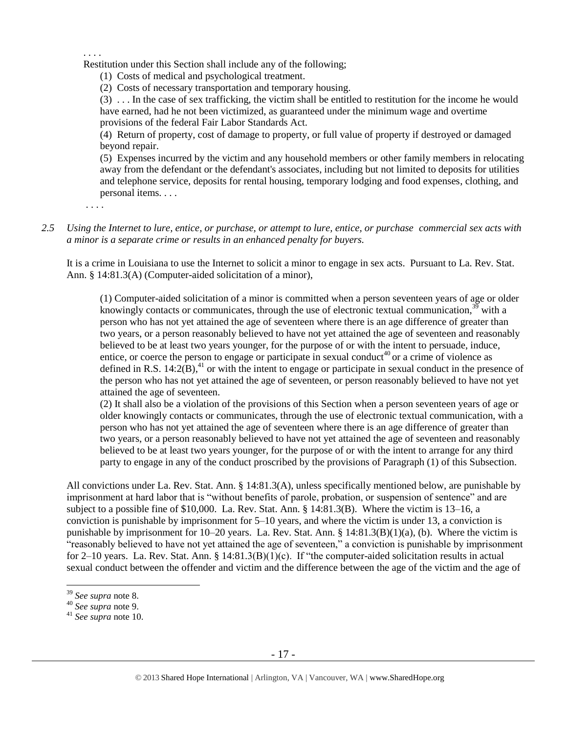. . . .

Restitution under this Section shall include any of the following;

(1) Costs of medical and psychological treatment.

(2) Costs of necessary transportation and temporary housing.

(3) . . . In the case of sex trafficking, the victim shall be entitled to restitution for the income he would have earned, had he not been victimized, as guaranteed under the minimum wage and overtime provisions of the federal Fair Labor Standards Act.

(4) Return of property, cost of damage to property, or full value of property if destroyed or damaged beyond repair.

(5) Expenses incurred by the victim and any household members or other family members in relocating away from the defendant or the defendant's associates, including but not limited to deposits for utilities and telephone service, deposits for rental housing, temporary lodging and food expenses, clothing, and personal items. . . .

. . . .

*2.5 Using the Internet to lure, entice, or purchase, or attempt to lure, entice, or purchase commercial sex acts with a minor is a separate crime or results in an enhanced penalty for buyers.*

It is a crime in Louisiana to use the Internet to solicit a minor to engage in sex acts. Pursuant to La. Rev. Stat. Ann. § 14:81.3(A) (Computer-aided solicitation of a minor),

> (1) Computer-aided solicitation of a minor is committed when a person seventeen years of age or older knowingly contacts or communicates, through the use of electronic textual communication,[39] with a person who has not yet attained the age of seventeen where there is an age difference of greater than two years, or a person reasonably believed to have not yet attained the age of seventeen and reasonably believed to be at least two years younger, for the purpose of or with the intent to persuade, induce, entice, or coerce the person to engage or participate in sexual conduct[40] or a crime of violence as defined in R.S. 14:2(B),[41] or with the intent to engage or participate in sexual conduct in the presence of the person who has not yet attained the age of seventeen, or person reasonably believed to have not yet attained the age of seventeen.
>
> (2) It shall also be a violation of the provisions of this Section when a person seventeen years of age or older knowingly contacts or communicates, through the use of electronic textual communication, with a person who has not yet attained the age of seventeen where there is an age difference of greater than two years, or a person reasonably believed to have not yet attained the age of seventeen and reasonably believed to be at least two years younger, for the purpose of or with the intent to arrange for any third party to engage in any of the conduct proscribed by the provisions of Paragraph (1) of this Subsection.

All convictions under La. Rev. Stat. Ann. § 14:81.3(A), unless specifically mentioned below, are punishable by imprisonment at hard labor that is "without benefits of parole, probation, or suspension of sentence" and are subject to a possible fine of $10,000. La. Rev. Stat. Ann. § 14:81.3(B). Where the victim is 13–16, a conviction is punishable by imprisonment for 5–10 years, and where the victim is under 13, a conviction is punishable by imprisonment for 10–20 years. La. Rev. Stat. Ann. § 14:81.3(B)(1)(a), (b). Where the victim is "reasonably believed to have not yet attained the age of seventeen," a conviction is punishable by imprisonment for 2–10 years. La. Rev. Stat. Ann. § 14:81.3(B)(1)(c). If "the computer-aided solicitation results in actual sexual conduct between the offender and victim and the difference between the age of the victim and the age of

---

[39] *See supra* note 8.

[40] *See supra* note 9.

[41] *See supra* note 10.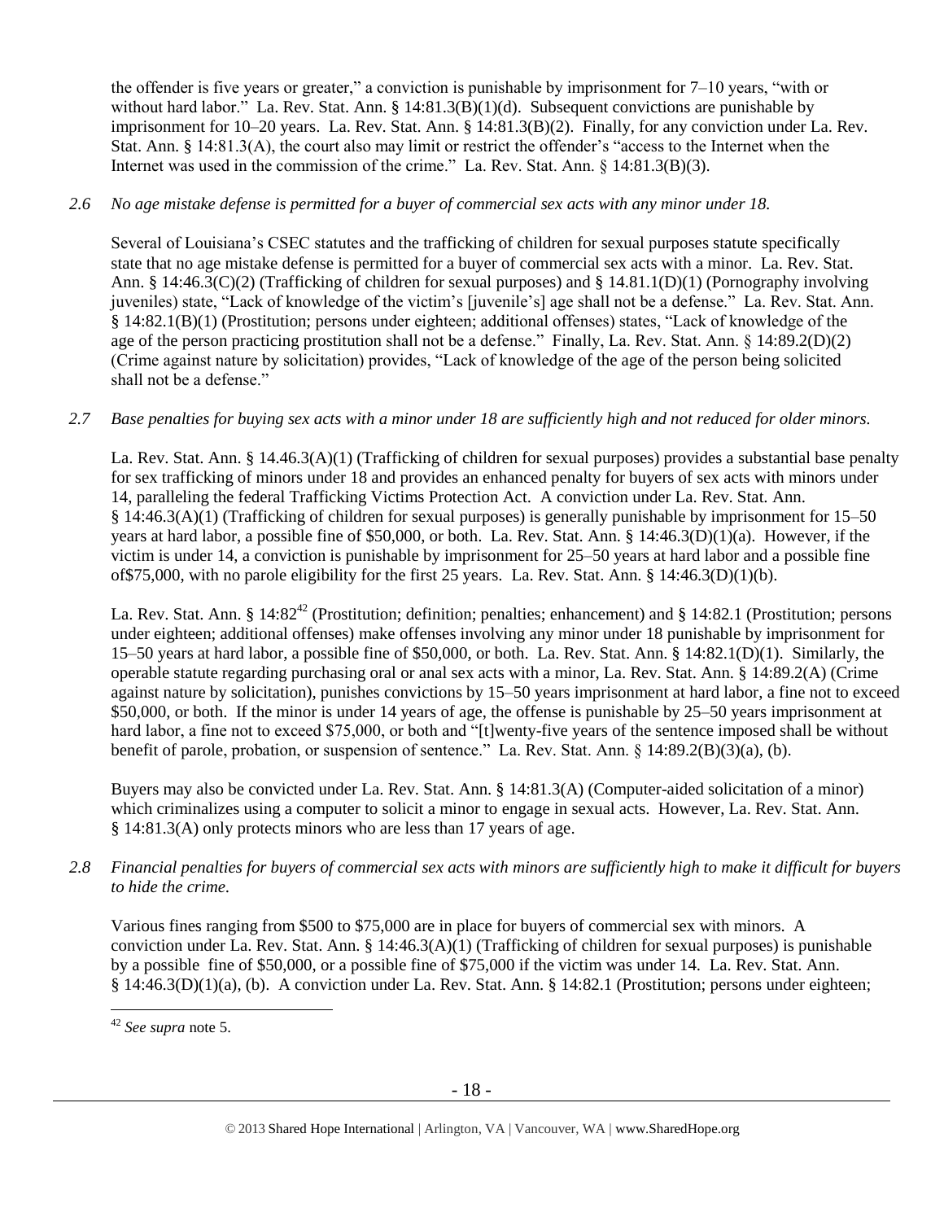the offender is five years or greater," a conviction is punishable by imprisonment for 7–10 years, "with or without hard labor." La. Rev. Stat. Ann. § 14:81.3(B)(1)(d). Subsequent convictions are punishable by imprisonment for 10–20 years. La. Rev. Stat. Ann. § 14:81.3(B)(2). Finally, for any conviction under La. Rev. Stat. Ann. § 14:81.3(A), the court also may limit or restrict the offender's "access to the Internet when the Internet was used in the commission of the crime." La. Rev. Stat. Ann. § 14:81.3(B)(3).

*2.6 No age mistake defense is permitted for a buyer of commercial sex acts with any minor under 18.*

Several of Louisiana's CSEC statutes and the trafficking of children for sexual purposes statute specifically state that no age mistake defense is permitted for a buyer of commercial sex acts with a minor. La. Rev. Stat. Ann. § 14:46.3(C)(2) (Trafficking of children for sexual purposes) and § 14.81.1(D)(1) (Pornography involving juveniles) state, "Lack of knowledge of the victim's [juvenile's] age shall not be a defense." La. Rev. Stat. Ann. § 14:82.1(B)(1) (Prostitution; persons under eighteen; additional offenses) states, "Lack of knowledge of the age of the person practicing prostitution shall not be a defense." Finally, La. Rev. Stat. Ann. § 14:89.2(D)(2) (Crime against nature by solicitation) provides, "Lack of knowledge of the age of the person being solicited shall not be a defense."

*2.7 Base penalties for buying sex acts with a minor under 18 are sufficiently high and not reduced for older minors.*

La. Rev. Stat. Ann. § 14.46.3(A)(1) (Trafficking of children for sexual purposes) provides a substantial base penalty for sex trafficking of minors under 18 and provides an enhanced penalty for buyers of sex acts with minors under 14, paralleling the federal Trafficking Victims Protection Act. A conviction under La. Rev. Stat. Ann. § 14:46.3(A)(1) (Trafficking of children for sexual purposes) is generally punishable by imprisonment for 15–50 years at hard labor, a possible fine of $50,000, or both. La. Rev. Stat. Ann. § 14:46.3(D)(1)(a). However, if the victim is under 14, a conviction is punishable by imprisonment for 25–50 years at hard labor and a possible fine of$75,000, with no parole eligibility for the first 25 years. La. Rev. Stat. Ann. § 14:46.3(D)(1)(b).

La. Rev. Stat. Ann. § 14:82[42] (Prostitution; definition; penalties; enhancement) and § 14:82.1 (Prostitution; persons under eighteen; additional offenses) make offenses involving any minor under 18 punishable by imprisonment for 15–50 years at hard labor, a possible fine of $50,000, or both. La. Rev. Stat. Ann. § 14:82.1(D)(1). Similarly, the operable statute regarding purchasing oral or anal sex acts with a minor, La. Rev. Stat. Ann. § 14:89.2(A) (Crime against nature by solicitation), punishes convictions by 15–50 years imprisonment at hard labor, a fine not to exceed $50,000, or both. If the minor is under 14 years of age, the offense is punishable by 25–50 years imprisonment at hard labor, a fine not to exceed $75,000, or both and "[t]wenty-five years of the sentence imposed shall be without benefit of parole, probation, or suspension of sentence." La. Rev. Stat. Ann. § 14:89.2(B)(3)(a), (b).

Buyers may also be convicted under La. Rev. Stat. Ann. § 14:81.3(A) (Computer-aided solicitation of a minor) which criminalizes using a computer to solicit a minor to engage in sexual acts. However, La. Rev. Stat. Ann. § 14:81.3(A) only protects minors who are less than 17 years of age.

*2.8 Financial penalties for buyers of commercial sex acts with minors are sufficiently high to make it difficult for buyers to hide the crime.*

Various fines ranging from $500 to $75,000 are in place for buyers of commercial sex with minors. A conviction under La. Rev. Stat. Ann. § 14:46.3(A)(1) (Trafficking of children for sexual purposes) is punishable by a possible fine of $50,000, or a possible fine of $75,000 if the victim was under 14. La. Rev. Stat. Ann. § 14:46.3(D)(1)(a), (b). A conviction under La. Rev. Stat. Ann. § 14:82.1 (Prostitution; persons under eighteen;

[42] *See supra* note 5.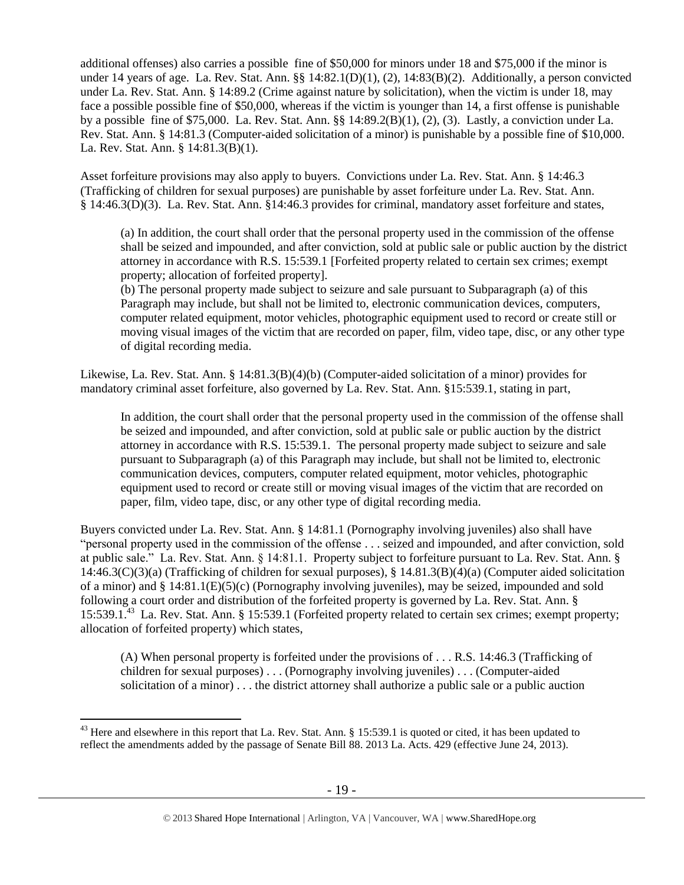additional offenses) also carries a possible fine of $50,000 for minors under 18 and $75,000 if the minor is under 14 years of age. La. Rev. Stat. Ann. §§ 14:82.1(D)(1), (2), 14:83(B)(2). Additionally, a person convicted under La. Rev. Stat. Ann. § 14:89.2 (Crime against nature by solicitation), when the victim is under 18, may face a possible possible fine of $50,000, whereas if the victim is younger than 14, a first offense is punishable by a possible fine of $75,000. La. Rev. Stat. Ann. §§ 14:89.2(B)(1), (2), (3). Lastly, a conviction under La. Rev. Stat. Ann. § 14:81.3 (Computer-aided solicitation of a minor) is punishable by a possible fine of $10,000. La. Rev. Stat. Ann. § 14:81.3(B)(1).

Asset forfeiture provisions may also apply to buyers. Convictions under La. Rev. Stat. Ann. § 14:46.3 (Trafficking of children for sexual purposes) are punishable by asset forfeiture under La. Rev. Stat. Ann. § 14:46.3(D)(3). La. Rev. Stat. Ann. §14:46.3 provides for criminal, mandatory asset forfeiture and states,

> (a) In addition, the court shall order that the personal property used in the commission of the offense shall be seized and impounded, and after conviction, sold at public sale or public auction by the district attorney in accordance with R.S. 15:539.1 [Forfeited property related to certain sex crimes; exempt property; allocation of forfeited property].
>
> (b) The personal property made subject to seizure and sale pursuant to Subparagraph (a) of this Paragraph may include, but shall not be limited to, electronic communication devices, computers, computer related equipment, motor vehicles, photographic equipment used to record or create still or moving visual images of the victim that are recorded on paper, film, video tape, disc, or any other type of digital recording media.

Likewise, La. Rev. Stat. Ann. § 14:81.3(B)(4)(b) (Computer-aided solicitation of a minor) provides for mandatory criminal asset forfeiture, also governed by La. Rev. Stat. Ann. §15:539.1, stating in part,

> In addition, the court shall order that the personal property used in the commission of the offense shall be seized and impounded, and after conviction, sold at public sale or public auction by the district attorney in accordance with R.S. 15:539.1. The personal property made subject to seizure and sale pursuant to Subparagraph (a) of this Paragraph may include, but shall not be limited to, electronic communication devices, computers, computer related equipment, motor vehicles, photographic equipment used to record or create still or moving visual images of the victim that are recorded on paper, film, video tape, disc, or any other type of digital recording media.

Buyers convicted under La. Rev. Stat. Ann. § 14:81.1 (Pornography involving juveniles) also shall have "personal property used in the commission of the offense . . . seized and impounded, and after conviction, sold at public sale." La. Rev. Stat. Ann. § 14:81.1. Property subject to forfeiture pursuant to La. Rev. Stat. Ann. § 14:46.3(C)(3)(a) (Trafficking of children for sexual purposes), § 14.81.3(B)(4)(a) (Computer aided solicitation of a minor) and § 14:81.1(E)(5)(c) (Pornography involving juveniles), may be seized, impounded and sold following a court order and distribution of the forfeited property is governed by La. Rev. Stat. Ann. § 15:539.1.[43] La. Rev. Stat. Ann. § 15:539.1 (Forfeited property related to certain sex crimes; exempt property; allocation of forfeited property) which states,

> (A) When personal property is forfeited under the provisions of . . . R.S. 14:46.3 (Trafficking of children for sexual purposes) . . . (Pornography involving juveniles) . . . (Computer-aided solicitation of a minor) . . . the district attorney shall authorize a public sale or a public auction

---

[43] Here and elsewhere in this report that La. Rev. Stat. Ann. § 15:539.1 is quoted or cited, it has been updated to reflect the amendments added by the passage of Senate Bill 88. 2013 La. Acts. 429 (effective June 24, 2013).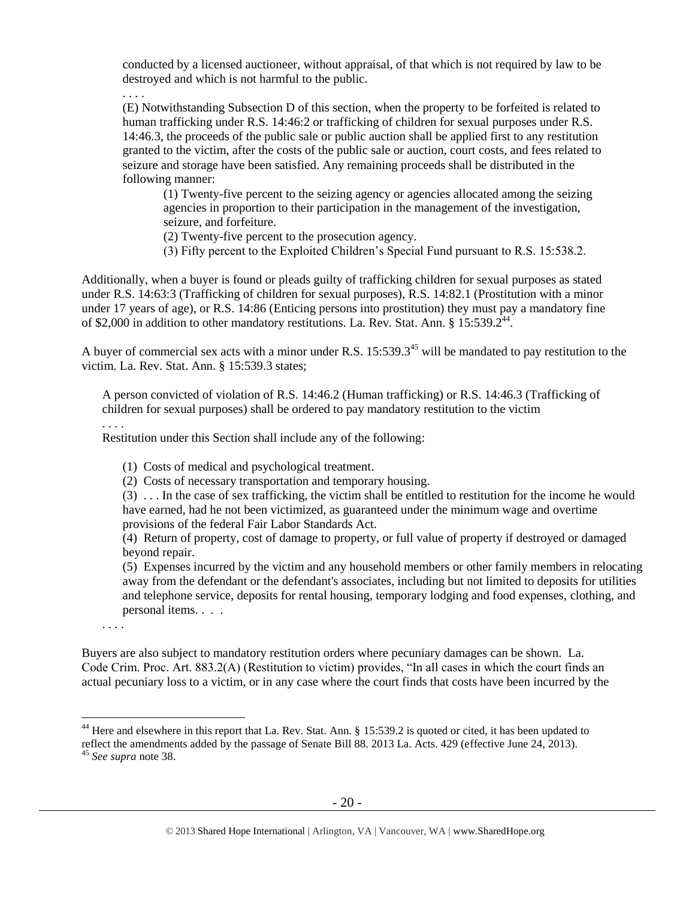> conducted by a licensed auctioneer, without appraisal, of that which is not required by law to be destroyed and which is not harmful to the public.
>
> . . . .
>
> (E) Notwithstanding Subsection D of this section, when the property to be forfeited is related to human trafficking under R.S. 14:46:2 or trafficking of children for sexual purposes under R.S. 14:46.3, the proceeds of the public sale or public auction shall be applied first to any restitution granted to the victim, after the costs of the public sale or auction, court costs, and fees related to seizure and storage have been satisfied. Any remaining proceeds shall be distributed in the following manner:
>
> > (1) Twenty-five percent to the seizing agency or agencies allocated among the seizing agencies in proportion to their participation in the management of the investigation, seizure, and forfeiture.
> > (2) Twenty-five percent to the prosecution agency.
> > (3) Fifty percent to the Exploited Children's Special Fund pursuant to R.S. 15:538.2.

Additionally, when a buyer is found or pleads guilty of trafficking children for sexual purposes as stated under R.S. 14:63:3 (Trafficking of children for sexual purposes), R.S. 14:82.1 (Prostitution with a minor under 17 years of age), or R.S. 14:86 (Enticing persons into prostitution) they must pay a mandatory fine of $2,000 in addition to other mandatory restitutions. La. Rev. Stat. Ann. § 15:539.2[44].

A buyer of commercial sex acts with a minor under R.S. 15:539.3[45] will be mandated to pay restitution to the victim. La. Rev. Stat. Ann. § 15:539.3 states;

> A person convicted of violation of R.S. 14:46.2 (Human trafficking) or R.S. 14:46.3 (Trafficking of children for sexual purposes) shall be ordered to pay mandatory restitution to the victim
>
> . . . .
>
> Restitution under this Section shall include any of the following:
>
> > (1) Costs of medical and psychological treatment.
> > (2) Costs of necessary transportation and temporary housing.
> > (3) . . . In the case of sex trafficking, the victim shall be entitled to restitution for the income he would have earned, had he not been victimized, as guaranteed under the minimum wage and overtime provisions of the federal Fair Labor Standards Act.
> > (4) Return of property, cost of damage to property, or full value of property if destroyed or damaged beyond repair.
> > (5) Expenses incurred by the victim and any household members or other family members in relocating away from the defendant or the defendant's associates, including but not limited to deposits for utilities and telephone service, deposits for rental housing, temporary lodging and food expenses, clothing, and personal items. . . .
>
> . . . .

Buyers are also subject to mandatory restitution orders where pecuniary damages can be shown. La. Code Crim. Proc. Art. 883.2(A) (Restitution to victim) provides, "In all cases in which the court finds an actual pecuniary loss to a victim, or in any case where the court finds that costs have been incurred by the

---

[44] Here and elsewhere in this report that La. Rev. Stat. Ann. § 15:539.2 is quoted or cited, it has been updated to reflect the amendments added by the passage of Senate Bill 88. 2013 La. Acts. 429 (effective June 24, 2013).

[45] *See supra* note 38.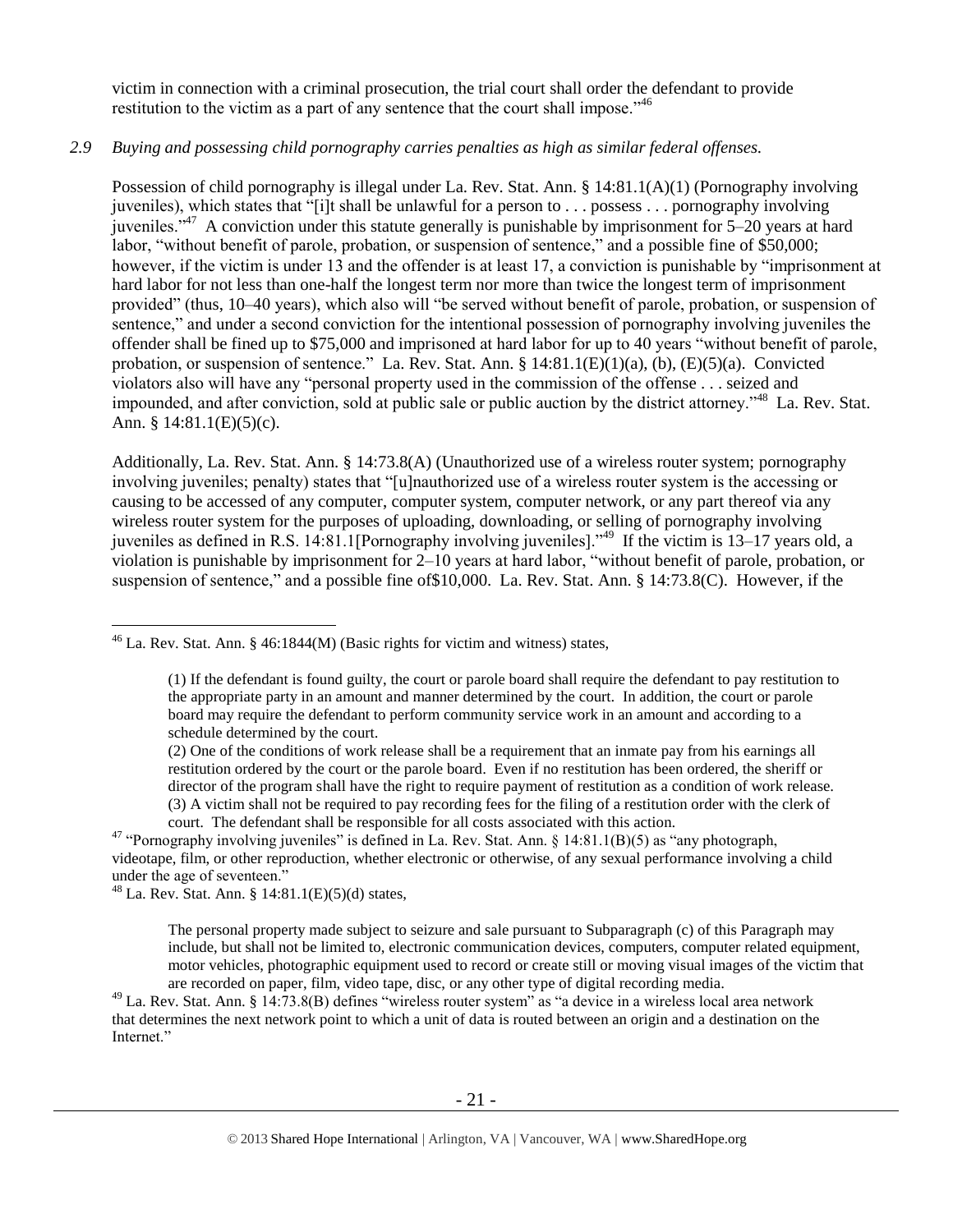victim in connection with a criminal prosecution, the trial court shall order the defendant to provide restitution to the victim as a part of any sentence that the court shall impose."[46]

*2.9 Buying and possessing child pornography carries penalties as high as similar federal offenses.*

Possession of child pornography is illegal under La. Rev. Stat. Ann. § 14:81.1(A)(1) (Pornography involving juveniles), which states that "[i]t shall be unlawful for a person to . . . possess . . . pornography involving juveniles."[47] A conviction under this statute generally is punishable by imprisonment for 5–20 years at hard labor, "without benefit of parole, probation, or suspension of sentence," and a possible fine of $50,000; however, if the victim is under 13 and the offender is at least 17, a conviction is punishable by "imprisonment at hard labor for not less than one-half the longest term nor more than twice the longest term of imprisonment provided" (thus, 10–40 years), which also will "be served without benefit of parole, probation, or suspension of sentence," and under a second conviction for the intentional possession of pornography involving juveniles the offender shall be fined up to $75,000 and imprisoned at hard labor for up to 40 years "without benefit of parole, probation, or suspension of sentence." La. Rev. Stat. Ann. § 14:81.1(E)(1)(a), (b), (E)(5)(a). Convicted violators also will have any "personal property used in the commission of the offense . . . seized and impounded, and after conviction, sold at public sale or public auction by the district attorney."[48] La. Rev. Stat. Ann. § 14:81.1(E)(5)(c).

Additionally, La. Rev. Stat. Ann. § 14:73.8(A) (Unauthorized use of a wireless router system; pornography involving juveniles; penalty) states that "[u]nauthorized use of a wireless router system is the accessing or causing to be accessed of any computer, computer system, computer network, or any part thereof via any wireless router system for the purposes of uploading, downloading, or selling of pornography involving juveniles as defined in R.S. 14:81.1[Pornography involving juveniles]."[49] If the victim is 13–17 years old, a violation is punishable by imprisonment for 2–10 years at hard labor, "without benefit of parole, probation, or suspension of sentence," and a possible fine of$10,000. La. Rev. Stat. Ann. § 14:73.8(C). However, if the

---

[46] La. Rev. Stat. Ann. § 46:1844(M) (Basic rights for victim and witness) states,

> (1) If the defendant is found guilty, the court or parole board shall require the defendant to pay restitution to the appropriate party in an amount and manner determined by the court. In addition, the court or parole board may require the defendant to perform community service work in an amount and according to a schedule determined by the court.
> (2) One of the conditions of work release shall be a requirement that an inmate pay from his earnings all restitution ordered by the court or the parole board. Even if no restitution has been ordered, the sheriff or director of the program shall have the right to require payment of restitution as a condition of work release.
> (3) A victim shall not be required to pay recording fees for the filing of a restitution order with the clerk of court. The defendant shall be responsible for all costs associated with this action.

[47] "Pornography involving juveniles" is defined in La. Rev. Stat. Ann. § 14:81.1(B)(5) as "any photograph, videotape, film, or other reproduction, whether electronic or otherwise, of any sexual performance involving a child under the age of seventeen."

[48] La. Rev. Stat. Ann. § 14:81.1(E)(5)(d) states,

> The personal property made subject to seizure and sale pursuant to Subparagraph (c) of this Paragraph may include, but shall not be limited to, electronic communication devices, computers, computer related equipment, motor vehicles, photographic equipment used to record or create still or moving visual images of the victim that are recorded on paper, film, video tape, disc, or any other type of digital recording media.

[49] La. Rev. Stat. Ann. § 14:73.8(B) defines "wireless router system" as "a device in a wireless local area network that determines the next network point to which a unit of data is routed between an origin and a destination on the Internet."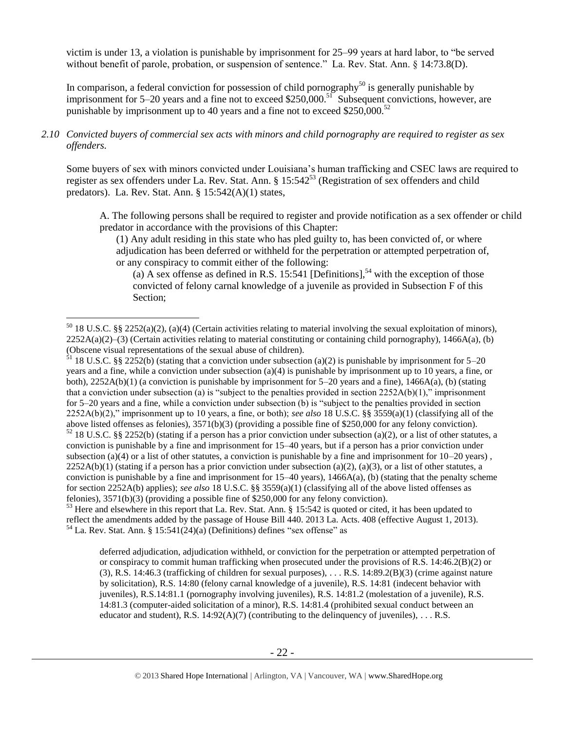victim is under 13, a violation is punishable by imprisonment for 25–99 years at hard labor, to "be served without benefit of parole, probation, or suspension of sentence." La. Rev. Stat. Ann. § 14:73.8(D).

In comparison, a federal conviction for possession of child pornography[50] is generally punishable by imprisonment for 5–20 years and a fine not to exceed $250,000.[51] Subsequent convictions, however, are punishable by imprisonment up to 40 years and a fine not to exceed $250,000.[52]

*2.10 Convicted buyers of commercial sex acts with minors and child pornography are required to register as sex offenders.*

Some buyers of sex with minors convicted under Louisiana's human trafficking and CSEC laws are required to register as sex offenders under La. Rev. Stat. Ann. § 15:542[53] (Registration of sex offenders and child predators). La. Rev. Stat. Ann. § 15:542(A)(1) states,

> A. The following persons shall be required to register and provide notification as a sex offender or child predator in accordance with the provisions of this Chapter:
>
> (1) Any adult residing in this state who has pled guilty to, has been convicted of, or where adjudication has been deferred or withheld for the perpetration or attempted perpetration of, or any conspiracy to commit either of the following:
>
> (a) A sex offense as defined in R.S. 15:541 [Definitions],[54] with the exception of those convicted of felony carnal knowledge of a juvenile as provided in Subsection F of this Section;

---

[50] 18 U.S.C. §§ 2252(a)(2), (a)(4) (Certain activities relating to material involving the sexual exploitation of minors), 2252A(a)(2)–(3) (Certain activities relating to material constituting or containing child pornography), 1466A(a), (b) (Obscene visual representations of the sexual abuse of children).

[51] 18 U.S.C. §§ 2252(b) (stating that a conviction under subsection (a)(2) is punishable by imprisonment for 5–20 years and a fine, while a conviction under subsection (a)(4) is punishable by imprisonment up to 10 years, a fine, or both), 2252A(b)(1) (a conviction is punishable by imprisonment for 5–20 years and a fine), 1466A(a), (b) (stating that a conviction under subsection (a) is "subject to the penalties provided in section 2252A(b)(1)," imprisonment for 5–20 years and a fine, while a conviction under subsection (b) is "subject to the penalties provided in section 2252A(b)(2)," imprisonment up to 10 years, a fine, or both); *see also* 18 U.S.C. §§ 3559(a)(1) (classifying all of the above listed offenses as felonies), 3571(b)(3) (providing a possible fine of $250,000 for any felony conviction).

[52] 18 U.S.C. §§ 2252(b) (stating if a person has a prior conviction under subsection (a)(2), or a list of other statutes, a conviction is punishable by a fine and imprisonment for 15–40 years, but if a person has a prior conviction under subsection (a)(4) or a list of other statutes, a conviction is punishable by a fine and imprisonment for 10–20 years), 2252A(b)(1) (stating if a person has a prior conviction under subsection (a)(2), (a)(3), or a list of other statutes, a conviction is punishable by a fine and imprisonment for 15–40 years), 1466A(a), (b) (stating that the penalty scheme for section 2252A(b) applies); *see also* 18 U.S.C. §§ 3559(a)(1) (classifying all of the above listed offenses as felonies), 3571(b)(3) (providing a possible fine of $250,000 for any felony conviction).

[53] Here and elsewhere in this report that La. Rev. Stat. Ann. § 15:542 is quoted or cited, it has been updated to reflect the amendments added by the passage of House Bill 440. 2013 La. Acts. 408 (effective August 1, 2013).

[54] La. Rev. Stat. Ann. § 15:541(24)(a) (Definitions) defines "sex offense" as

> deferred adjudication, adjudication withheld, or conviction for the perpetration or attempted perpetration of or conspiracy to commit human trafficking when prosecuted under the provisions of R.S. 14:46.2(B)(2) or (3), R.S. 14:46.3 (trafficking of children for sexual purposes), . . . R.S. 14:89.2(B)(3) (crime against nature by solicitation), R.S. 14:80 (felony carnal knowledge of a juvenile), R.S. 14:81 (indecent behavior with juveniles), R.S.14:81.1 (pornography involving juveniles), R.S. 14:81.2 (molestation of a juvenile), R.S. 14:81.3 (computer-aided solicitation of a minor), R.S. 14:81.4 (prohibited sexual conduct between an educator and student), R.S. 14:92(A)(7) (contributing to the delinquency of juveniles), . . . R.S.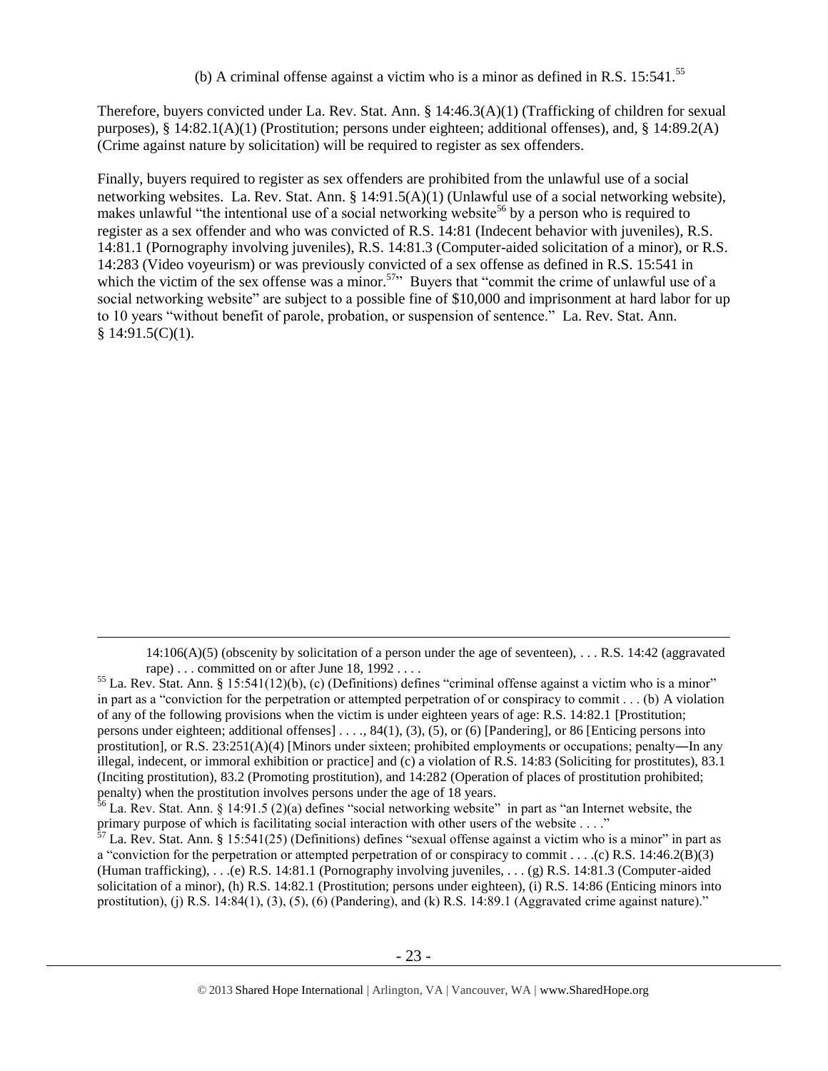(b) A criminal offense against a victim who is a minor as defined in R.S. 15:541.[55]

Therefore, buyers convicted under La. Rev. Stat. Ann. § 14:46.3(A)(1) (Trafficking of children for sexual purposes), § 14:82.1(A)(1) (Prostitution; persons under eighteen; additional offenses), and, § 14:89.2(A) (Crime against nature by solicitation) will be required to register as sex offenders.

Finally, buyers required to register as sex offenders are prohibited from the unlawful use of a social networking websites. La. Rev. Stat. Ann. § 14:91.5(A)(1) (Unlawful use of a social networking website), makes unlawful "the intentional use of a social networking website[56] by a person who is required to register as a sex offender and who was convicted of R.S. 14:81 (Indecent behavior with juveniles), R.S. 14:81.1 (Pornography involving juveniles), R.S. 14:81.3 (Computer-aided solicitation of a minor), or R.S. 14:283 (Video voyeurism) or was previously convicted of a sex offense as defined in R.S. 15:541 in which the victim of the sex offense was a minor.[57]" Buyers that "commit the crime of unlawful use of a social networking website" are subject to a possible fine of $10,000 and imprisonment at hard labor for up to 10 years "without benefit of parole, probation, or suspension of sentence." La. Rev. Stat. Ann. § 14:91.5(C)(1).

---

14:106(A)(5) (obscenity by solicitation of a person under the age of seventeen), . . . R.S. 14:42 (aggravated rape) . . . committed on or after June 18, 1992 . . . .

[55] La. Rev. Stat. Ann. § 15:541(12)(b), (c) (Definitions) defines "criminal offense against a victim who is a minor" in part as a "conviction for the perpetration or attempted perpetration of or conspiracy to commit . . . (b) A violation of any of the following provisions when the victim is under eighteen years of age: R.S. 14:82.1 [Prostitution; persons under eighteen; additional offenses] . . . ., 84(1), (3), (5), or (6) [Pandering], or 86 [Enticing persons into prostitution], or R.S. 23:251(A)(4) [Minors under sixteen; prohibited employments or occupations; penalty—In any illegal, indecent, or immoral exhibition or practice] and (c) a violation of R.S. 14:83 (Soliciting for prostitutes), 83.1 (Inciting prostitution), 83.2 (Promoting prostitution), and 14:282 (Operation of places of prostitution prohibited; penalty) when the prostitution involves persons under the age of 18 years.

[56] La. Rev. Stat. Ann. § 14:91.5 (2)(a) defines "social networking website" in part as "an Internet website, the primary purpose of which is facilitating social interaction with other users of the website . . . ."

[57] La. Rev. Stat. Ann. § 15:541(25) (Definitions) defines "sexual offense against a victim who is a minor" in part as a "conviction for the perpetration or attempted perpetration of or conspiracy to commit . . . .(c) R.S. 14:46.2(B)(3) (Human trafficking), . . .(e) R.S. 14:81.1 (Pornography involving juveniles, . . . (g) R.S. 14:81.3 (Computer-aided solicitation of a minor), (h) R.S. 14:82.1 (Prostitution; persons under eighteen), (i) R.S. 14:86 (Enticing minors into prostitution), (j) R.S. 14:84(1), (3), (5), (6) (Pandering), and (k) R.S. 14:89.1 (Aggravated crime against nature)."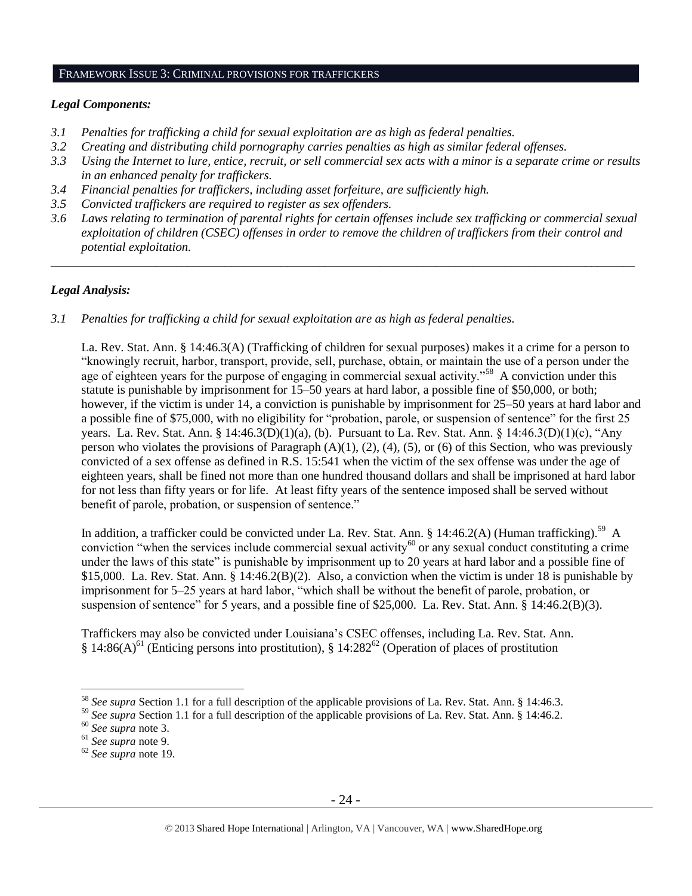## FRAMEWORK ISSUE 3: CRIMINAL PROVISIONS FOR TRAFFICKERS

### *Legal Components:*

- *3.1 Penalties for trafficking a child for sexual exploitation are as high as federal penalties.*
- *3.2 Creating and distributing child pornography carries penalties as high as similar federal offenses.*
- *3.3 Using the Internet to lure, entice, recruit, or sell commercial sex acts with a minor is a separate crime or results in an enhanced penalty for traffickers.*
- *3.4 Financial penalties for traffickers, including asset forfeiture, are sufficiently high.*
- *3.5 Convicted traffickers are required to register as sex offenders.*
- *3.6 Laws relating to termination of parental rights for certain offenses include sex trafficking or commercial sexual exploitation of children (CSEC) offenses in order to remove the children of traffickers from their control and potential exploitation.*

---

### *Legal Analysis:*

*3.1 Penalties for trafficking a child for sexual exploitation are as high as federal penalties.*

La. Rev. Stat. Ann. § 14:46.3(A) (Trafficking of children for sexual purposes) makes it a crime for a person to "knowingly recruit, harbor, transport, provide, sell, purchase, obtain, or maintain the use of a person under the age of eighteen years for the purpose of engaging in commercial sexual activity."[58] A conviction under this statute is punishable by imprisonment for 15–50 years at hard labor, a possible fine of $50,000, or both; however, if the victim is under 14, a conviction is punishable by imprisonment for 25–50 years at hard labor and a possible fine of $75,000, with no eligibility for "probation, parole, or suspension of sentence" for the first 25 years. La. Rev. Stat. Ann. § 14:46.3(D)(1)(a), (b). Pursuant to La. Rev. Stat. Ann. § 14:46.3(D)(1)(c), "Any person who violates the provisions of Paragraph (A)(1), (2), (4), (5), or (6) of this Section, who was previously convicted of a sex offense as defined in R.S. 15:541 when the victim of the sex offense was under the age of eighteen years, shall be fined not more than one hundred thousand dollars and shall be imprisoned at hard labor for not less than fifty years or for life. At least fifty years of the sentence imposed shall be served without benefit of parole, probation, or suspension of sentence."

In addition, a trafficker could be convicted under La. Rev. Stat. Ann. § 14:46.2(A) (Human trafficking).[59] A conviction "when the services include commercial sexual activity[60] or any sexual conduct constituting a crime under the laws of this state" is punishable by imprisonment up to 20 years at hard labor and a possible fine of $15,000. La. Rev. Stat. Ann. § 14:46.2(B)(2). Also, a conviction when the victim is under 18 is punishable by imprisonment for 5–25 years at hard labor, "which shall be without the benefit of parole, probation, or suspension of sentence" for 5 years, and a possible fine of $25,000. La. Rev. Stat. Ann. § 14:46.2(B)(3).

Traffickers may also be convicted under Louisiana's CSEC offenses, including La. Rev. Stat. Ann. § 14:86(A)[61] (Enticing persons into prostitution), § 14:282[62] (Operation of places of prostitution

---

[58] *See supra* Section 1.1 for a full description of the applicable provisions of La. Rev. Stat. Ann. § 14:46.3.

[59] *See supra* Section 1.1 for a full description of the applicable provisions of La. Rev. Stat. Ann. § 14:46.2.

[60] *See supra* note 3.

[61] *See supra* note 9.

[62] *See supra* note 19.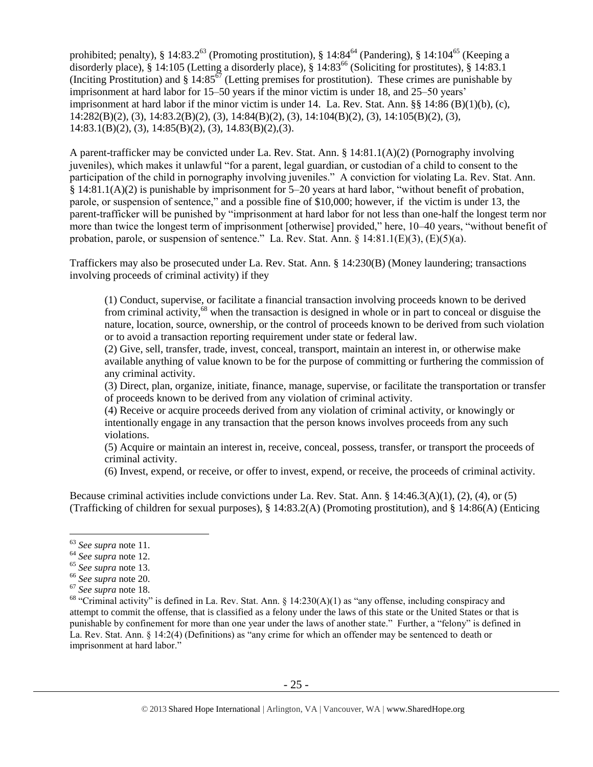prohibited; penalty), § 14:83.2[63] (Promoting prostitution), § 14:84[64] (Pandering), § 14:104[65] (Keeping a disorderly place), § 14:105 (Letting a disorderly place), § 14:83[66] (Soliciting for prostitutes), § 14:83.1 (Inciting Prostitution) and § 14:85[67] (Letting premises for prostitution). These crimes are punishable by imprisonment at hard labor for 15–50 years if the minor victim is under 18, and 25–50 years' imprisonment at hard labor if the minor victim is under 14. La. Rev. Stat. Ann. §§ 14:86 (B)(1)(b), (c), 14:282(B)(2), (3), 14:83.2(B)(2), (3), 14:84(B)(2), (3), 14:104(B)(2), (3), 14:105(B)(2), (3), 14:83.1(B)(2), (3), 14:85(B)(2), (3), 14.83(B)(2),(3).

A parent-trafficker may be convicted under La. Rev. Stat. Ann. § 14:81.1(A)(2) (Pornography involving juveniles), which makes it unlawful "for a parent, legal guardian, or custodian of a child to consent to the participation of the child in pornography involving juveniles." A conviction for violating La. Rev. Stat. Ann. § 14:81.1(A)(2) is punishable by imprisonment for 5–20 years at hard labor, "without benefit of probation, parole, or suspension of sentence," and a possible fine of $10,000; however, if the victim is under 13, the parent-trafficker will be punished by "imprisonment at hard labor for not less than one-half the longest term nor more than twice the longest term of imprisonment [otherwise] provided," here, 10–40 years, "without benefit of probation, parole, or suspension of sentence." La. Rev. Stat. Ann. § 14:81.1(E)(3), (E)(5)(a).

Traffickers may also be prosecuted under La. Rev. Stat. Ann. § 14:230(B) (Money laundering; transactions involving proceeds of criminal activity) if they

> (1) Conduct, supervise, or facilitate a financial transaction involving proceeds known to be derived from criminal activity,[68] when the transaction is designed in whole or in part to conceal or disguise the nature, location, source, ownership, or the control of proceeds known to be derived from such violation or to avoid a transaction reporting requirement under state or federal law.
>
> (2) Give, sell, transfer, trade, invest, conceal, transport, maintain an interest in, or otherwise make available anything of value known to be for the purpose of committing or furthering the commission of any criminal activity.
>
> (3) Direct, plan, organize, initiate, finance, manage, supervise, or facilitate the transportation or transfer of proceeds known to be derived from any violation of criminal activity.
>
> (4) Receive or acquire proceeds derived from any violation of criminal activity, or knowingly or intentionally engage in any transaction that the person knows involves proceeds from any such violations.
>
> (5) Acquire or maintain an interest in, receive, conceal, possess, transfer, or transport the proceeds of criminal activity.
>
> (6) Invest, expend, or receive, or offer to invest, expend, or receive, the proceeds of criminal activity.

Because criminal activities include convictions under La. Rev. Stat. Ann. § 14:46.3(A)(1), (2), (4), or (5) (Trafficking of children for sexual purposes), § 14:83.2(A) (Promoting prostitution), and § 14:86(A) (Enticing

---

[63] *See supra* note 11.

[64] *See supra* note 12.

[65] *See supra* note 13.

[66] *See supra* note 20.

[67] *See supra* note 18.

[68] "Criminal activity" is defined in La. Rev. Stat. Ann. § 14:230(A)(1) as "any offense, including conspiracy and attempt to commit the offense, that is classified as a felony under the laws of this state or the United States or that is punishable by confinement for more than one year under the laws of another state." Further, a "felony" is defined in La. Rev. Stat. Ann. § 14:2(4) (Definitions) as "any crime for which an offender may be sentenced to death or imprisonment at hard labor."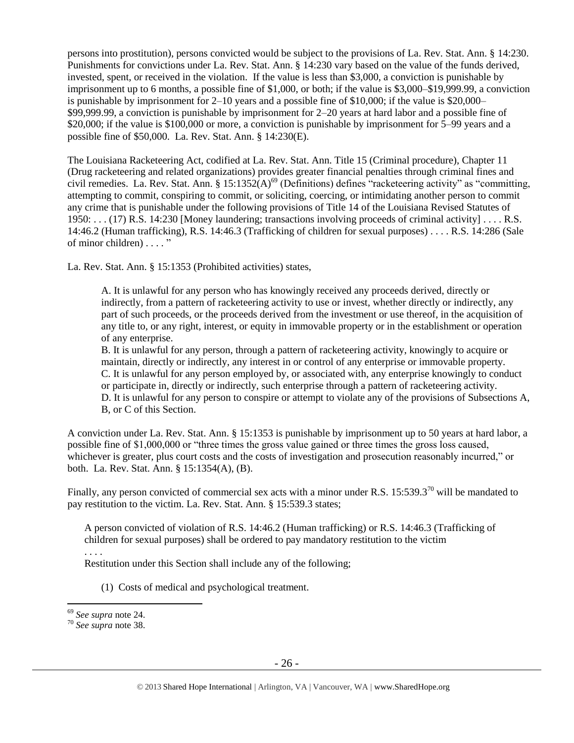persons into prostitution), persons convicted would be subject to the provisions of La. Rev. Stat. Ann. § 14:230. Punishments for convictions under La. Rev. Stat. Ann. § 14:230 vary based on the value of the funds derived, invested, spent, or received in the violation. If the value is less than $3,000, a conviction is punishable by imprisonment up to 6 months, a possible fine of $1,000, or both; if the value is $3,000–$19,999.99, a conviction is punishable by imprisonment for 2–10 years and a possible fine of $10,000; if the value is $20,000–$99,999.99, a conviction is punishable by imprisonment for 2–20 years at hard labor and a possible fine of $20,000; if the value is $100,000 or more, a conviction is punishable by imprisonment for 5–99 years and a possible fine of $50,000. La. Rev. Stat. Ann. § 14:230(E).

The Louisiana Racketeering Act, codified at La. Rev. Stat. Ann. Title 15 (Criminal procedure), Chapter 11 (Drug racketeering and related organizations) provides greater financial penalties through criminal fines and civil remedies. La. Rev. Stat. Ann. § 15:1352(A)[69] (Definitions) defines "racketeering activity" as "committing, attempting to commit, conspiring to commit, or soliciting, coercing, or intimidating another person to commit any crime that is punishable under the following provisions of Title 14 of the Louisiana Revised Statutes of 1950: . . . (17) R.S. 14:230 [Money laundering; transactions involving proceeds of criminal activity] . . . . R.S. 14:46.2 (Human trafficking), R.S. 14:46.3 (Trafficking of children for sexual purposes) . . . . R.S. 14:286 (Sale of minor children) . . . . "

La. Rev. Stat. Ann. § 15:1353 (Prohibited activities) states,

> A. It is unlawful for any person who has knowingly received any proceeds derived, directly or indirectly, from a pattern of racketeering activity to use or invest, whether directly or indirectly, any part of such proceeds, or the proceeds derived from the investment or use thereof, in the acquisition of any title to, or any right, interest, or equity in immovable property or in the establishment or operation of any enterprise.
> B. It is unlawful for any person, through a pattern of racketeering activity, knowingly to acquire or maintain, directly or indirectly, any interest in or control of any enterprise or immovable property.
> C. It is unlawful for any person employed by, or associated with, any enterprise knowingly to conduct or participate in, directly or indirectly, such enterprise through a pattern of racketeering activity.
> D. It is unlawful for any person to conspire or attempt to violate any of the provisions of Subsections A, B, or C of this Section.

A conviction under La. Rev. Stat. Ann. § 15:1353 is punishable by imprisonment up to 50 years at hard labor, a possible fine of $1,000,000 or "three times the gross value gained or three times the gross loss caused, whichever is greater, plus court costs and the costs of investigation and prosecution reasonably incurred," or both. La. Rev. Stat. Ann. § 15:1354(A), (B).

Finally, any person convicted of commercial sex acts with a minor under R.S. 15:539.3[70] will be mandated to pay restitution to the victim. La. Rev. Stat. Ann. § 15:539.3 states;

> A person convicted of violation of R.S. 14:46.2 (Human trafficking) or R.S. 14:46.3 (Trafficking of children for sexual purposes) shall be ordered to pay mandatory restitution to the victim
> . . . .
> Restitution under this Section shall include any of the following;
>
> (1) Costs of medical and psychological treatment.

---

[69] *See supra* note 24.

[70] *See supra* note 38.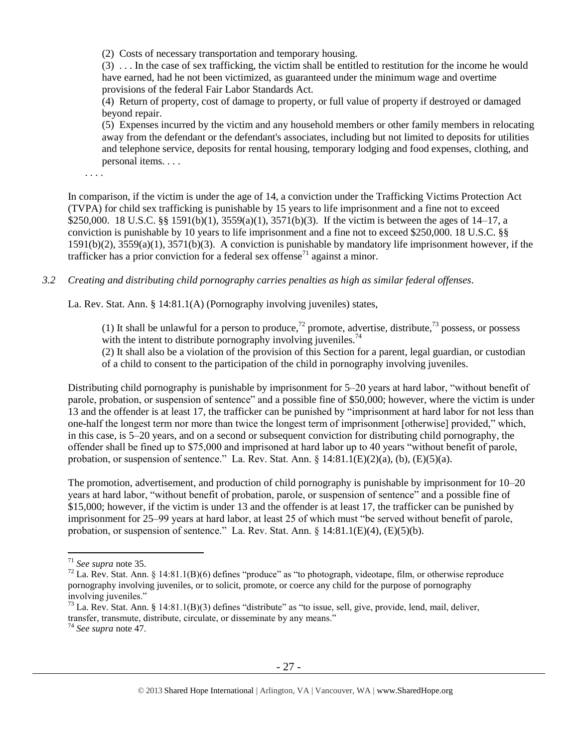(2) Costs of necessary transportation and temporary housing.

(3) . . . In the case of sex trafficking, the victim shall be entitled to restitution for the income he would have earned, had he not been victimized, as guaranteed under the minimum wage and overtime provisions of the federal Fair Labor Standards Act.

(4) Return of property, cost of damage to property, or full value of property if destroyed or damaged beyond repair.

(5) Expenses incurred by the victim and any household members or other family members in relocating away from the defendant or the defendant's associates, including but not limited to deposits for utilities and telephone service, deposits for rental housing, temporary lodging and food expenses, clothing, and personal items. . . .

. . . .

In comparison, if the victim is under the age of 14, a conviction under the Trafficking Victims Protection Act (TVPA) for child sex trafficking is punishable by 15 years to life imprisonment and a fine not to exceed $250,000. 18 U.S.C. §§ 1591(b)(1), 3559(a)(1), 3571(b)(3). If the victim is between the ages of 14–17, a conviction is punishable by 10 years to life imprisonment and a fine not to exceed $250,000. 18 U.S.C. §§ 1591(b)(2), 3559(a)(1), 3571(b)(3). A conviction is punishable by mandatory life imprisonment however, if the trafficker has a prior conviction for a federal sex offense[71] against a minor.

*3.2 Creating and distributing child pornography carries penalties as high as similar federal offenses.*

La. Rev. Stat. Ann. § 14:81.1(A) (Pornography involving juveniles) states,

(1) It shall be unlawful for a person to produce,[72] promote, advertise, distribute,[73] possess, or possess with the intent to distribute pornography involving juveniles.[74]

(2) It shall also be a violation of the provision of this Section for a parent, legal guardian, or custodian of a child to consent to the participation of the child in pornography involving juveniles.

Distributing child pornography is punishable by imprisonment for 5–20 years at hard labor, "without benefit of parole, probation, or suspension of sentence" and a possible fine of $50,000; however, where the victim is under 13 and the offender is at least 17, the trafficker can be punished by "imprisonment at hard labor for not less than one-half the longest term nor more than twice the longest term of imprisonment [otherwise] provided," which, in this case, is 5–20 years, and on a second or subsequent conviction for distributing child pornography, the offender shall be fined up to $75,000 and imprisoned at hard labor up to 40 years "without benefit of parole, probation, or suspension of sentence." La. Rev. Stat. Ann. § 14:81.1(E)(2)(a), (b), (E)(5)(a).

The promotion, advertisement, and production of child pornography is punishable by imprisonment for 10–20 years at hard labor, "without benefit of probation, parole, or suspension of sentence" and a possible fine of $15,000; however, if the victim is under 13 and the offender is at least 17, the trafficker can be punished by imprisonment for 25–99 years at hard labor, at least 25 of which must "be served without benefit of parole, probation, or suspension of sentence." La. Rev. Stat. Ann. § 14:81.1(E)(4), (E)(5)(b).

[71] *See supra* note 35.

[72] La. Rev. Stat. Ann. § 14:81.1(B)(6) defines "produce" as "to photograph, videotape, film, or otherwise reproduce pornography involving juveniles, or to solicit, promote, or coerce any child for the purpose of pornography involving juveniles."

[73] La. Rev. Stat. Ann. § 14:81.1(B)(3) defines "distribute" as "to issue, sell, give, provide, lend, mail, deliver, transfer, transmute, distribute, circulate, or disseminate by any means."

[74] *See supra* note 47.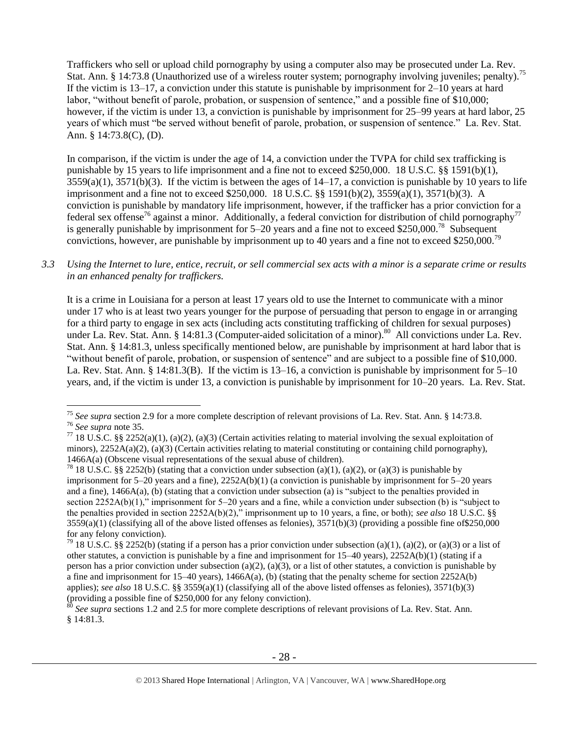Traffickers who sell or upload child pornography by using a computer also may be prosecuted under La. Rev. Stat. Ann. § 14:73.8 (Unauthorized use of a wireless router system; pornography involving juveniles; penalty).[75] If the victim is 13–17, a conviction under this statute is punishable by imprisonment for 2–10 years at hard labor, "without benefit of parole, probation, or suspension of sentence," and a possible fine of $10,000; however, if the victim is under 13, a conviction is punishable by imprisonment for 25–99 years at hard labor, 25 years of which must "be served without benefit of parole, probation, or suspension of sentence." La. Rev. Stat. Ann. § 14:73.8(C), (D).

In comparison, if the victim is under the age of 14, a conviction under the TVPA for child sex trafficking is punishable by 15 years to life imprisonment and a fine not to exceed $250,000. 18 U.S.C. §§ 1591(b)(1), 3559(a)(1), 3571(b)(3). If the victim is between the ages of 14–17, a conviction is punishable by 10 years to life imprisonment and a fine not to exceed $250,000. 18 U.S.C. §§ 1591(b)(2), 3559(a)(1), 3571(b)(3). A conviction is punishable by mandatory life imprisonment, however, if the trafficker has a prior conviction for a federal sex offense[76] against a minor. Additionally, a federal conviction for distribution of child pornography[77] is generally punishable by imprisonment for 5–20 years and a fine not to exceed $250,000.[78] Subsequent convictions, however, are punishable by imprisonment up to 40 years and a fine not to exceed $250,000.[79]

*3.3 Using the Internet to lure, entice, recruit, or sell commercial sex acts with a minor is a separate crime or results in an enhanced penalty for traffickers.*

It is a crime in Louisiana for a person at least 17 years old to use the Internet to communicate with a minor under 17 who is at least two years younger for the purpose of persuading that person to engage in or arranging for a third party to engage in sex acts (including acts constituting trafficking of children for sexual purposes) under La. Rev. Stat. Ann. § 14:81.3 (Computer-aided solicitation of a minor).[80] All convictions under La. Rev. Stat. Ann. § 14:81.3, unless specifically mentioned below, are punishable by imprisonment at hard labor that is "without benefit of parole, probation, or suspension of sentence" and are subject to a possible fine of $10,000. La. Rev. Stat. Ann. § 14:81.3(B). If the victim is 13–16, a conviction is punishable by imprisonment for 5–10 years, and, if the victim is under 13, a conviction is punishable by imprisonment for 10–20 years. La. Rev. Stat.

---

[75] *See supra* section 2.9 for a more complete description of relevant provisions of La. Rev. Stat. Ann. § 14:73.8.

[76] *See supra* note 35.

[77] 18 U.S.C. §§ 2252(a)(1), (a)(2), (a)(3) (Certain activities relating to material involving the sexual exploitation of minors), 2252A(a)(2), (a)(3) (Certain activities relating to material constituting or containing child pornography), 1466A(a) (Obscene visual representations of the sexual abuse of children).

[78] 18 U.S.C. §§ 2252(b) (stating that a conviction under subsection (a)(1), (a)(2), or (a)(3) is punishable by imprisonment for 5–20 years and a fine), 2252A(b)(1) (a conviction is punishable by imprisonment for 5–20 years and a fine), 1466A(a), (b) (stating that a conviction under subsection (a) is "subject to the penalties provided in section 2252A(b)(1)," imprisonment for 5–20 years and a fine, while a conviction under subsection (b) is "subject to the penalties provided in section 2252A(b)(2)," imprisonment up to 10 years, a fine, or both); *see also* 18 U.S.C. §§ 3559(a)(1) (classifying all of the above listed offenses as felonies), 3571(b)(3) (providing a possible fine of$250,000 for any felony conviction).

[79] 18 U.S.C. §§ 2252(b) (stating if a person has a prior conviction under subsection (a)(1), (a)(2), or (a)(3) or a list of other statutes, a conviction is punishable by a fine and imprisonment for 15–40 years), 2252A(b)(1) (stating if a person has a prior conviction under subsection (a)(2), (a)(3), or a list of other statutes, a conviction is punishable by a fine and imprisonment for 15–40 years), 1466A(a), (b) (stating that the penalty scheme for section 2252A(b) applies); *see also* 18 U.S.C. §§ 3559(a)(1) (classifying all of the above listed offenses as felonies), 3571(b)(3) (providing a possible fine of $250,000 for any felony conviction).

[80] *See supra* sections 1.2 and 2.5 for more complete descriptions of relevant provisions of La. Rev. Stat. Ann. § 14:81.3.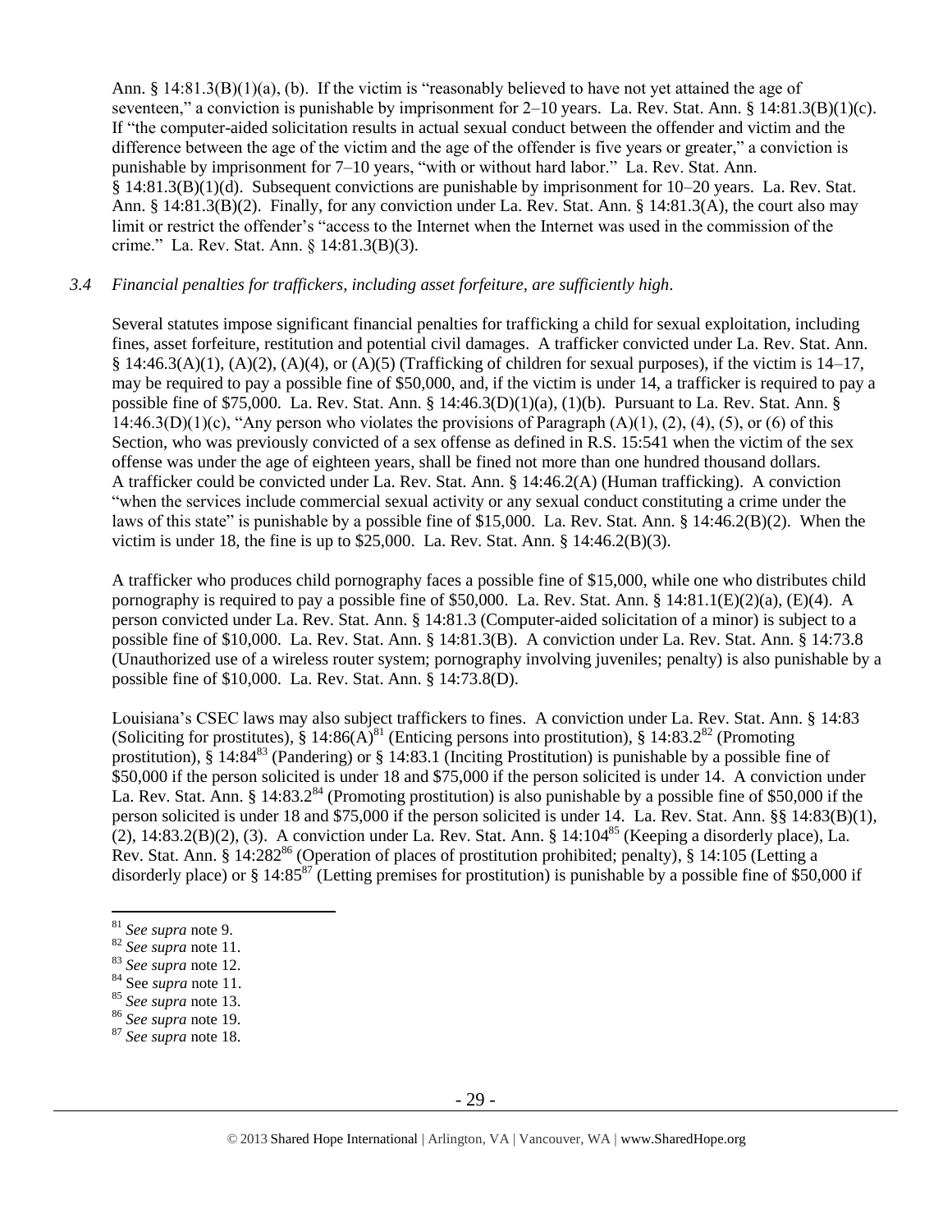Ann. § 14:81.3(B)(1)(a), (b). If the victim is "reasonably believed to have not yet attained the age of seventeen," a conviction is punishable by imprisonment for 2–10 years. La. Rev. Stat. Ann. § 14:81.3(B)(1)(c). If "the computer-aided solicitation results in actual sexual conduct between the offender and victim and the difference between the age of the victim and the age of the offender is five years or greater," a conviction is punishable by imprisonment for 7–10 years, "with or without hard labor." La. Rev. Stat. Ann. § 14:81.3(B)(1)(d). Subsequent convictions are punishable by imprisonment for 10–20 years. La. Rev. Stat. Ann. § 14:81.3(B)(2). Finally, for any conviction under La. Rev. Stat. Ann. § 14:81.3(A), the court also may limit or restrict the offender's "access to the Internet when the Internet was used in the commission of the crime." La. Rev. Stat. Ann. § 14:81.3(B)(3).

*3.4 Financial penalties for traffickers, including asset forfeiture, are sufficiently high.*

Several statutes impose significant financial penalties for trafficking a child for sexual exploitation, including fines, asset forfeiture, restitution and potential civil damages. A trafficker convicted under La. Rev. Stat. Ann. § 14:46.3(A)(1), (A)(2), (A)(4), or (A)(5) (Trafficking of children for sexual purposes), if the victim is 14–17, may be required to pay a possible fine of $50,000, and, if the victim is under 14, a trafficker is required to pay a possible fine of $75,000. La. Rev. Stat. Ann. § 14:46.3(D)(1)(a), (1)(b). Pursuant to La. Rev. Stat. Ann. § 14:46.3(D)(1)(c), "Any person who violates the provisions of Paragraph (A)(1), (2), (4), (5), or (6) of this Section, who was previously convicted of a sex offense as defined in R.S. 15:541 when the victim of the sex offense was under the age of eighteen years, shall be fined not more than one hundred thousand dollars. A trafficker could be convicted under La. Rev. Stat. Ann. § 14:46.2(A) (Human trafficking). A conviction "when the services include commercial sexual activity or any sexual conduct constituting a crime under the laws of this state" is punishable by a possible fine of $15,000. La. Rev. Stat. Ann. § 14:46.2(B)(2). When the victim is under 18, the fine is up to $25,000. La. Rev. Stat. Ann. § 14:46.2(B)(3).

A trafficker who produces child pornography faces a possible fine of $15,000, while one who distributes child pornography is required to pay a possible fine of $50,000. La. Rev. Stat. Ann. § 14:81.1(E)(2)(a), (E)(4). A person convicted under La. Rev. Stat. Ann. § 14:81.3 (Computer-aided solicitation of a minor) is subject to a possible fine of $10,000. La. Rev. Stat. Ann. § 14:81.3(B). A conviction under La. Rev. Stat. Ann. § 14:73.8 (Unauthorized use of a wireless router system; pornography involving juveniles; penalty) is also punishable by a possible fine of $10,000. La. Rev. Stat. Ann. § 14:73.8(D).

Louisiana's CSEC laws may also subject traffickers to fines. A conviction under La. Rev. Stat. Ann. § 14:83 (Soliciting for prostitutes), § 14:86(A)[81] (Enticing persons into prostitution), § 14:83.2[82] (Promoting prostitution), § 14:84[83] (Pandering) or § 14:83.1 (Inciting Prostitution) is punishable by a possible fine of $50,000 if the person solicited is under 18 and $75,000 if the person solicited is under 14. A conviction under La. Rev. Stat. Ann. § 14:83.2[84] (Promoting prostitution) is also punishable by a possible fine of $50,000 if the person solicited is under 18 and $75,000 if the person solicited is under 14. La. Rev. Stat. Ann. §§ 14:83(B)(1), (2), 14:83.2(B)(2), (3). A conviction under La. Rev. Stat. Ann. § 14:104[85] (Keeping a disorderly place), La. Rev. Stat. Ann. § 14:282[86] (Operation of places of prostitution prohibited; penalty), § 14:105 (Letting a disorderly place) or § 14:85[87] (Letting premises for prostitution) is punishable by a possible fine of $50,000 if

[81] *See supra* note 9.
[82] *See supra* note 11.
[83] *See supra* note 12.
[84] See *supra* note 11.
[85] *See supra* note 13.
[86] *See supra* note 19.
[87] *See supra* note 18.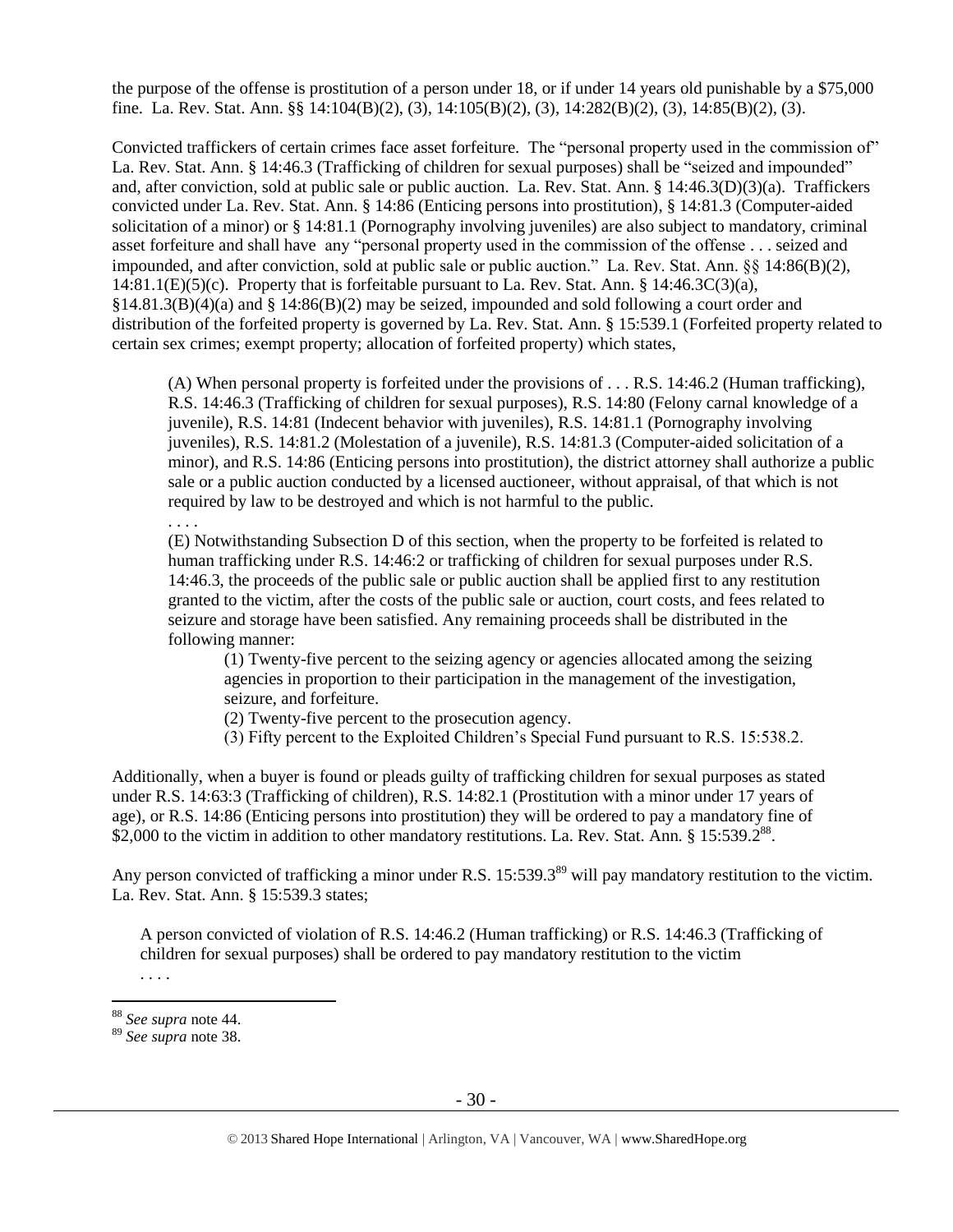the purpose of the offense is prostitution of a person under 18, or if under 14 years old punishable by a $75,000 fine. La. Rev. Stat. Ann. §§ 14:104(B)(2), (3), 14:105(B)(2), (3), 14:282(B)(2), (3), 14:85(B)(2), (3).

Convicted traffickers of certain crimes face asset forfeiture. The "personal property used in the commission of" La. Rev. Stat. Ann. § 14:46.3 (Trafficking of children for sexual purposes) shall be "seized and impounded" and, after conviction, sold at public sale or public auction. La. Rev. Stat. Ann. § 14:46.3(D)(3)(a). Traffickers convicted under La. Rev. Stat. Ann. § 14:86 (Enticing persons into prostitution), § 14:81.3 (Computer-aided solicitation of a minor) or § 14:81.1 (Pornography involving juveniles) are also subject to mandatory, criminal asset forfeiture and shall have any "personal property used in the commission of the offense . . . seized and impounded, and after conviction, sold at public sale or public auction." La. Rev. Stat. Ann. §§ 14:86(B)(2), 14:81.1(E)(5)(c). Property that is forfeitable pursuant to La. Rev. Stat. Ann. § 14:46.3C(3)(a), §14.81.3(B)(4)(a) and § 14:86(B)(2) may be seized, impounded and sold following a court order and distribution of the forfeited property is governed by La. Rev. Stat. Ann. § 15:539.1 (Forfeited property related to certain sex crimes; exempt property; allocation of forfeited property) which states,

> (A) When personal property is forfeited under the provisions of . . . R.S. 14:46.2 (Human trafficking), R.S. 14:46.3 (Trafficking of children for sexual purposes), R.S. 14:80 (Felony carnal knowledge of a juvenile), R.S. 14:81 (Indecent behavior with juveniles), R.S. 14:81.1 (Pornography involving juveniles), R.S. 14:81.2 (Molestation of a juvenile), R.S. 14:81.3 (Computer-aided solicitation of a minor), and R.S. 14:86 (Enticing persons into prostitution), the district attorney shall authorize a public sale or a public auction conducted by a licensed auctioneer, without appraisal, of that which is not required by law to be destroyed and which is not harmful to the public.
>
> . . . .
>
> (E) Notwithstanding Subsection D of this section, when the property to be forfeited is related to human trafficking under R.S. 14:46:2 or trafficking of children for sexual purposes under R.S. 14:46.3, the proceeds of the public sale or public auction shall be applied first to any restitution granted to the victim, after the costs of the public sale or auction, court costs, and fees related to seizure and storage have been satisfied. Any remaining proceeds shall be distributed in the following manner:
>
> > (1) Twenty-five percent to the seizing agency or agencies allocated among the seizing agencies in proportion to their participation in the management of the investigation, seizure, and forfeiture.
> >
> > (2) Twenty-five percent to the prosecution agency.
> >
> > (3) Fifty percent to the Exploited Children's Special Fund pursuant to R.S. 15:538.2.

Additionally, when a buyer is found or pleads guilty of trafficking children for sexual purposes as stated under R.S. 14:63:3 (Trafficking of children), R.S. 14:82.1 (Prostitution with a minor under 17 years of age), or R.S. 14:86 (Enticing persons into prostitution) they will be ordered to pay a mandatory fine of $2,000 to the victim in addition to other mandatory restitutions. La. Rev. Stat. Ann. § 15:539.2[88].

Any person convicted of trafficking a minor under R.S. 15:539.3[89] will pay mandatory restitution to the victim. La. Rev. Stat. Ann. § 15:539.3 states;

> A person convicted of violation of R.S. 14:46.2 (Human trafficking) or R.S. 14:46.3 (Trafficking of children for sexual purposes) shall be ordered to pay mandatory restitution to the victim
>
> . . . .

---

[88] *See supra* note 44.

[89] *See supra* note 38.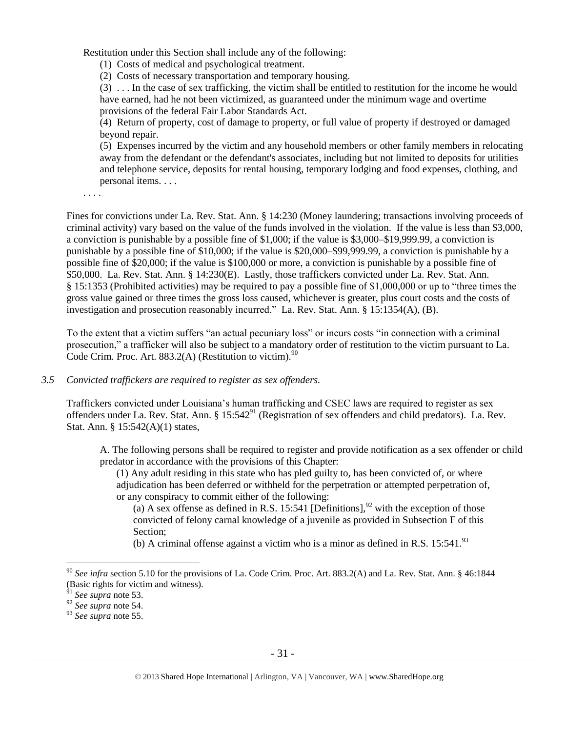> Restitution under this Section shall include any of the following:
>
> (1) Costs of medical and psychological treatment.
>
> (2) Costs of necessary transportation and temporary housing.
>
> (3) . . . In the case of sex trafficking, the victim shall be entitled to restitution for the income he would have earned, had he not been victimized, as guaranteed under the minimum wage and overtime provisions of the federal Fair Labor Standards Act.
>
> (4) Return of property, cost of damage to property, or full value of property if destroyed or damaged beyond repair.
>
> (5) Expenses incurred by the victim and any household members or other family members in relocating away from the defendant or the defendant's associates, including but not limited to deposits for utilities and telephone service, deposits for rental housing, temporary lodging and food expenses, clothing, and personal items. . . .
>
> . . . .

Fines for convictions under La. Rev. Stat. Ann. § 14:230 (Money laundering; transactions involving proceeds of criminal activity) vary based on the value of the funds involved in the violation. If the value is less than $3,000, a conviction is punishable by a possible fine of $1,000; if the value is $3,000–$19,999.99, a conviction is punishable by a possible fine of $10,000; if the value is $20,000–$99,999.99, a conviction is punishable by a possible fine of $20,000; if the value is $100,000 or more, a conviction is punishable by a possible fine of $50,000. La. Rev. Stat. Ann. § 14:230(E). Lastly, those traffickers convicted under La. Rev. Stat. Ann. § 15:1353 (Prohibited activities) may be required to pay a possible fine of $1,000,000 or up to "three times the gross value gained or three times the gross loss caused, whichever is greater, plus court costs and the costs of investigation and prosecution reasonably incurred." La. Rev. Stat. Ann. § 15:1354(A), (B).

To the extent that a victim suffers "an actual pecuniary loss" or incurs costs "in connection with a criminal prosecution," a trafficker will also be subject to a mandatory order of restitution to the victim pursuant to La. Code Crim. Proc. Art. 883.2(A) (Restitution to victim).[90]

*3.5 Convicted traffickers are required to register as sex offenders.*

Traffickers convicted under Louisiana's human trafficking and CSEC laws are required to register as sex offenders under La. Rev. Stat. Ann. § 15:542[91] (Registration of sex offenders and child predators). La. Rev. Stat. Ann. § 15:542(A)(1) states,

> A. The following persons shall be required to register and provide notification as a sex offender or child predator in accordance with the provisions of this Chapter:
>
> (1) Any adult residing in this state who has pled guilty to, has been convicted of, or where adjudication has been deferred or withheld for the perpetration or attempted perpetration of, or any conspiracy to commit either of the following:
>
> (a) A sex offense as defined in R.S. 15:541 [Definitions],[92] with the exception of those convicted of felony carnal knowledge of a juvenile as provided in Subsection F of this Section;
>
> (b) A criminal offense against a victim who is a minor as defined in R.S. 15:541.[93]

---

[90] *See infra* section 5.10 for the provisions of La. Code Crim. Proc. Art. 883.2(A) and La. Rev. Stat. Ann. § 46:1844 (Basic rights for victim and witness).

[91] *See supra* note 53.

[92] *See supra* note 54.

[93] *See supra* note 55.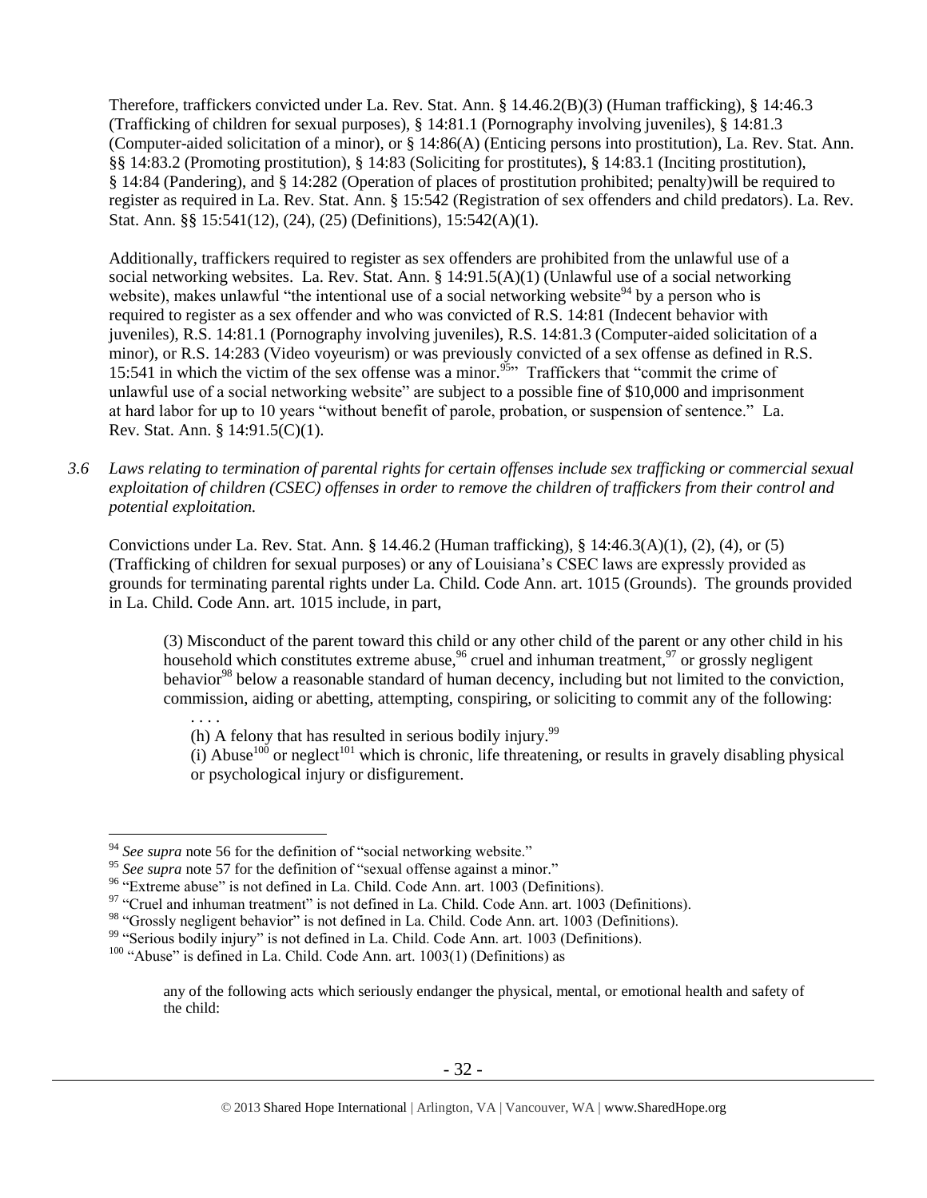Therefore, traffickers convicted under La. Rev. Stat. Ann. § 14.46.2(B)(3) (Human trafficking), § 14:46.3 (Trafficking of children for sexual purposes), § 14:81.1 (Pornography involving juveniles), § 14:81.3 (Computer-aided solicitation of a minor), or § 14:86(A) (Enticing persons into prostitution), La. Rev. Stat. Ann. §§ 14:83.2 (Promoting prostitution), § 14:83 (Soliciting for prostitutes), § 14:83.1 (Inciting prostitution), § 14:84 (Pandering), and § 14:282 (Operation of places of prostitution prohibited; penalty)will be required to register as required in La. Rev. Stat. Ann. § 15:542 (Registration of sex offenders and child predators). La. Rev. Stat. Ann. §§ 15:541(12), (24), (25) (Definitions), 15:542(A)(1).

Additionally, traffickers required to register as sex offenders are prohibited from the unlawful use of a social networking websites. La. Rev. Stat. Ann. § 14:91.5(A)(1) (Unlawful use of a social networking website), makes unlawful "the intentional use of a social networking website[94] by a person who is required to register as a sex offender and who was convicted of R.S. 14:81 (Indecent behavior with juveniles), R.S. 14:81.1 (Pornography involving juveniles), R.S. 14:81.3 (Computer-aided solicitation of a minor), or R.S. 14:283 (Video voyeurism) or was previously convicted of a sex offense as defined in R.S. 15:541 in which the victim of the sex offense was a minor.[95]" Traffickers that "commit the crime of unlawful use of a social networking website" are subject to a possible fine of $10,000 and imprisonment at hard labor for up to 10 years "without benefit of parole, probation, or suspension of sentence." La. Rev. Stat. Ann. § 14:91.5(C)(1).

*3.6 Laws relating to termination of parental rights for certain offenses include sex trafficking or commercial sexual exploitation of children (CSEC) offenses in order to remove the children of traffickers from their control and potential exploitation.*

Convictions under La. Rev. Stat. Ann. § 14.46.2 (Human trafficking), § 14:46.3(A)(1), (2), (4), or (5) (Trafficking of children for sexual purposes) or any of Louisiana's CSEC laws are expressly provided as grounds for terminating parental rights under La. Child. Code Ann. art. 1015 (Grounds). The grounds provided in La. Child. Code Ann. art. 1015 include, in part,

> (3) Misconduct of the parent toward this child or any other child of the parent or any other child in his household which constitutes extreme abuse,[96] cruel and inhuman treatment,[97] or grossly negligent behavior[98] below a reasonable standard of human decency, including but not limited to the conviction, commission, aiding or abetting, attempting, conspiring, or soliciting to commit any of the following:
>
> . . . .
>
> (h) A felony that has resulted in serious bodily injury.[99]
>
> (i) Abuse[100] or neglect[101] which is chronic, life threatening, or results in gravely disabling physical or psychological injury or disfigurement.

---

[94] *See supra* note 56 for the definition of "social networking website."

[95] *See supra* note 57 for the definition of "sexual offense against a minor."

[96] "Extreme abuse" is not defined in La. Child. Code Ann. art. 1003 (Definitions).

[97] "Cruel and inhuman treatment" is not defined in La. Child. Code Ann. art. 1003 (Definitions).

[98] "Grossly negligent behavior" is not defined in La. Child. Code Ann. art. 1003 (Definitions).

[99] "Serious bodily injury" is not defined in La. Child. Code Ann. art. 1003 (Definitions).

[100] "Abuse" is defined in La. Child. Code Ann. art. 1003(1) (Definitions) as

> any of the following acts which seriously endanger the physical, mental, or emotional health and safety of the child: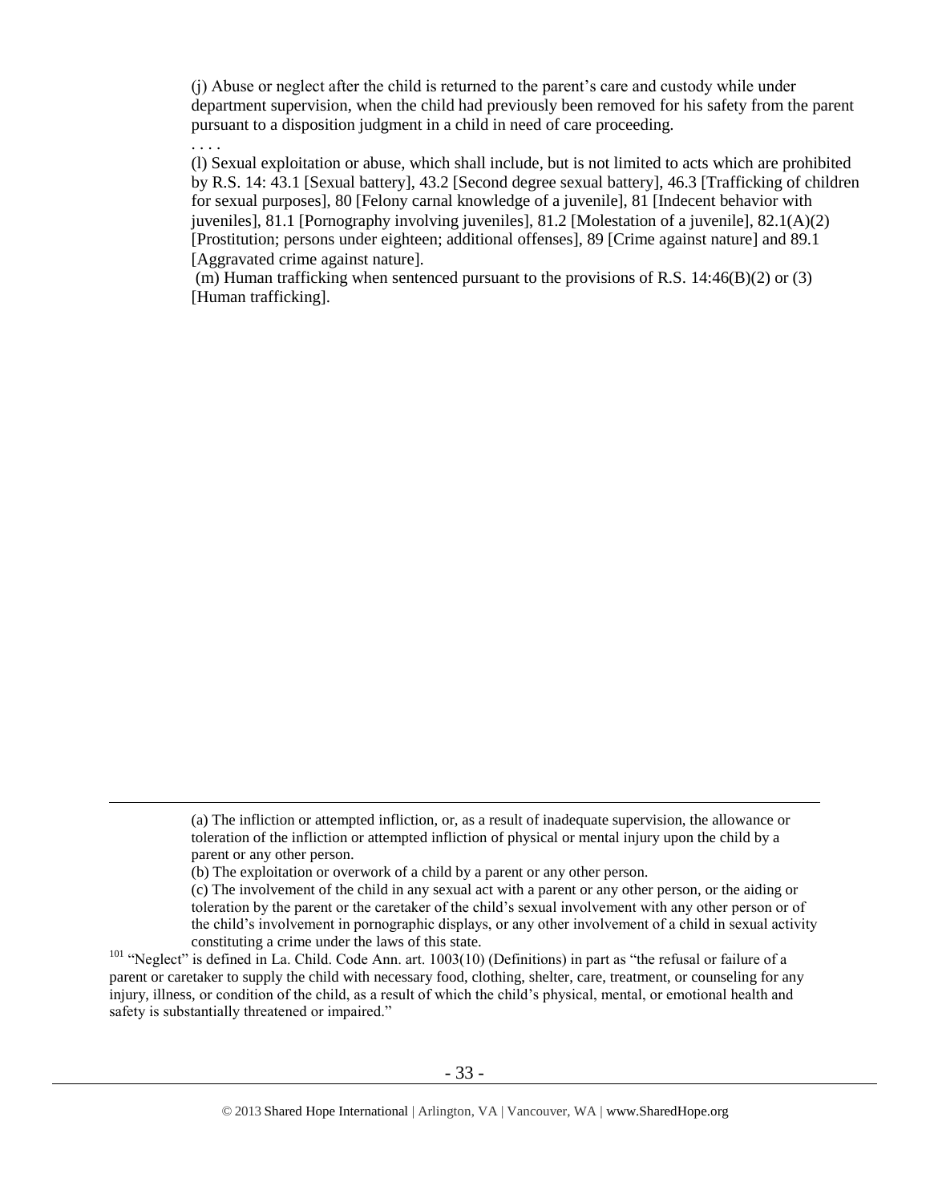(j) Abuse or neglect after the child is returned to the parent's care and custody while under department supervision, when the child had previously been removed for his safety from the parent pursuant to a disposition judgment in a child in need of care proceeding.

. . . .

(l) Sexual exploitation or abuse, which shall include, but is not limited to acts which are prohibited by R.S. 14: 43.1 [Sexual battery], 43.2 [Second degree sexual battery], 46.3 [Trafficking of children for sexual purposes], 80 [Felony carnal knowledge of a juvenile], 81 [Indecent behavior with juveniles], 81.1 [Pornography involving juveniles], 81.2 [Molestation of a juvenile], 82.1(A)(2) [Prostitution; persons under eighteen; additional offenses], 89 [Crime against nature] and 89.1 [Aggravated crime against nature].

(m) Human trafficking when sentenced pursuant to the provisions of R.S. 14:46(B)(2) or (3) [Human trafficking].

---

(a) The infliction or attempted infliction, or, as a result of inadequate supervision, the allowance or toleration of the infliction or attempted infliction of physical or mental injury upon the child by a parent or any other person.

(b) The exploitation or overwork of a child by a parent or any other person.

(c) The involvement of the child in any sexual act with a parent or any other person, or the aiding or toleration by the parent or the caretaker of the child's sexual involvement with any other person or of the child's involvement in pornographic displays, or any other involvement of a child in sexual activity constituting a crime under the laws of this state.

[101] "Neglect" is defined in La. Child. Code Ann. art. 1003(10) (Definitions) in part as "the refusal or failure of a parent or caretaker to supply the child with necessary food, clothing, shelter, care, treatment, or counseling for any injury, illness, or condition of the child, as a result of which the child's physical, mental, or emotional health and safety is substantially threatened or impaired."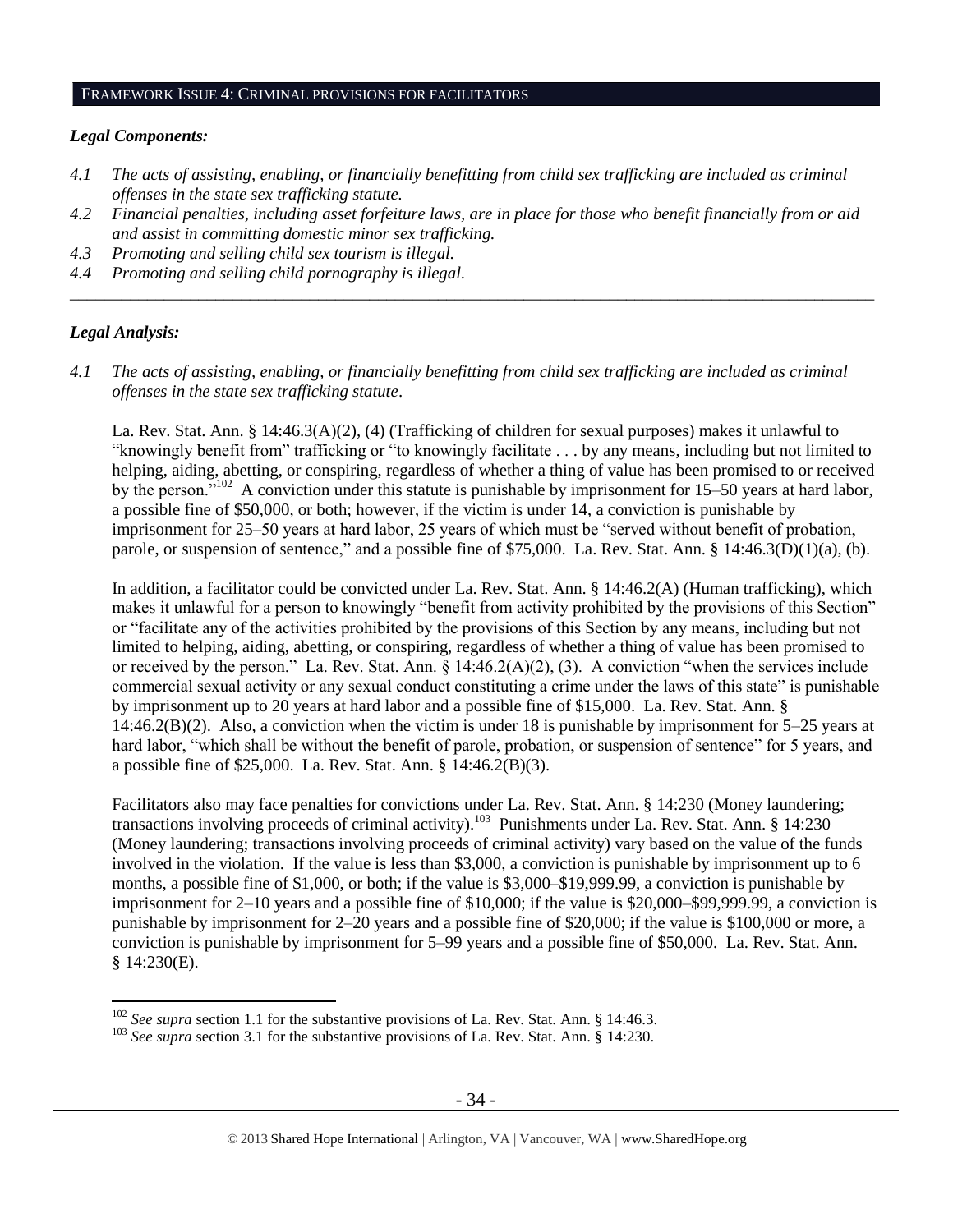## FRAMEWORK ISSUE 4: CRIMINAL PROVISIONS FOR FACILITATORS

### *Legal Components:*

*4.1 The acts of assisting, enabling, or financially benefitting from child sex trafficking are included as criminal offenses in the state sex trafficking statute.*

*4.2 Financial penalties, including asset forfeiture laws, are in place for those who benefit financially from or aid and assist in committing domestic minor sex trafficking.*

*4.3 Promoting and selling child sex tourism is illegal.*

*4.4 Promoting and selling child pornography is illegal.*

---

### *Legal Analysis:*

*4.1 The acts of assisting, enabling, or financially benefitting from child sex trafficking are included as criminal offenses in the state sex trafficking statute.*

La. Rev. Stat. Ann. § 14:46.3(A)(2), (4) (Trafficking of children for sexual purposes) makes it unlawful to "knowingly benefit from" trafficking or "to knowingly facilitate . . . by any means, including but not limited to helping, aiding, abetting, or conspiring, regardless of whether a thing of value has been promised to or received by the person."[102] A conviction under this statute is punishable by imprisonment for 15–50 years at hard labor, a possible fine of $50,000, or both; however, if the victim is under 14, a conviction is punishable by imprisonment for 25–50 years at hard labor, 25 years of which must be "served without benefit of probation, parole, or suspension of sentence," and a possible fine of $75,000. La. Rev. Stat. Ann. § 14:46.3(D)(1)(a), (b).

In addition, a facilitator could be convicted under La. Rev. Stat. Ann. § 14:46.2(A) (Human trafficking), which makes it unlawful for a person to knowingly "benefit from activity prohibited by the provisions of this Section" or "facilitate any of the activities prohibited by the provisions of this Section by any means, including but not limited to helping, aiding, abetting, or conspiring, regardless of whether a thing of value has been promised to or received by the person." La. Rev. Stat. Ann. § 14:46.2(A)(2), (3). A conviction "when the services include commercial sexual activity or any sexual conduct constituting a crime under the laws of this state" is punishable by imprisonment up to 20 years at hard labor and a possible fine of $15,000. La. Rev. Stat. Ann. § 14:46.2(B)(2). Also, a conviction when the victim is under 18 is punishable by imprisonment for 5–25 years at hard labor, "which shall be without the benefit of parole, probation, or suspension of sentence" for 5 years, and a possible fine of $25,000. La. Rev. Stat. Ann. § 14:46.2(B)(3).

Facilitators also may face penalties for convictions under La. Rev. Stat. Ann. § 14:230 (Money laundering; transactions involving proceeds of criminal activity).[103] Punishments under La. Rev. Stat. Ann. § 14:230 (Money laundering; transactions involving proceeds of criminal activity) vary based on the value of the funds involved in the violation. If the value is less than $3,000, a conviction is punishable by imprisonment up to 6 months, a possible fine of $1,000, or both; if the value is $3,000–$19,999.99, a conviction is punishable by imprisonment for 2–10 years and a possible fine of $10,000; if the value is $20,000–$99,999.99, a conviction is punishable by imprisonment for 2–20 years and a possible fine of $20,000; if the value is $100,000 or more, a conviction is punishable by imprisonment for 5–99 years and a possible fine of $50,000. La. Rev. Stat. Ann. § 14:230(E).

---

[102] *See supra* section 1.1 for the substantive provisions of La. Rev. Stat. Ann. § 14:46.3.

[103] *See supra* section 3.1 for the substantive provisions of La. Rev. Stat. Ann. § 14:230.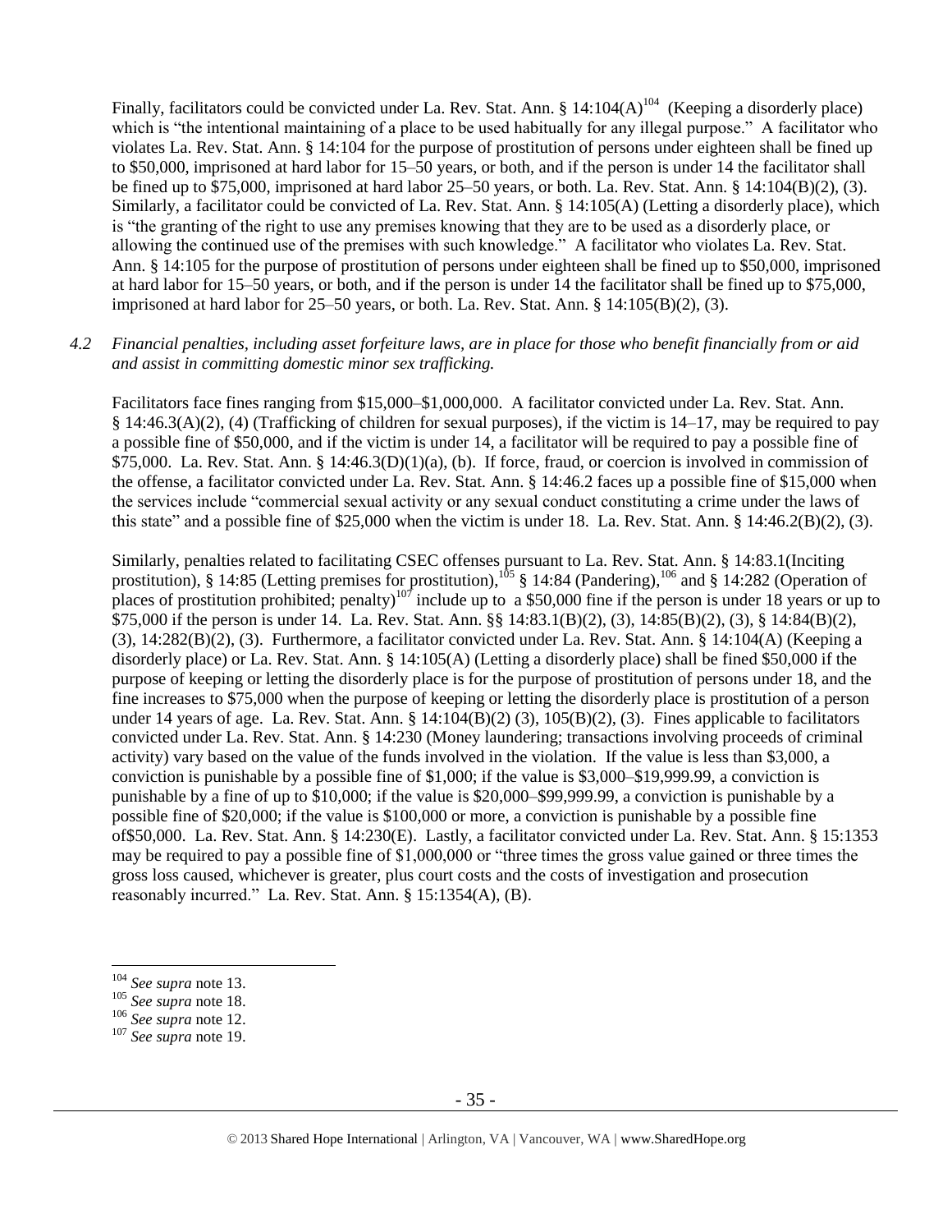Finally, facilitators could be convicted under La. Rev. Stat. Ann. § 14:104(A)[104] (Keeping a disorderly place) which is "the intentional maintaining of a place to be used habitually for any illegal purpose." A facilitator who violates La. Rev. Stat. Ann. § 14:104 for the purpose of prostitution of persons under eighteen shall be fined up to $50,000, imprisoned at hard labor for 15–50 years, or both, and if the person is under 14 the facilitator shall be fined up to $75,000, imprisoned at hard labor 25–50 years, or both. La. Rev. Stat. Ann. § 14:104(B)(2), (3). Similarly, a facilitator could be convicted of La. Rev. Stat. Ann. § 14:105(A) (Letting a disorderly place), which is "the granting of the right to use any premises knowing that they are to be used as a disorderly place, or allowing the continued use of the premises with such knowledge." A facilitator who violates La. Rev. Stat. Ann. § 14:105 for the purpose of prostitution of persons under eighteen shall be fined up to $50,000, imprisoned at hard labor for 15–50 years, or both, and if the person is under 14 the facilitator shall be fined up to $75,000, imprisoned at hard labor for 25–50 years, or both. La. Rev. Stat. Ann. § 14:105(B)(2), (3).

*4.2 Financial penalties, including asset forfeiture laws, are in place for those who benefit financially from or aid and assist in committing domestic minor sex trafficking.*

Facilitators face fines ranging from $15,000–$1,000,000. A facilitator convicted under La. Rev. Stat. Ann. § 14:46.3(A)(2), (4) (Trafficking of children for sexual purposes), if the victim is 14–17, may be required to pay a possible fine of $50,000, and if the victim is under 14, a facilitator will be required to pay a possible fine of $75,000. La. Rev. Stat. Ann. § 14:46.3(D)(1)(a), (b). If force, fraud, or coercion is involved in commission of the offense, a facilitator convicted under La. Rev. Stat. Ann. § 14:46.2 faces up a possible fine of $15,000 when the services include "commercial sexual activity or any sexual conduct constituting a crime under the laws of this state" and a possible fine of $25,000 when the victim is under 18. La. Rev. Stat. Ann. § 14:46.2(B)(2), (3).

Similarly, penalties related to facilitating CSEC offenses pursuant to La. Rev. Stat. Ann. § 14:83.1(Inciting prostitution), § 14:85 (Letting premises for prostitution),[105] § 14:84 (Pandering),[106] and § 14:282 (Operation of places of prostitution prohibited; penalty)[107] include up to a $50,000 fine if the person is under 18 years or up to $75,000 if the person is under 14. La. Rev. Stat. Ann. §§ 14:83.1(B)(2), (3), 14:85(B)(2), (3), § 14:84(B)(2), (3), 14:282(B)(2), (3). Furthermore, a facilitator convicted under La. Rev. Stat. Ann. § 14:104(A) (Keeping a disorderly place) or La. Rev. Stat. Ann. § 14:105(A) (Letting a disorderly place) shall be fined $50,000 if the purpose of keeping or letting the disorderly place is for the purpose of prostitution of persons under 18, and the fine increases to $75,000 when the purpose of keeping or letting the disorderly place is prostitution of a person under 14 years of age. La. Rev. Stat. Ann. § 14:104(B)(2) (3), 105(B)(2), (3). Fines applicable to facilitators convicted under La. Rev. Stat. Ann. § 14:230 (Money laundering; transactions involving proceeds of criminal activity) vary based on the value of the funds involved in the violation. If the value is less than $3,000, a conviction is punishable by a possible fine of $1,000; if the value is $3,000–$19,999.99, a conviction is punishable by a fine of up to $10,000; if the value is $20,000–$99,999.99, a conviction is punishable by a possible fine of $20,000; if the value is $100,000 or more, a conviction is punishable by a possible fine of$50,000. La. Rev. Stat. Ann. § 14:230(E). Lastly, a facilitator convicted under La. Rev. Stat. Ann. § 15:1353 may be required to pay a possible fine of $1,000,000 or "three times the gross value gained or three times the gross loss caused, whichever is greater, plus court costs and the costs of investigation and prosecution reasonably incurred." La. Rev. Stat. Ann. § 15:1354(A), (B).

---

[104] *See supra* note 13.
[105] *See supra* note 18.
[106] *See supra* note 12.
[107] *See supra* note 19.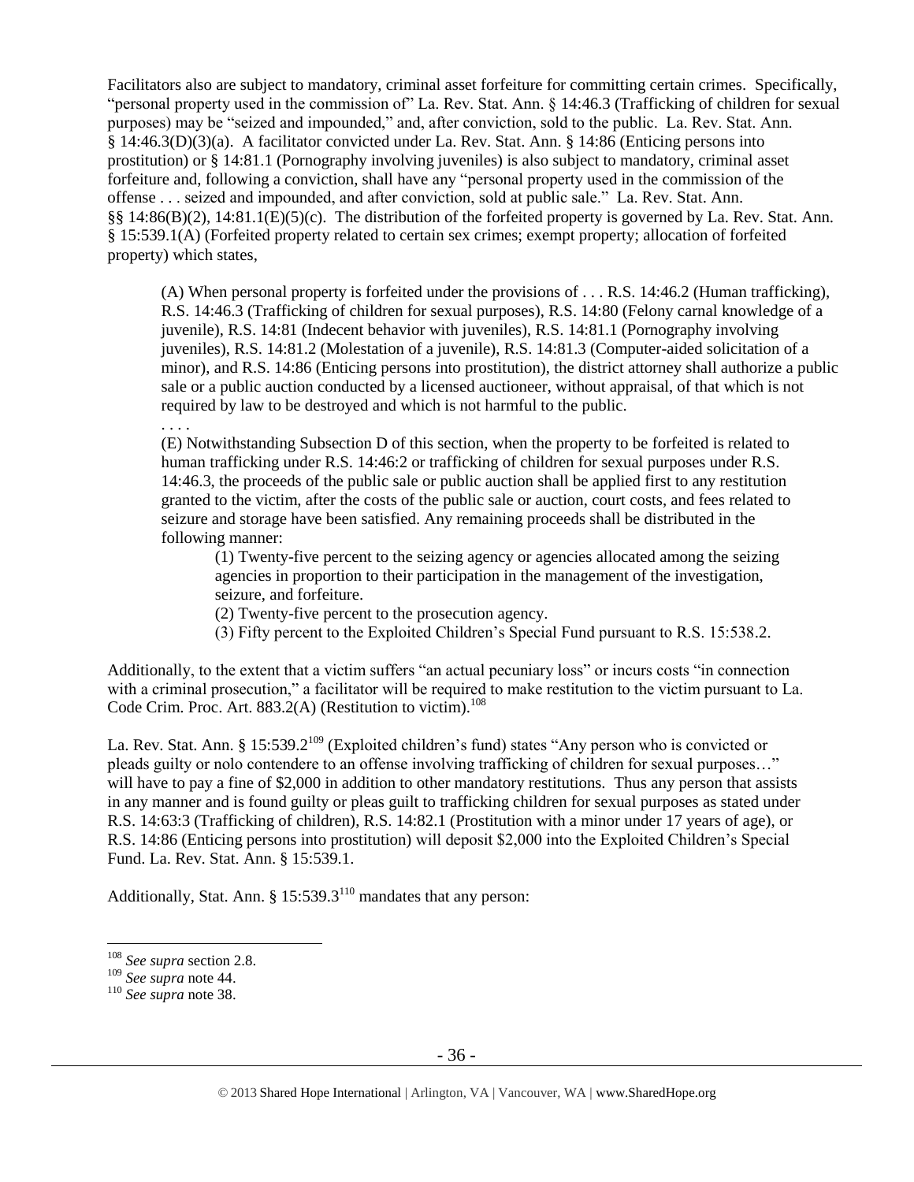Facilitators also are subject to mandatory, criminal asset forfeiture for committing certain crimes. Specifically, "personal property used in the commission of" La. Rev. Stat. Ann. § 14:46.3 (Trafficking of children for sexual purposes) may be "seized and impounded," and, after conviction, sold to the public. La. Rev. Stat. Ann. § 14:46.3(D)(3)(a). A facilitator convicted under La. Rev. Stat. Ann. § 14:86 (Enticing persons into prostitution) or § 14:81.1 (Pornography involving juveniles) is also subject to mandatory, criminal asset forfeiture and, following a conviction, shall have any "personal property used in the commission of the offense . . . seized and impounded, and after conviction, sold at public sale." La. Rev. Stat. Ann. §§ 14:86(B)(2), 14:81.1(E)(5)(c). The distribution of the forfeited property is governed by La. Rev. Stat. Ann. § 15:539.1(A) (Forfeited property related to certain sex crimes; exempt property; allocation of forfeited property) which states,

> (A) When personal property is forfeited under the provisions of . . . R.S. 14:46.2 (Human trafficking), R.S. 14:46.3 (Trafficking of children for sexual purposes), R.S. 14:80 (Felony carnal knowledge of a juvenile), R.S. 14:81 (Indecent behavior with juveniles), R.S. 14:81.1 (Pornography involving juveniles), R.S. 14:81.2 (Molestation of a juvenile), R.S. 14:81.3 (Computer-aided solicitation of a minor), and R.S. 14:86 (Enticing persons into prostitution), the district attorney shall authorize a public sale or a public auction conducted by a licensed auctioneer, without appraisal, of that which is not required by law to be destroyed and which is not harmful to the public.
>
> . . . .
>
> (E) Notwithstanding Subsection D of this section, when the property to be forfeited is related to human trafficking under R.S. 14:46:2 or trafficking of children for sexual purposes under R.S. 14:46.3, the proceeds of the public sale or public auction shall be applied first to any restitution granted to the victim, after the costs of the public sale or auction, court costs, and fees related to seizure and storage have been satisfied. Any remaining proceeds shall be distributed in the following manner:
>
> > (1) Twenty-five percent to the seizing agency or agencies allocated among the seizing agencies in proportion to their participation in the management of the investigation, seizure, and forfeiture.
> >
> > (2) Twenty-five percent to the prosecution agency.
> >
> > (3) Fifty percent to the Exploited Children's Special Fund pursuant to R.S. 15:538.2.

Additionally, to the extent that a victim suffers "an actual pecuniary loss" or incurs costs "in connection with a criminal prosecution," a facilitator will be required to make restitution to the victim pursuant to La. Code Crim. Proc. Art. 883.2(A) (Restitution to victim).[108]

La. Rev. Stat. Ann. § 15:539.2[109] (Exploited children's fund) states "Any person who is convicted or pleads guilty or nolo contendere to an offense involving trafficking of children for sexual purposes…" will have to pay a fine of $2,000 in addition to other mandatory restitutions. Thus any person that assists in any manner and is found guilty or pleas guilt to trafficking children for sexual purposes as stated under R.S. 14:63:3 (Trafficking of children), R.S. 14:82.1 (Prostitution with a minor under 17 years of age), or R.S. 14:86 (Enticing persons into prostitution) will deposit $2,000 into the Exploited Children's Special Fund. La. Rev. Stat. Ann. § 15:539.1.

Additionally, Stat. Ann. § 15:539.3[110] mandates that any person:

---

[108] *See supra* section 2.8.

[109] *See supra* note 44.

[110] *See supra* note 38.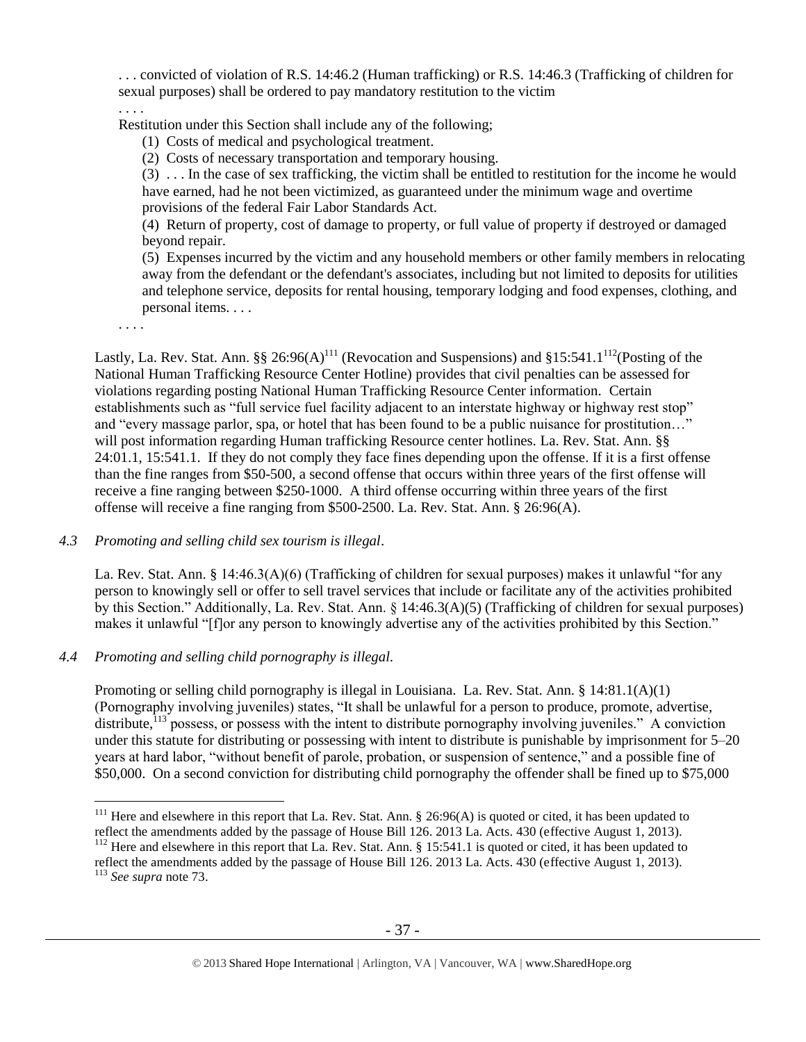> . . . convicted of violation of R.S. 14:46.2 (Human trafficking) or R.S. 14:46.3 (Trafficking of children for sexual purposes) shall be ordered to pay mandatory restitution to the victim
>
> . . . .
>
> Restitution under this Section shall include any of the following;
>
> (1) Costs of medical and psychological treatment.
>
> (2) Costs of necessary transportation and temporary housing.
>
> (3) . . . In the case of sex trafficking, the victim shall be entitled to restitution for the income he would have earned, had he not been victimized, as guaranteed under the minimum wage and overtime provisions of the federal Fair Labor Standards Act.
>
> (4) Return of property, cost of damage to property, or full value of property if destroyed or damaged beyond repair.
>
> (5) Expenses incurred by the victim and any household members or other family members in relocating away from the defendant or the defendant's associates, including but not limited to deposits for utilities and telephone service, deposits for rental housing, temporary lodging and food expenses, clothing, and personal items. . . .
>
> . . . .

Lastly, La. Rev. Stat. Ann. §§ 26:96(A)[111] (Revocation and Suspensions) and §15:541.1[112](Posting of the National Human Trafficking Resource Center Hotline) provides that civil penalties can be assessed for violations regarding posting National Human Trafficking Resource Center information. Certain establishments such as "full service fuel facility adjacent to an interstate highway or highway rest stop" and "every massage parlor, spa, or hotel that has been found to be a public nuisance for prostitution…" will post information regarding Human trafficking Resource center hotlines. La. Rev. Stat. Ann. §§ 24:01.1, 15:541.1. If they do not comply they face fines depending upon the offense. If it is a first offense than the fine ranges from $50-500, a second offense that occurs within three years of the first offense will receive a fine ranging between $250-1000. A third offense occurring within three years of the first offense will receive a fine ranging from $500-2500. La. Rev. Stat. Ann. § 26:96(A).

*4.3 Promoting and selling child sex tourism is illegal*.

La. Rev. Stat. Ann. § 14:46.3(A)(6) (Trafficking of children for sexual purposes) makes it unlawful "for any person to knowingly sell or offer to sell travel services that include or facilitate any of the activities prohibited by this Section." Additionally, La. Rev. Stat. Ann. § 14:46.3(A)(5) (Trafficking of children for sexual purposes) makes it unlawful "[f]or any person to knowingly advertise any of the activities prohibited by this Section."

*4.4 Promoting and selling child pornography is illegal.*

Promoting or selling child pornography is illegal in Louisiana. La. Rev. Stat. Ann. § 14:81.1(A)(1) (Pornography involving juveniles) states, "It shall be unlawful for a person to produce, promote, advertise, distribute,[113] possess, or possess with the intent to distribute pornography involving juveniles." A conviction under this statute for distributing or possessing with intent to distribute is punishable by imprisonment for 5–20 years at hard labor, "without benefit of parole, probation, or suspension of sentence," and a possible fine of $50,000. On a second conviction for distributing child pornography the offender shall be fined up to $75,000

---

[111] Here and elsewhere in this report that La. Rev. Stat. Ann. § 26:96(A) is quoted or cited, it has been updated to reflect the amendments added by the passage of House Bill 126. 2013 La. Acts. 430 (effective August 1, 2013).

[112] Here and elsewhere in this report that La. Rev. Stat. Ann. § 15:541.1 is quoted or cited, it has been updated to reflect the amendments added by the passage of House Bill 126. 2013 La. Acts. 430 (effective August 1, 2013).

[113] *See supra* note 73.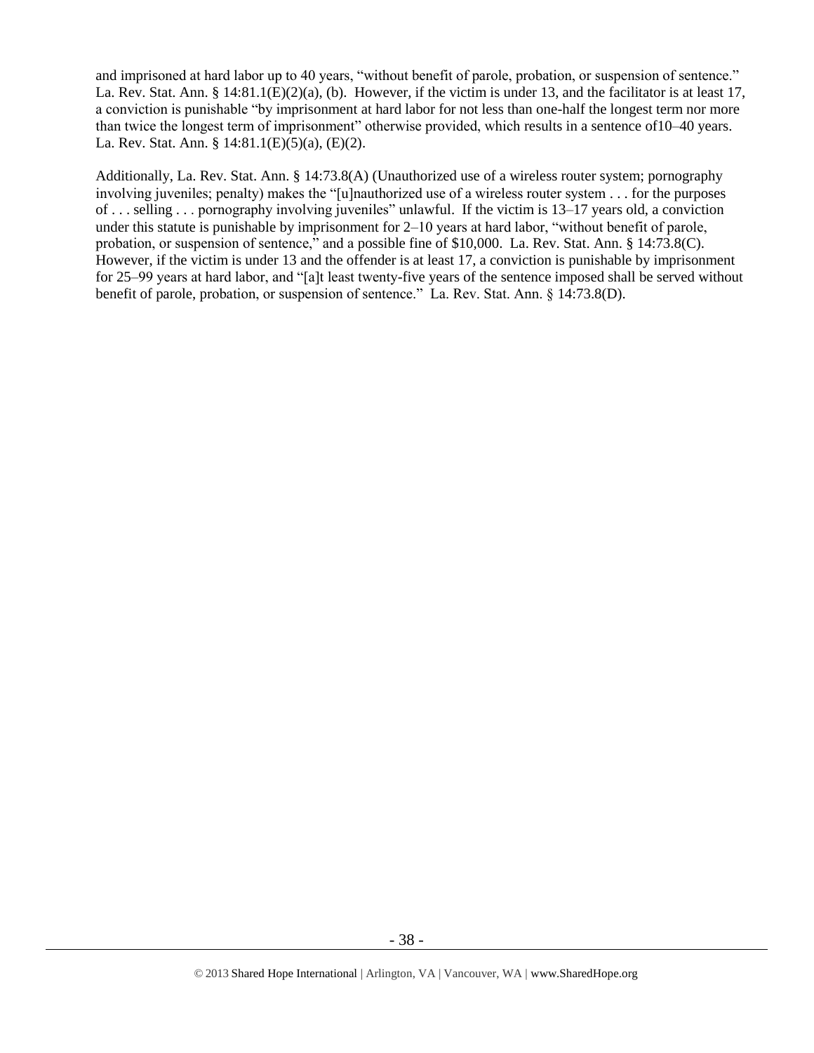and imprisoned at hard labor up to 40 years, "without benefit of parole, probation, or suspension of sentence." La. Rev. Stat. Ann. § 14:81.1(E)(2)(a), (b). However, if the victim is under 13, and the facilitator is at least 17, a conviction is punishable "by imprisonment at hard labor for not less than one-half the longest term nor more than twice the longest term of imprisonment" otherwise provided, which results in a sentence of10–40 years. La. Rev. Stat. Ann. § 14:81.1(E)(5)(a), (E)(2).

Additionally, La. Rev. Stat. Ann. § 14:73.8(A) (Unauthorized use of a wireless router system; pornography involving juveniles; penalty) makes the "[u]nauthorized use of a wireless router system . . . for the purposes of . . . selling . . . pornography involving juveniles" unlawful. If the victim is 13–17 years old, a conviction under this statute is punishable by imprisonment for 2–10 years at hard labor, "without benefit of parole, probation, or suspension of sentence," and a possible fine of $10,000. La. Rev. Stat. Ann. § 14:73.8(C). However, if the victim is under 13 and the offender is at least 17, a conviction is punishable by imprisonment for 25–99 years at hard labor, and "[a]t least twenty-five years of the sentence imposed shall be served without benefit of parole, probation, or suspension of sentence." La. Rev. Stat. Ann. § 14:73.8(D).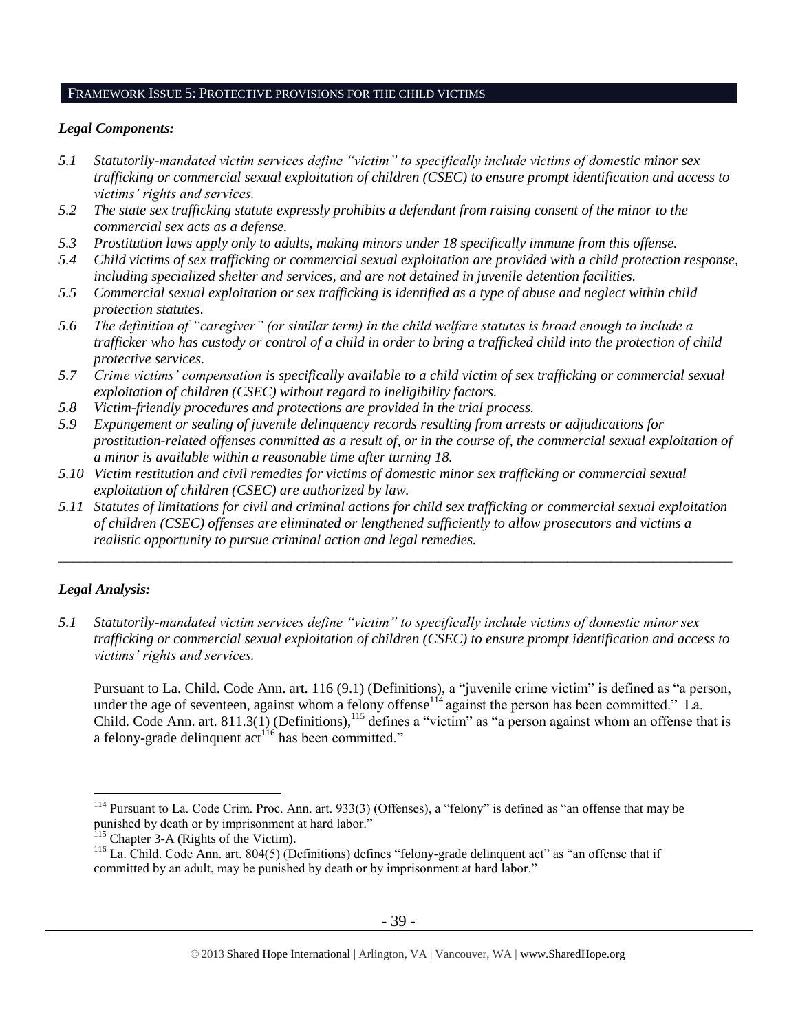## FRAMEWORK ISSUE 5: PROTECTIVE PROVISIONS FOR THE CHILD VICTIMS

### *Legal Components:*

*5.1 Statutorily-mandated victim services define "victim" to specifically include victims of domestic minor sex trafficking or commercial sexual exploitation of children (CSEC) to ensure prompt identification and access to victims' rights and services.*

*5.2 The state sex trafficking statute expressly prohibits a defendant from raising consent of the minor to the commercial sex acts as a defense.*

*5.3 Prostitution laws apply only to adults, making minors under 18 specifically immune from this offense.*

*5.4 Child victims of sex trafficking or commercial sexual exploitation are provided with a child protection response, including specialized shelter and services, and are not detained in juvenile detention facilities.*

*5.5 Commercial sexual exploitation or sex trafficking is identified as a type of abuse and neglect within child protection statutes.*

*5.6 The definition of "caregiver" (or similar term) in the child welfare statutes is broad enough to include a trafficker who has custody or control of a child in order to bring a trafficked child into the protection of child protective services.*

*5.7 Crime victims' compensation is specifically available to a child victim of sex trafficking or commercial sexual exploitation of children (CSEC) without regard to ineligibility factors.*

*5.8 Victim-friendly procedures and protections are provided in the trial process.*

*5.9 Expungement or sealing of juvenile delinquency records resulting from arrests or adjudications for prostitution-related offenses committed as a result of, or in the course of, the commercial sexual exploitation of a minor is available within a reasonable time after turning 18.*

*5.10 Victim restitution and civil remedies for victims of domestic minor sex trafficking or commercial sexual exploitation of children (CSEC) are authorized by law.*

*5.11 Statutes of limitations for civil and criminal actions for child sex trafficking or commercial sexual exploitation of children (CSEC) offenses are eliminated or lengthened sufficiently to allow prosecutors and victims a realistic opportunity to pursue criminal action and legal remedies.*

---

### *Legal Analysis:*

*5.1 Statutorily-mandated victim services define "victim" to specifically include victims of domestic minor sex trafficking or commercial sexual exploitation of children (CSEC) to ensure prompt identification and access to victims' rights and services.*

Pursuant to La. Child. Code Ann. art. 116 (9.1) (Definitions), a "juvenile crime victim" is defined as "a person, under the age of seventeen, against whom a felony offense[114] against the person has been committed." La. Child. Code Ann. art. 811.3(1) (Definitions),[115] defines a "victim" as "a person against whom an offense that is a felony-grade delinquent act[116] has been committed."

---

[114] Pursuant to La. Code Crim. Proc. Ann. art. 933(3) (Offenses), a "felony" is defined as "an offense that may be punished by death or by imprisonment at hard labor."

[115] Chapter 3-A (Rights of the Victim).

[116] La. Child. Code Ann. art. 804(5) (Definitions) defines "felony-grade delinquent act" as "an offense that if committed by an adult, may be punished by death or by imprisonment at hard labor."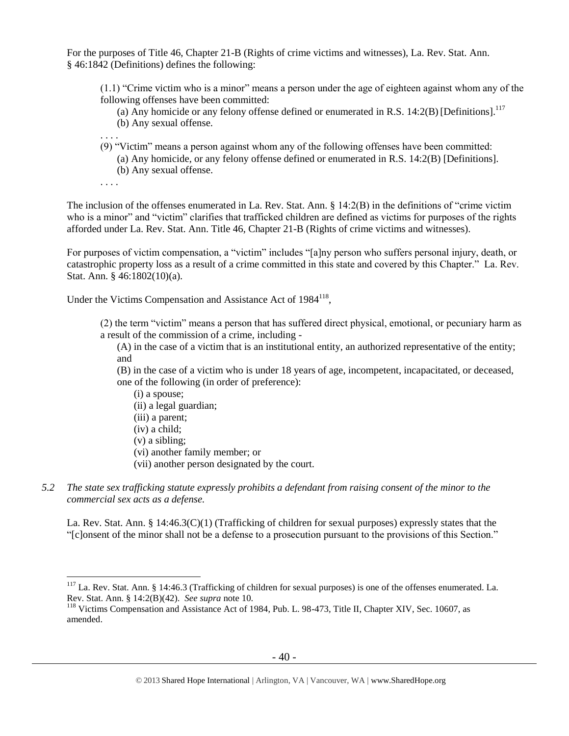For the purposes of Title 46, Chapter 21-B (Rights of crime victims and witnesses), La. Rev. Stat. Ann. § 46:1842 (Definitions) defines the following:

> (1.1) "Crime victim who is a minor" means a person under the age of eighteen against whom any of the following offenses have been committed:
>
> (a) Any homicide or any felony offense defined or enumerated in R.S. 14:2(B) [Definitions].[117]
>
> (b) Any sexual offense.
>
> . . . .
>
> (9) "Victim" means a person against whom any of the following offenses have been committed:
>
> (a) Any homicide, or any felony offense defined or enumerated in R.S. 14:2(B) [Definitions].
>
> (b) Any sexual offense.
>
> . . . .

The inclusion of the offenses enumerated in La. Rev. Stat. Ann. § 14:2(B) in the definitions of "crime victim who is a minor" and "victim" clarifies that trafficked children are defined as victims for purposes of the rights afforded under La. Rev. Stat. Ann. Title 46, Chapter 21-B (Rights of crime victims and witnesses).

For purposes of victim compensation, a "victim" includes "[a]ny person who suffers personal injury, death, or catastrophic property loss as a result of a crime committed in this state and covered by this Chapter." La. Rev. Stat. Ann. § 46:1802(10)(a).

Under the Victims Compensation and Assistance Act of 1984[118],

> (2) the term "victim" means a person that has suffered direct physical, emotional, or pecuniary harm as a result of the commission of a crime, including -
>
> (A) in the case of a victim that is an institutional entity, an authorized representative of the entity; and
>
> (B) in the case of a victim who is under 18 years of age, incompetent, incapacitated, or deceased, one of the following (in order of preference):
>
> (i) a spouse;
> (ii) a legal guardian;
> (iii) a parent;
> (iv) a child;
> (v) a sibling;
> (vi) another family member; or
> (vii) another person designated by the court.

*5.2 The state sex trafficking statute expressly prohibits a defendant from raising consent of the minor to the commercial sex acts as a defense.*

La. Rev. Stat. Ann. § 14:46.3(C)(1) (Trafficking of children for sexual purposes) expressly states that the "[c]onsent of the minor shall not be a defense to a prosecution pursuant to the provisions of this Section."

---

[117] La. Rev. Stat. Ann. § 14:46.3 (Trafficking of children for sexual purposes) is one of the offenses enumerated. La. Rev. Stat. Ann. § 14:2(B)(42). *See supra* note 10.

[118] Victims Compensation and Assistance Act of 1984, Pub. L. 98-473, Title II, Chapter XIV, Sec. 10607, as amended.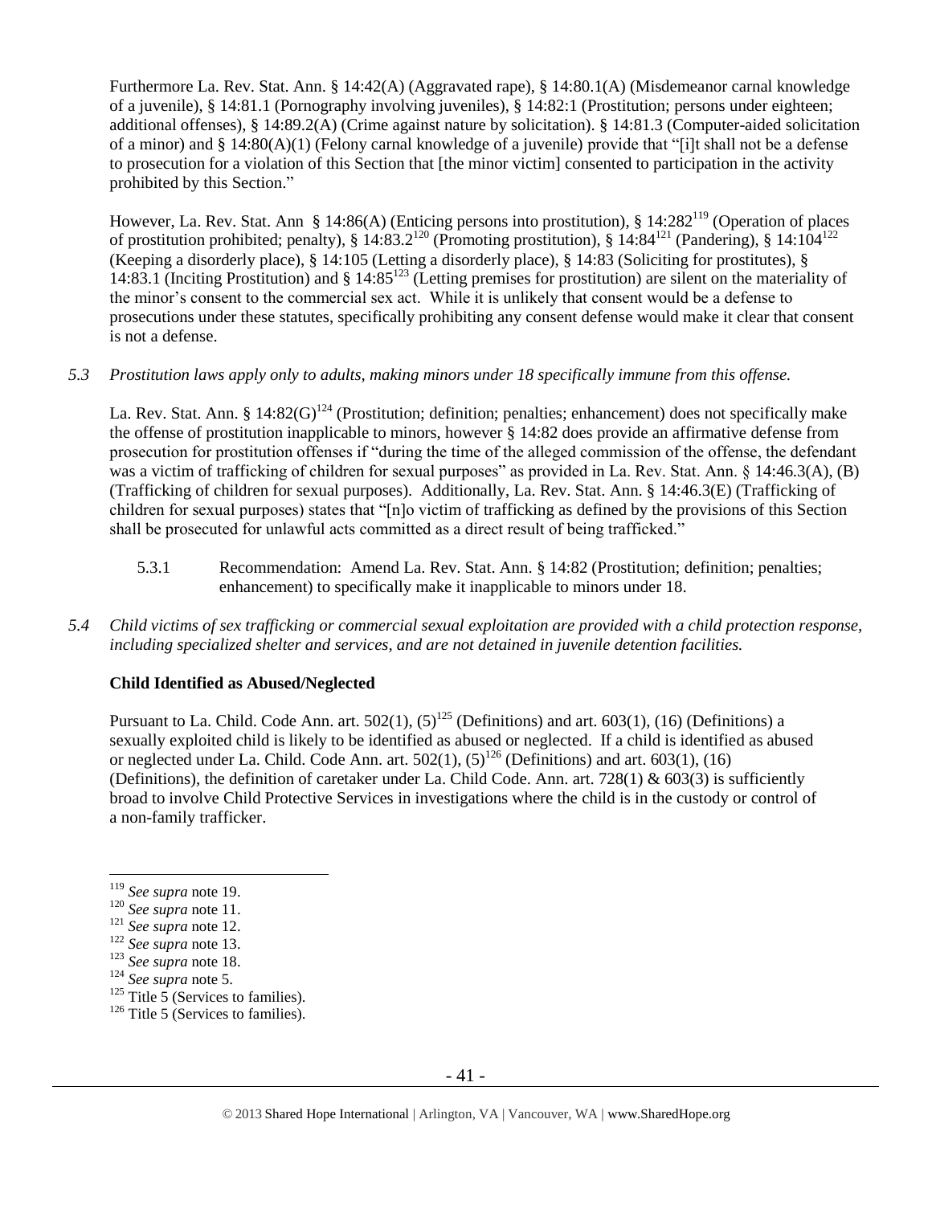Furthermore La. Rev. Stat. Ann. § 14:42(A) (Aggravated rape), § 14:80.1(A) (Misdemeanor carnal knowledge of a juvenile), § 14:81.1 (Pornography involving juveniles), § 14:82:1 (Prostitution; persons under eighteen; additional offenses), § 14:89.2(A) (Crime against nature by solicitation). § 14:81.3 (Computer-aided solicitation of a minor) and § 14:80(A)(1) (Felony carnal knowledge of a juvenile) provide that "[i]t shall not be a defense to prosecution for a violation of this Section that [the minor victim] consented to participation in the activity prohibited by this Section."

However, La. Rev. Stat. Ann § 14:86(A) (Enticing persons into prostitution), § 14:282[119] (Operation of places of prostitution prohibited; penalty), § 14:83.2[120] (Promoting prostitution), § 14:84[121] (Pandering), § 14:104[122] (Keeping a disorderly place), § 14:105 (Letting a disorderly place), § 14:83 (Soliciting for prostitutes), § 14:83.1 (Inciting Prostitution) and § 14:85[123] (Letting premises for prostitution) are silent on the materiality of the minor's consent to the commercial sex act. While it is unlikely that consent would be a defense to prosecutions under these statutes, specifically prohibiting any consent defense would make it clear that consent is not a defense.

*5.3 Prostitution laws apply only to adults, making minors under 18 specifically immune from this offense.*

La. Rev. Stat. Ann. § 14:82(G)[124] (Prostitution; definition; penalties; enhancement) does not specifically make the offense of prostitution inapplicable to minors, however § 14:82 does provide an affirmative defense from prosecution for prostitution offenses if "during the time of the alleged commission of the offense, the defendant was a victim of trafficking of children for sexual purposes" as provided in La. Rev. Stat. Ann. § 14:46.3(A), (B) (Trafficking of children for sexual purposes). Additionally, La. Rev. Stat. Ann. § 14:46.3(E) (Trafficking of children for sexual purposes) states that "[n]o victim of trafficking as defined by the provisions of this Section shall be prosecuted for unlawful acts committed as a direct result of being trafficked."

5.3.1 Recommendation: Amend La. Rev. Stat. Ann. § 14:82 (Prostitution; definition; penalties; enhancement) to specifically make it inapplicable to minors under 18.

*5.4 Child victims of sex trafficking or commercial sexual exploitation are provided with a child protection response, including specialized shelter and services, and are not detained in juvenile detention facilities.*

**Child Identified as Abused/Neglected**

Pursuant to La. Child. Code Ann. art. 502(1), (5)[125] (Definitions) and art. 603(1), (16) (Definitions) a sexually exploited child is likely to be identified as abused or neglected. If a child is identified as abused or neglected under La. Child. Code Ann. art. 502(1), (5)[126] (Definitions) and art. 603(1), (16) (Definitions), the definition of caretaker under La. Child Code. Ann. art. 728(1) & 603(3) is sufficiently broad to involve Child Protective Services in investigations where the child is in the custody or control of a non-family trafficker.

---

[119] *See supra* note 19.

[120] *See supra* note 11.

[121] *See supra* note 12.

[122] *See supra* note 13.

[123] *See supra* note 18.

[124] *See supra* note 5.

[125] Title 5 (Services to families).

[126] Title 5 (Services to families).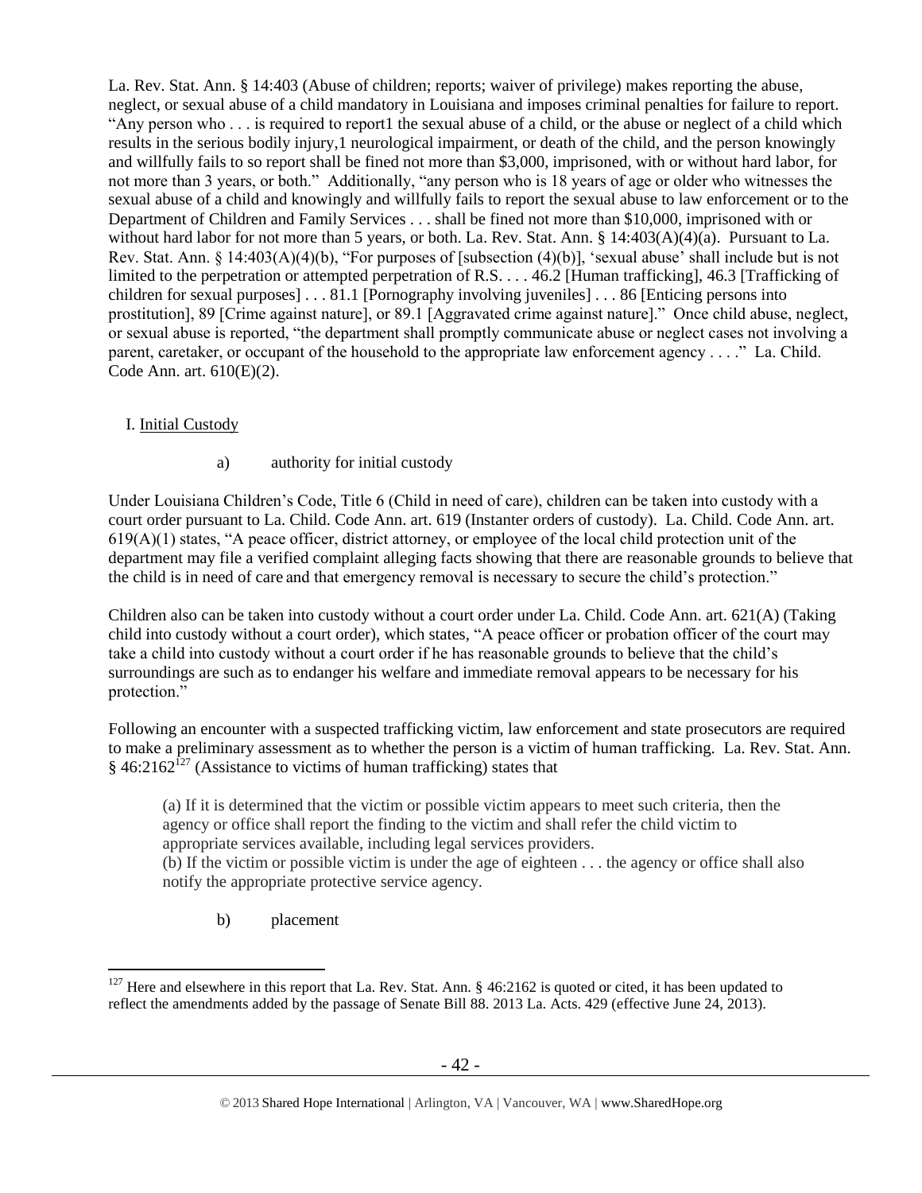La. Rev. Stat. Ann. § 14:403 (Abuse of children; reports; waiver of privilege) makes reporting the abuse, neglect, or sexual abuse of a child mandatory in Louisiana and imposes criminal penalties for failure to report. "Any person who . . . is required to report1 the sexual abuse of a child, or the abuse or neglect of a child which results in the serious bodily injury,1 neurological impairment, or death of the child, and the person knowingly and willfully fails to so report shall be fined not more than $3,000, imprisoned, with or without hard labor, for not more than 3 years, or both." Additionally, "any person who is 18 years of age or older who witnesses the sexual abuse of a child and knowingly and willfully fails to report the sexual abuse to law enforcement or to the Department of Children and Family Services . . . shall be fined not more than $10,000, imprisoned with or without hard labor for not more than 5 years, or both. La. Rev. Stat. Ann. § 14:403(A)(4)(a). Pursuant to La. Rev. Stat. Ann. § 14:403(A)(4)(b), "For purposes of [subsection (4)(b)], 'sexual abuse' shall include but is not limited to the perpetration or attempted perpetration of R.S. . . . 46.2 [Human trafficking], 46.3 [Trafficking of children for sexual purposes] . . . 81.1 [Pornography involving juveniles] . . . 86 [Enticing persons into prostitution], 89 [Crime against nature], or 89.1 [Aggravated crime against nature]." Once child abuse, neglect, or sexual abuse is reported, "the department shall promptly communicate abuse or neglect cases not involving a parent, caretaker, or occupant of the household to the appropriate law enforcement agency . . . ." La. Child. Code Ann. art. 610(E)(2).

I. Initial Custody

a) authority for initial custody

Under Louisiana Children's Code, Title 6 (Child in need of care), children can be taken into custody with a court order pursuant to La. Child. Code Ann. art. 619 (Instanter orders of custody). La. Child. Code Ann. art. 619(A)(1) states, "A peace officer, district attorney, or employee of the local child protection unit of the department may file a verified complaint alleging facts showing that there are reasonable grounds to believe that the child is in need of care and that emergency removal is necessary to secure the child's protection."

Children also can be taken into custody without a court order under La. Child. Code Ann. art. 621(A) (Taking child into custody without a court order), which states, "A peace officer or probation officer of the court may take a child into custody without a court order if he has reasonable grounds to believe that the child's surroundings are such as to endanger his welfare and immediate removal appears to be necessary for his protection."

Following an encounter with a suspected trafficking victim, law enforcement and state prosecutors are required to make a preliminary assessment as to whether the person is a victim of human trafficking. La. Rev. Stat. Ann. § 46:2162[127] (Assistance to victims of human trafficking) states that

> (a) If it is determined that the victim or possible victim appears to meet such criteria, then the agency or office shall report the finding to the victim and shall refer the child victim to appropriate services available, including legal services providers.
> (b) If the victim or possible victim is under the age of eighteen . . . the agency or office shall also notify the appropriate protective service agency.

b) placement

[127] Here and elsewhere in this report that La. Rev. Stat. Ann. § 46:2162 is quoted or cited, it has been updated to reflect the amendments added by the passage of Senate Bill 88. 2013 La. Acts. 429 (effective June 24, 2013).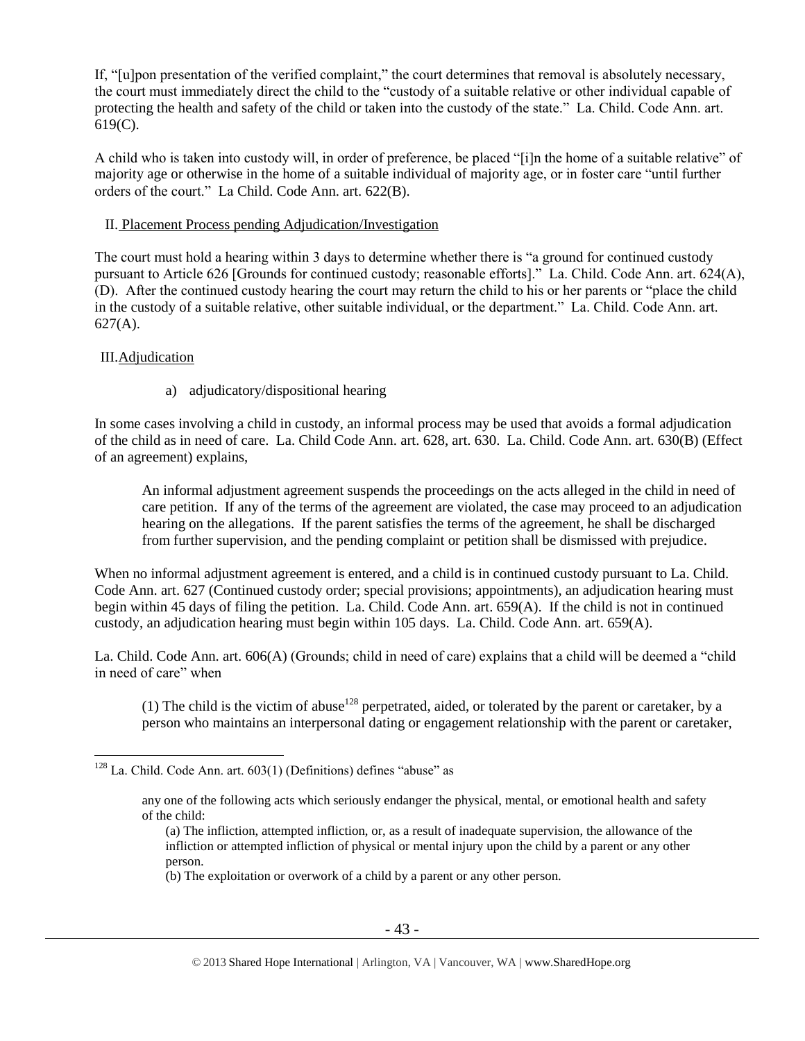If, "[u]pon presentation of the verified complaint," the court determines that removal is absolutely necessary, the court must immediately direct the child to the "custody of a suitable relative or other individual capable of protecting the health and safety of the child or taken into the custody of the state." La. Child. Code Ann. art. 619(C).

A child who is taken into custody will, in order of preference, be placed "[i]n the home of a suitable relative" of majority age or otherwise in the home of a suitable individual of majority age, or in foster care "until further orders of the court." La Child. Code Ann. art. 622(B).

II. Placement Process pending Adjudication/Investigation

The court must hold a hearing within 3 days to determine whether there is "a ground for continued custody pursuant to Article 626 [Grounds for continued custody; reasonable efforts]." La. Child. Code Ann. art. 624(A), (D). After the continued custody hearing the court may return the child to his or her parents or "place the child in the custody of a suitable relative, other suitable individual, or the department." La. Child. Code Ann. art. 627(A).

III. Adjudication

a) adjudicatory/dispositional hearing

In some cases involving a child in custody, an informal process may be used that avoids a formal adjudication of the child as in need of care. La. Child Code Ann. art. 628, art. 630. La. Child. Code Ann. art. 630(B) (Effect of an agreement) explains,

> An informal adjustment agreement suspends the proceedings on the acts alleged in the child in need of care petition. If any of the terms of the agreement are violated, the case may proceed to an adjudication hearing on the allegations. If the parent satisfies the terms of the agreement, he shall be discharged from further supervision, and the pending complaint or petition shall be dismissed with prejudice.

When no informal adjustment agreement is entered, and a child is in continued custody pursuant to La. Child. Code Ann. art. 627 (Continued custody order; special provisions; appointments), an adjudication hearing must begin within 45 days of filing the petition. La. Child. Code Ann. art. 659(A). If the child is not in continued custody, an adjudication hearing must begin within 105 days. La. Child. Code Ann. art. 659(A).

La. Child. Code Ann. art. 606(A) (Grounds; child in need of care) explains that a child will be deemed a "child in need of care" when

> (1) The child is the victim of abuse[128] perpetrated, aided, or tolerated by the parent or caretaker, by a person who maintains an interpersonal dating or engagement relationship with the parent or caretaker,

---

[128] La. Child. Code Ann. art. 603(1) (Definitions) defines "abuse" as

> any one of the following acts which seriously endanger the physical, mental, or emotional health and safety of the child:
>
> (a) The infliction, attempted infliction, or, as a result of inadequate supervision, the allowance of the infliction or attempted infliction of physical or mental injury upon the child by a parent or any other person.
>
> (b) The exploitation or overwork of a child by a parent or any other person.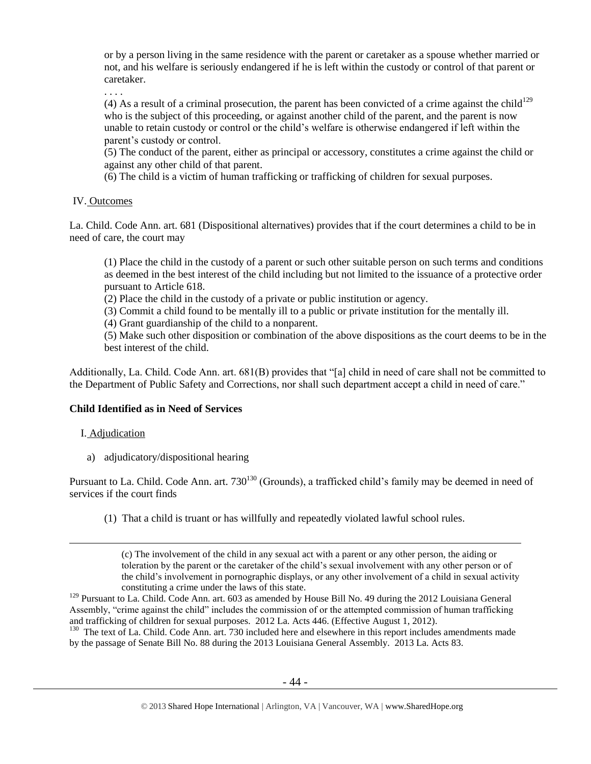or by a person living in the same residence with the parent or caretaker as a spouse whether married or not, and his welfare is seriously endangered if he is left within the custody or control of that parent or caretaker.

. . . .

(4) As a result of a criminal prosecution, the parent has been convicted of a crime against the child[129] who is the subject of this proceeding, or against another child of the parent, and the parent is now unable to retain custody or control or the child's welfare is otherwise endangered if left within the parent's custody or control.

(5) The conduct of the parent, either as principal or accessory, constitutes a crime against the child or against any other child of that parent.

(6) The child is a victim of human trafficking or trafficking of children for sexual purposes.

IV. Outcomes

La. Child. Code Ann. art. 681 (Dispositional alternatives) provides that if the court determines a child to be in need of care, the court may

> (1) Place the child in the custody of a parent or such other suitable person on such terms and conditions as deemed in the best interest of the child including but not limited to the issuance of a protective order pursuant to Article 618.
>
> (2) Place the child in the custody of a private or public institution or agency.
>
> (3) Commit a child found to be mentally ill to a public or private institution for the mentally ill.
>
> (4) Grant guardianship of the child to a nonparent.
>
> (5) Make such other disposition or combination of the above dispositions as the court deems to be in the best interest of the child.

Additionally, La. Child. Code Ann. art. 681(B) provides that "[a] child in need of care shall not be committed to the Department of Public Safety and Corrections, nor shall such department accept a child in need of care."

**Child Identified as in Need of Services**

I. Adjudication

a) adjudicatory/dispositional hearing

Pursuant to La. Child. Code Ann. art. 730[130] (Grounds), a trafficked child's family may be deemed in need of services if the court finds

> (1) That a child is truant or has willfully and repeatedly violated lawful school rules.

---

(c) The involvement of the child in any sexual act with a parent or any other person, the aiding or toleration by the parent or the caretaker of the child's sexual involvement with any other person or of the child's involvement in pornographic displays, or any other involvement of a child in sexual activity constituting a crime under the laws of this state.

[129] Pursuant to La. Child. Code Ann. art. 603 as amended by House Bill No. 49 during the 2012 Louisiana General Assembly, "crime against the child" includes the commission of or the attempted commission of human trafficking and trafficking of children for sexual purposes. 2012 La. Acts 446. (Effective August 1, 2012).

[130] The text of La. Child. Code Ann. art. 730 included here and elsewhere in this report includes amendments made by the passage of Senate Bill No. 88 during the 2013 Louisiana General Assembly. 2013 La. Acts 83.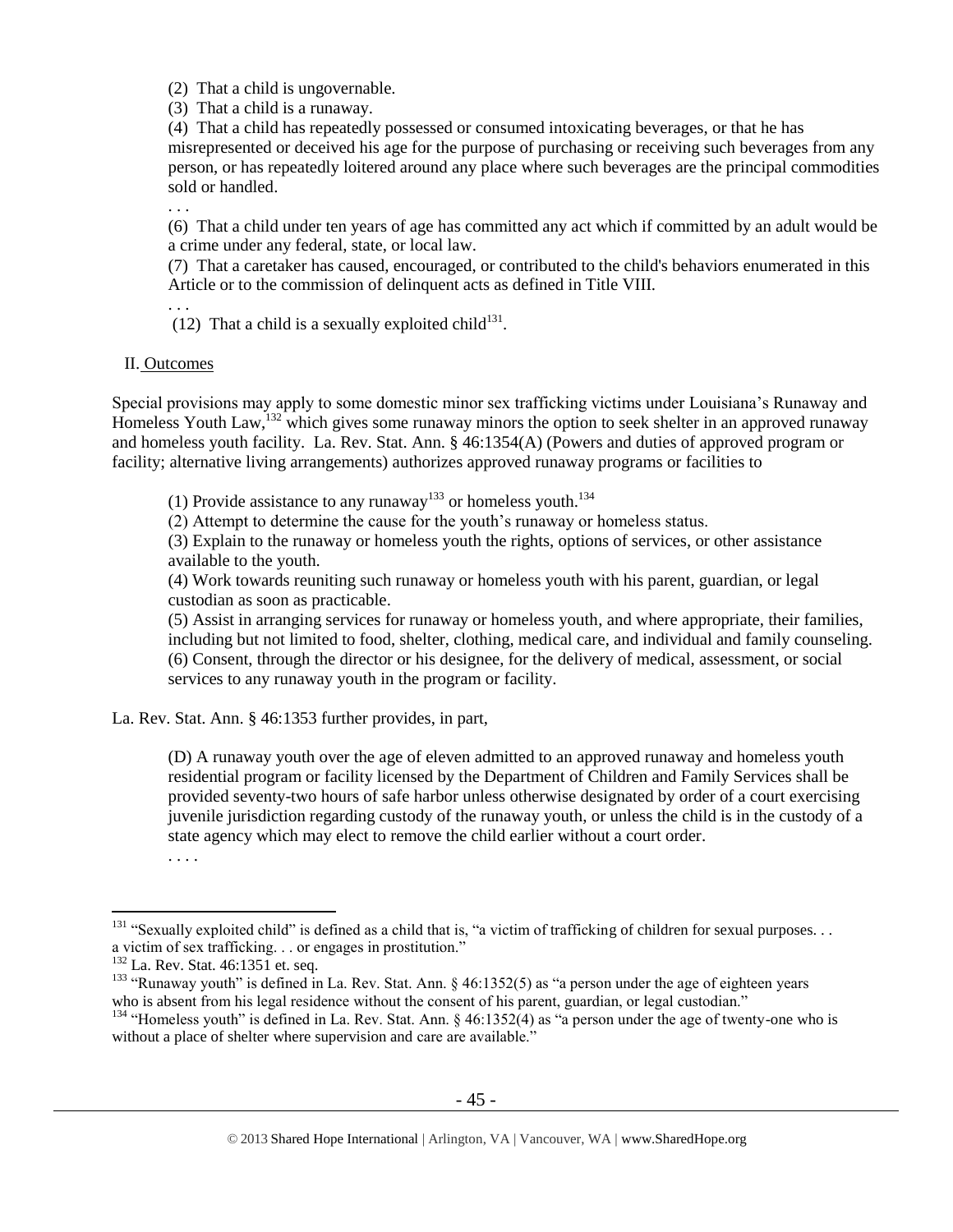(2) That a child is ungovernable.

(3) That a child is a runaway.

(4) That a child has repeatedly possessed or consumed intoxicating beverages, or that he has misrepresented or deceived his age for the purpose of purchasing or receiving such beverages from any person, or has repeatedly loitered around any place where such beverages are the principal commodities sold or handled.

. . .

(6) That a child under ten years of age has committed any act which if committed by an adult would be a crime under any federal, state, or local law.

(7) That a caretaker has caused, encouraged, or contributed to the child's behaviors enumerated in this Article or to the commission of delinquent acts as defined in Title VIII.

. . .

(12) That a child is a sexually exploited child[131].

II. Outcomes

Special provisions may apply to some domestic minor sex trafficking victims under Louisiana's Runaway and Homeless Youth Law,[132] which gives some runaway minors the option to seek shelter in an approved runaway and homeless youth facility. La. Rev. Stat. Ann. § 46:1354(A) (Powers and duties of approved program or facility; alternative living arrangements) authorizes approved runaway programs or facilities to

(1) Provide assistance to any runaway[133] or homeless youth.[134]

(2) Attempt to determine the cause for the youth's runaway or homeless status.

(3) Explain to the runaway or homeless youth the rights, options of services, or other assistance available to the youth.

(4) Work towards reuniting such runaway or homeless youth with his parent, guardian, or legal custodian as soon as practicable.

(5) Assist in arranging services for runaway or homeless youth, and where appropriate, their families, including but not limited to food, shelter, clothing, medical care, and individual and family counseling.

(6) Consent, through the director or his designee, for the delivery of medical, assessment, or social services to any runaway youth in the program or facility.

La. Rev. Stat. Ann. § 46:1353 further provides, in part,

(D) A runaway youth over the age of eleven admitted to an approved runaway and homeless youth residential program or facility licensed by the Department of Children and Family Services shall be provided seventy-two hours of safe harbor unless otherwise designated by order of a court exercising juvenile jurisdiction regarding custody of the runaway youth, or unless the child is in the custody of a state agency which may elect to remove the child earlier without a court order.

. . . .

---

[131] "Sexually exploited child" is defined as a child that is, "a victim of trafficking of children for sexual purposes. . . a victim of sex trafficking. . . or engages in prostitution."

[132] La. Rev. Stat. 46:1351 et. seq.

[133] "Runaway youth" is defined in La. Rev. Stat. Ann. § 46:1352(5) as "a person under the age of eighteen years who is absent from his legal residence without the consent of his parent, guardian, or legal custodian."

[134] "Homeless youth" is defined in La. Rev. Stat. Ann. § 46:1352(4) as "a person under the age of twenty-one who is without a place of shelter where supervision and care are available."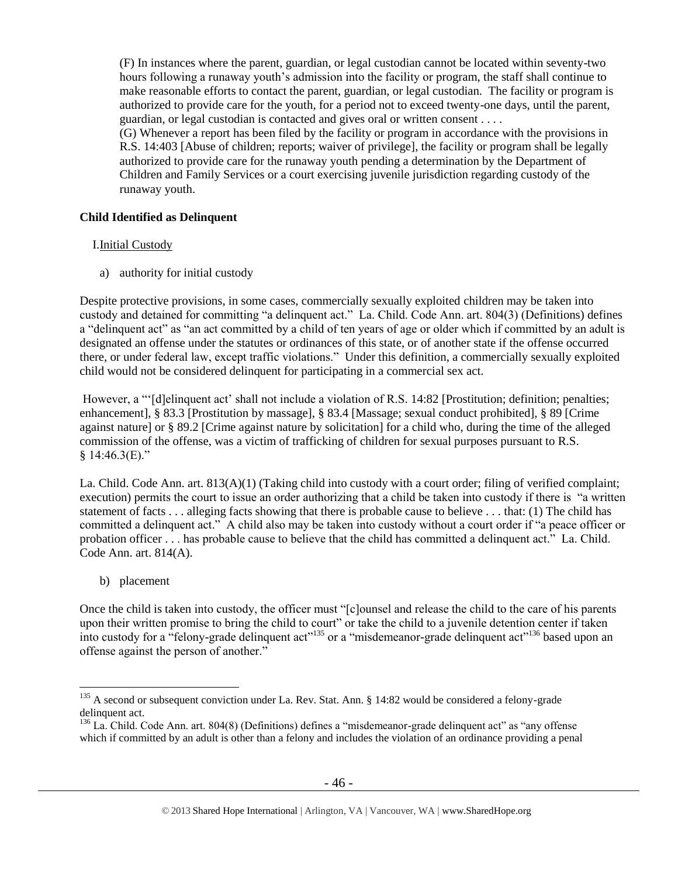(F) In instances where the parent, guardian, or legal custodian cannot be located within seventy-two hours following a runaway youth's admission into the facility or program, the staff shall continue to make reasonable efforts to contact the parent, guardian, or legal custodian. The facility or program is authorized to provide care for the youth, for a period not to exceed twenty-one days, until the parent, guardian, or legal custodian is contacted and gives oral or written consent . . . .

(G) Whenever a report has been filed by the facility or program in accordance with the provisions in R.S. 14:403 [Abuse of children; reports; waiver of privilege], the facility or program shall be legally authorized to provide care for the runaway youth pending a determination by the Department of Children and Family Services or a court exercising juvenile jurisdiction regarding custody of the runaway youth.

**Child Identified as Delinquent**

I. Initial Custody

a) authority for initial custody

Despite protective provisions, in some cases, commercially sexually exploited children may be taken into custody and detained for committing "a delinquent act." La. Child. Code Ann. art. 804(3) (Definitions) defines a "delinquent act" as "an act committed by a child of ten years of age or older which if committed by an adult is designated an offense under the statutes or ordinances of this state, or of another state if the offense occurred there, or under federal law, except traffic violations." Under this definition, a commercially sexually exploited child would not be considered delinquent for participating in a commercial sex act.

However, a "'[d]elinquent act' shall not include a violation of R.S. 14:82 [Prostitution; definition; penalties; enhancement], § 83.3 [Prostitution by massage], § 83.4 [Massage; sexual conduct prohibited], § 89 [Crime against nature] or § 89.2 [Crime against nature by solicitation] for a child who, during the time of the alleged commission of the offense, was a victim of trafficking of children for sexual purposes pursuant to R.S. § 14:46.3(E)."

La. Child. Code Ann. art. 813(A)(1) (Taking child into custody with a court order; filing of verified complaint; execution) permits the court to issue an order authorizing that a child be taken into custody if there is "a written statement of facts . . . alleging facts showing that there is probable cause to believe . . . that: (1) The child has committed a delinquent act." A child also may be taken into custody without a court order if "a peace officer or probation officer . . . has probable cause to believe that the child has committed a delinquent act." La. Child. Code Ann. art. 814(A).

b) placement

Once the child is taken into custody, the officer must "[c]ounsel and release the child to the care of his parents upon their written promise to bring the child to court" or take the child to a juvenile detention center if taken into custody for a "felony-grade delinquent act"[135] or a "misdemeanor-grade delinquent act"[136] based upon an offense against the person of another."

---

[135] A second or subsequent conviction under La. Rev. Stat. Ann. § 14:82 would be considered a felony-grade delinquent act.

[136] La. Child. Code Ann. art. 804(8) (Definitions) defines a "misdemeanor-grade delinquent act" as "any offense which if committed by an adult is other than a felony and includes the violation of an ordinance providing a penal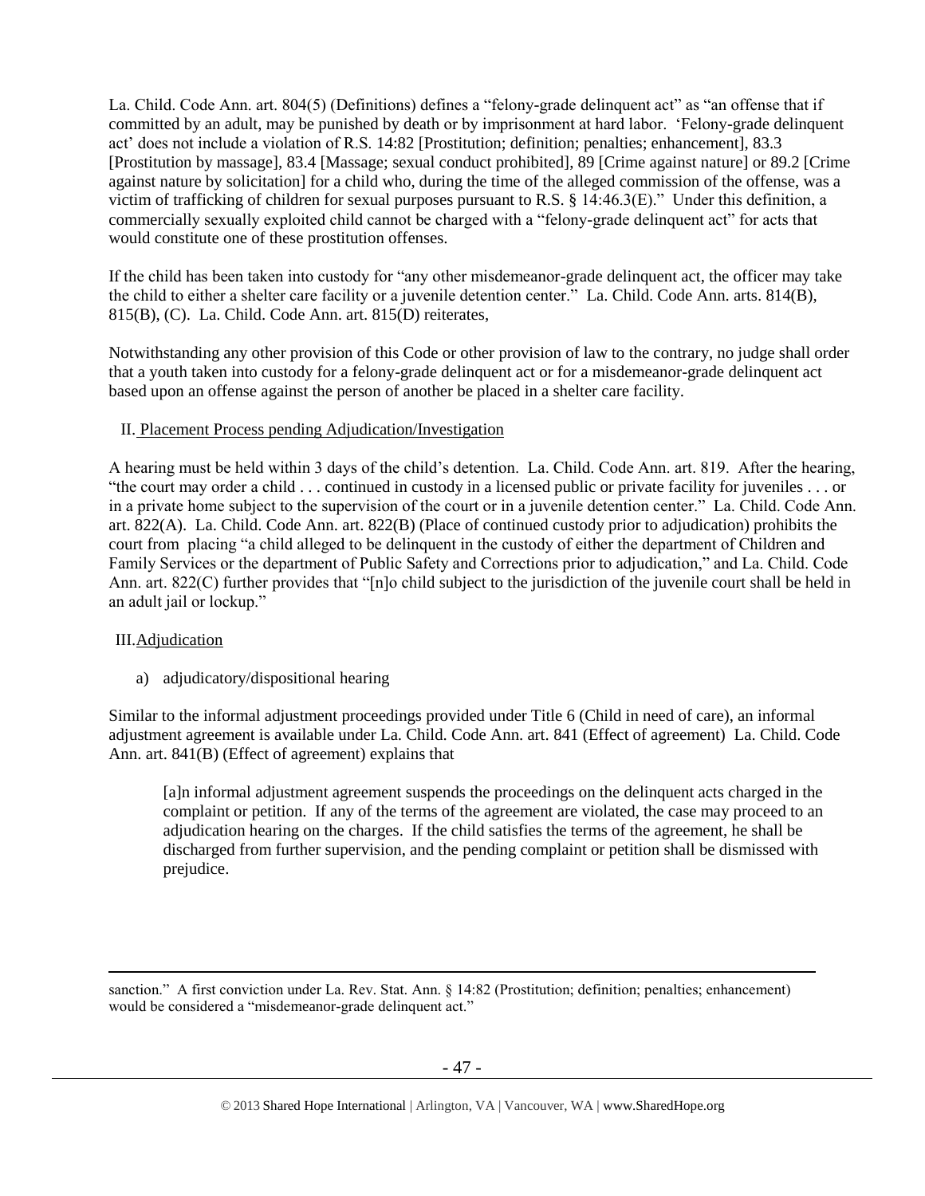La. Child. Code Ann. art. 804(5) (Definitions) defines a "felony-grade delinquent act" as "an offense that if committed by an adult, may be punished by death or by imprisonment at hard labor. 'Felony-grade delinquent act' does not include a violation of R.S. 14:82 [Prostitution; definition; penalties; enhancement], 83.3 [Prostitution by massage], 83.4 [Massage; sexual conduct prohibited], 89 [Crime against nature] or 89.2 [Crime against nature by solicitation] for a child who, during the time of the alleged commission of the offense, was a victim of trafficking of children for sexual purposes pursuant to R.S. § 14:46.3(E)." Under this definition, a commercially sexually exploited child cannot be charged with a "felony-grade delinquent act" for acts that would constitute one of these prostitution offenses.

If the child has been taken into custody for "any other misdemeanor-grade delinquent act, the officer may take the child to either a shelter care facility or a juvenile detention center." La. Child. Code Ann. arts. 814(B), 815(B), (C). La. Child. Code Ann. art. 815(D) reiterates,

Notwithstanding any other provision of this Code or other provision of law to the contrary, no judge shall order that a youth taken into custody for a felony-grade delinquent act or for a misdemeanor-grade delinquent act based upon an offense against the person of another be placed in a shelter care facility.

II. Placement Process pending Adjudication/Investigation

A hearing must be held within 3 days of the child's detention. La. Child. Code Ann. art. 819. After the hearing, "the court may order a child . . . continued in custody in a licensed public or private facility for juveniles . . . or in a private home subject to the supervision of the court or in a juvenile detention center." La. Child. Code Ann. art. 822(A). La. Child. Code Ann. art. 822(B) (Place of continued custody prior to adjudication) prohibits the court from placing "a child alleged to be delinquent in the custody of either the department of Children and Family Services or the department of Public Safety and Corrections prior to adjudication," and La. Child. Code Ann. art. 822(C) further provides that "[n]o child subject to the jurisdiction of the juvenile court shall be held in an adult jail or lockup."

III. Adjudication

a) adjudicatory/dispositional hearing

Similar to the informal adjustment proceedings provided under Title 6 (Child in need of care), an informal adjustment agreement is available under La. Child. Code Ann. art. 841 (Effect of agreement) La. Child. Code Ann. art. 841(B) (Effect of agreement) explains that

> [a]n informal adjustment agreement suspends the proceedings on the delinquent acts charged in the complaint or petition. If any of the terms of the agreement are violated, the case may proceed to an adjudication hearing on the charges. If the child satisfies the terms of the agreement, he shall be discharged from further supervision, and the pending complaint or petition shall be dismissed with prejudice.

---

sanction." A first conviction under La. Rev. Stat. Ann. § 14:82 (Prostitution; definition; penalties; enhancement) would be considered a "misdemeanor-grade delinquent act."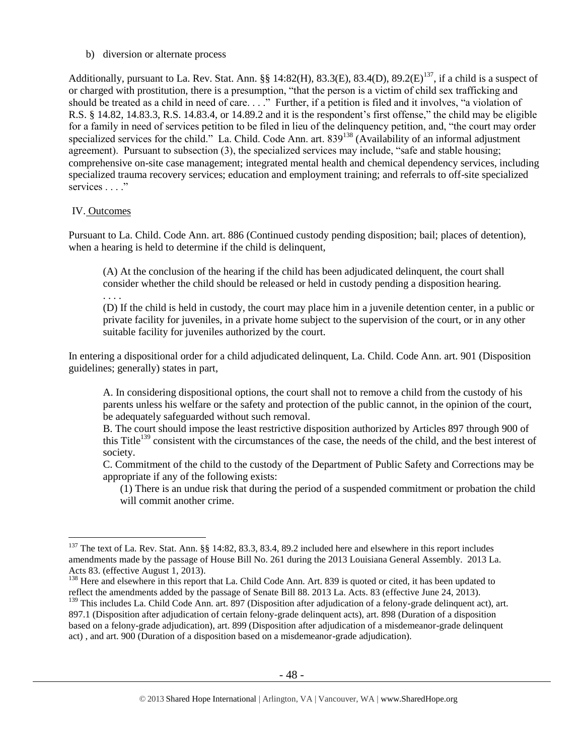b) diversion or alternate process

Additionally, pursuant to La. Rev. Stat. Ann. §§ 14:82(H), 83.3(E), 83.4(D), 89.2(E)[137], if a child is a suspect of or charged with prostitution, there is a presumption, "that the person is a victim of child sex trafficking and should be treated as a child in need of care. . . ." Further, if a petition is filed and it involves, "a violation of R.S. § 14.82, 14.83.3, R.S. 14.83.4, or 14.89.2 and it is the respondent's first offense," the child may be eligible for a family in need of services petition to be filed in lieu of the delinquency petition, and, "the court may order specialized services for the child." La. Child. Code Ann. art. 839[138] (Availability of an informal adjustment agreement). Pursuant to subsection (3), the specialized services may include, "safe and stable housing; comprehensive on-site case management; integrated mental health and chemical dependency services, including specialized trauma recovery services; education and employment training; and referrals to off-site specialized services . . . ."

IV. Outcomes

Pursuant to La. Child. Code Ann. art. 886 (Continued custody pending disposition; bail; places of detention), when a hearing is held to determine if the child is delinquent,

> (A) At the conclusion of the hearing if the child has been adjudicated delinquent, the court shall consider whether the child should be released or held in custody pending a disposition hearing.
>
> . . . .
>
> (D) If the child is held in custody, the court may place him in a juvenile detention center, in a public or private facility for juveniles, in a private home subject to the supervision of the court, or in any other suitable facility for juveniles authorized by the court.

In entering a dispositional order for a child adjudicated delinquent, La. Child. Code Ann. art. 901 (Disposition guidelines; generally) states in part,

> A. In considering dispositional options, the court shall not to remove a child from the custody of his parents unless his welfare or the safety and protection of the public cannot, in the opinion of the court, be adequately safeguarded without such removal.
>
> B. The court should impose the least restrictive disposition authorized by Articles 897 through 900 of this Title[139] consistent with the circumstances of the case, the needs of the child, and the best interest of society.
>
> C. Commitment of the child to the custody of the Department of Public Safety and Corrections may be appropriate if any of the following exists:
>
> (1) There is an undue risk that during the period of a suspended commitment or probation the child will commit another crime.

---

[137] The text of La. Rev. Stat. Ann. §§ 14:82, 83.3, 83.4, 89.2 included here and elsewhere in this report includes amendments made by the passage of House Bill No. 261 during the 2013 Louisiana General Assembly. 2013 La. Acts 83. (effective August 1, 2013).

[138] Here and elsewhere in this report that La. Child Code Ann. Art. 839 is quoted or cited, it has been updated to reflect the amendments added by the passage of Senate Bill 88. 2013 La. Acts. 83 (effective June 24, 2013).

[139] This includes La. Child Code Ann. art. 897 (Disposition after adjudication of a felony-grade delinquent act), art. 897.1 (Disposition after adjudication of certain felony-grade delinquent acts), art. 898 (Duration of a disposition based on a felony-grade adjudication), art. 899 (Disposition after adjudication of a misdemeanor-grade delinquent act) , and art. 900 (Duration of a disposition based on a misdemeanor-grade adjudication).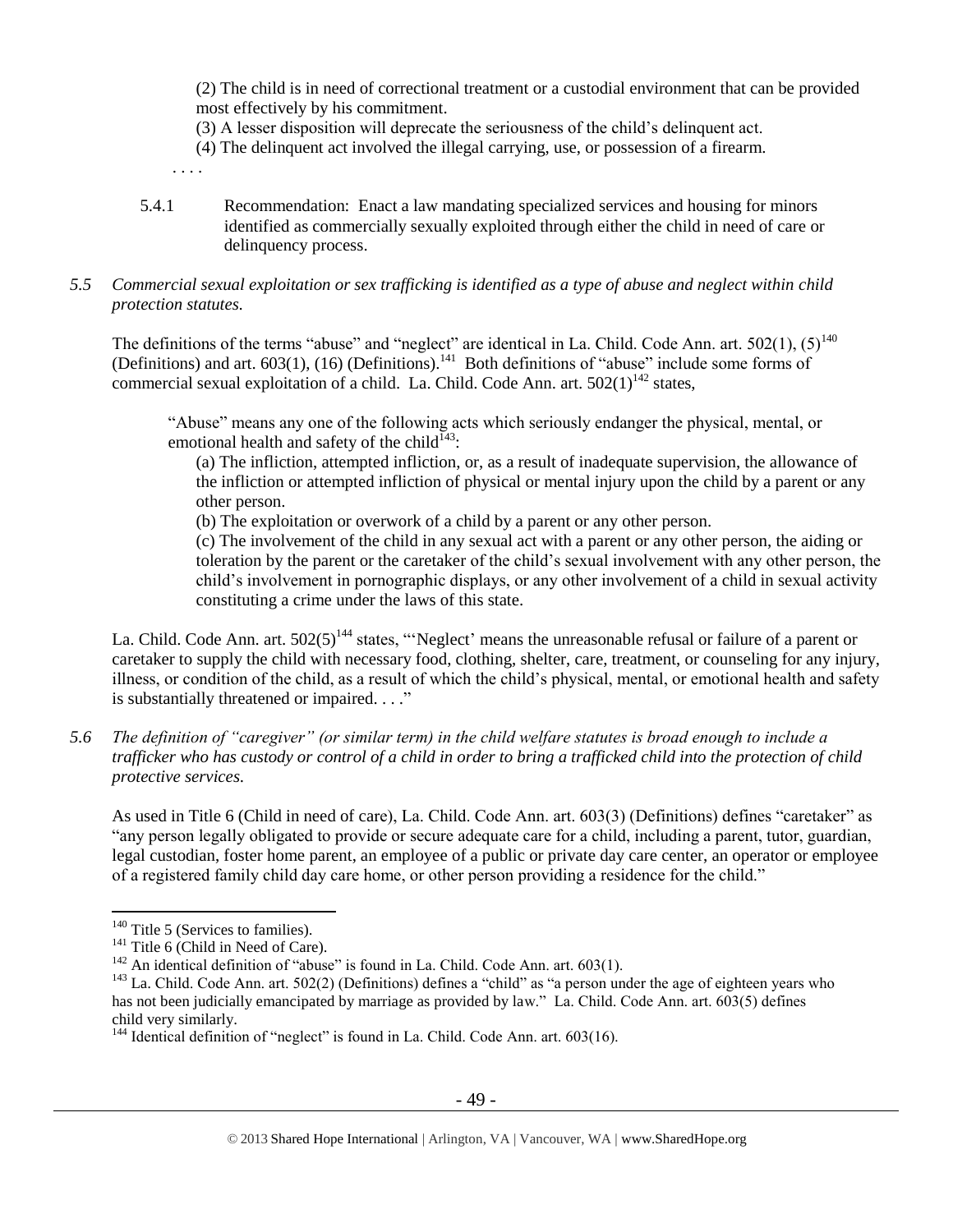(2) The child is in need of correctional treatment or a custodial environment that can be provided most effectively by his commitment.

(3) A lesser disposition will deprecate the seriousness of the child's delinquent act.

(4) The delinquent act involved the illegal carrying, use, or possession of a firearm.

. . . .

5.4.1 Recommendation: Enact a law mandating specialized services and housing for minors identified as commercially sexually exploited through either the child in need of care or delinquency process.

*5.5 Commercial sexual exploitation or sex trafficking is identified as a type of abuse and neglect within child protection statutes.*

The definitions of the terms "abuse" and "neglect" are identical in La. Child. Code Ann. art. 502(1), (5)[140] (Definitions) and art. 603(1), (16) (Definitions).[141] Both definitions of "abuse" include some forms of commercial sexual exploitation of a child. La. Child. Code Ann. art. 502(1)[142] states,

> "Abuse" means any one of the following acts which seriously endanger the physical, mental, or emotional health and safety of the child[143]:
>
> (a) The infliction, attempted infliction, or, as a result of inadequate supervision, the allowance of the infliction or attempted infliction of physical or mental injury upon the child by a parent or any other person.
>
> (b) The exploitation or overwork of a child by a parent or any other person.
>
> (c) The involvement of the child in any sexual act with a parent or any other person, the aiding or toleration by the parent or the caretaker of the child's sexual involvement with any other person, the child's involvement in pornographic displays, or any other involvement of a child in sexual activity constituting a crime under the laws of this state.

La. Child. Code Ann. art. 502(5)[144] states, "'Neglect' means the unreasonable refusal or failure of a parent or caretaker to supply the child with necessary food, clothing, shelter, care, treatment, or counseling for any injury, illness, or condition of the child, as a result of which the child's physical, mental, or emotional health and safety is substantially threatened or impaired. . . ."

*5.6 The definition of "caregiver" (or similar term) in the child welfare statutes is broad enough to include a trafficker who has custody or control of a child in order to bring a trafficked child into the protection of child protective services.*

As used in Title 6 (Child in need of care), La. Child. Code Ann. art. 603(3) (Definitions) defines "caretaker" as "any person legally obligated to provide or secure adequate care for a child, including a parent, tutor, guardian, legal custodian, foster home parent, an employee of a public or private day care center, an operator or employee of a registered family child day care home, or other person providing a residence for the child."

---

[140] Title 5 (Services to families).

[141] Title 6 (Child in Need of Care).

[142] An identical definition of "abuse" is found in La. Child. Code Ann. art. 603(1).

[143] La. Child. Code Ann. art. 502(2) (Definitions) defines a "child" as "a person under the age of eighteen years who has not been judicially emancipated by marriage as provided by law." La. Child. Code Ann. art. 603(5) defines child very similarly.

[144] Identical definition of "neglect" is found in La. Child. Code Ann. art. 603(16).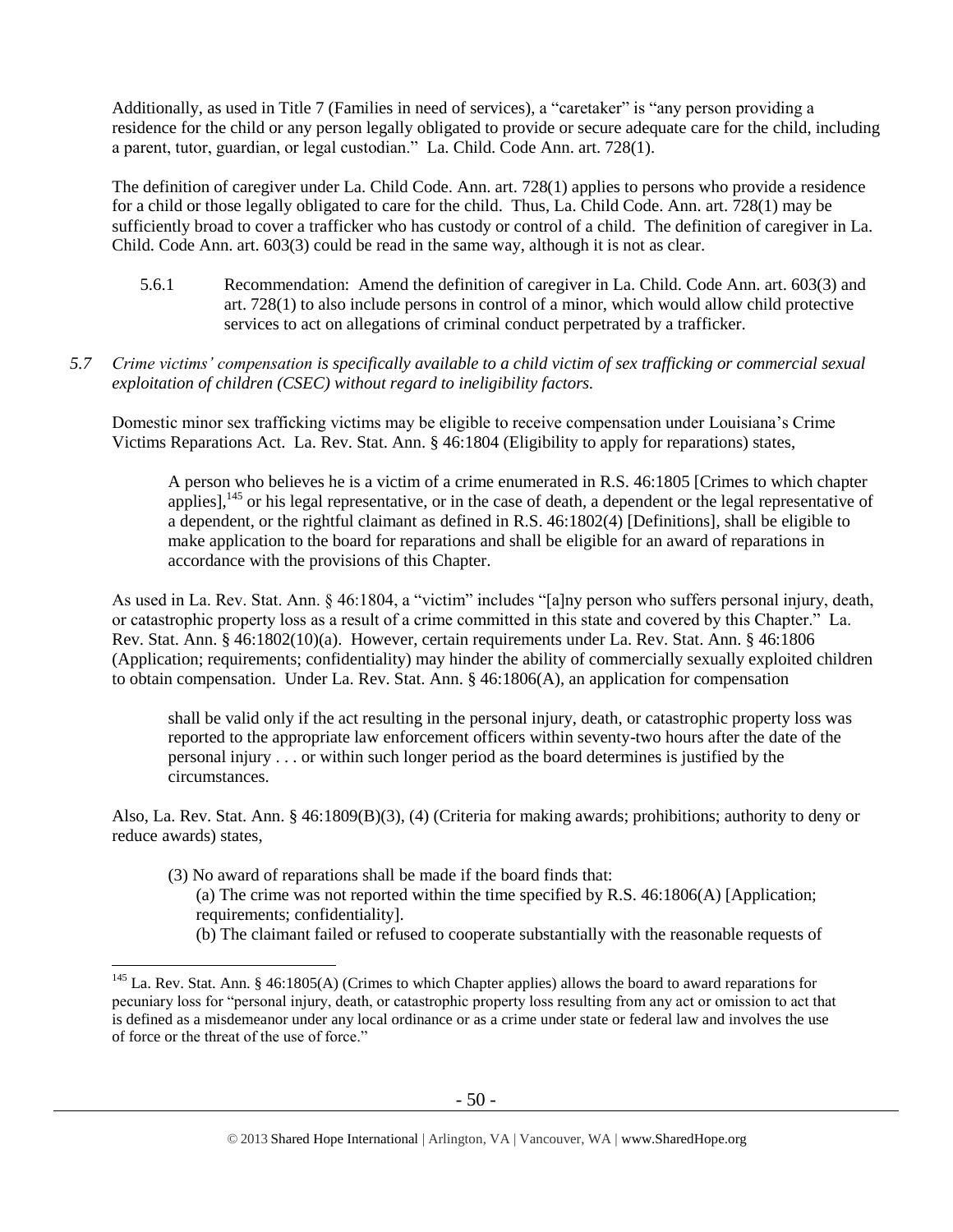Additionally, as used in Title 7 (Families in need of services), a "caretaker" is "any person providing a residence for the child or any person legally obligated to provide or secure adequate care for the child, including a parent, tutor, guardian, or legal custodian." La. Child. Code Ann. art. 728(1).

The definition of caregiver under La. Child Code. Ann. art. 728(1) applies to persons who provide a residence for a child or those legally obligated to care for the child. Thus, La. Child Code. Ann. art. 728(1) may be sufficiently broad to cover a trafficker who has custody or control of a child. The definition of caregiver in La. Child. Code Ann. art. 603(3) could be read in the same way, although it is not as clear.

5.6.1 Recommendation: Amend the definition of caregiver in La. Child. Code Ann. art. 603(3) and art. 728(1) to also include persons in control of a minor, which would allow child protective services to act on allegations of criminal conduct perpetrated by a trafficker.

*5.7 Crime victims' compensation is specifically available to a child victim of sex trafficking or commercial sexual exploitation of children (CSEC) without regard to ineligibility factors.*

Domestic minor sex trafficking victims may be eligible to receive compensation under Louisiana's Crime Victims Reparations Act. La. Rev. Stat. Ann. § 46:1804 (Eligibility to apply for reparations) states,

> A person who believes he is a victim of a crime enumerated in R.S. 46:1805 [Crimes to which chapter applies],[145] or his legal representative, or in the case of death, a dependent or the legal representative of a dependent, or the rightful claimant as defined in R.S. 46:1802(4) [Definitions], shall be eligible to make application to the board for reparations and shall be eligible for an award of reparations in accordance with the provisions of this Chapter.

As used in La. Rev. Stat. Ann. § 46:1804, a "victim" includes "[a]ny person who suffers personal injury, death, or catastrophic property loss as a result of a crime committed in this state and covered by this Chapter." La. Rev. Stat. Ann. § 46:1802(10)(a). However, certain requirements under La. Rev. Stat. Ann. § 46:1806 (Application; requirements; confidentiality) may hinder the ability of commercially sexually exploited children to obtain compensation. Under La. Rev. Stat. Ann. § 46:1806(A), an application for compensation

> shall be valid only if the act resulting in the personal injury, death, or catastrophic property loss was reported to the appropriate law enforcement officers within seventy-two hours after the date of the personal injury . . . or within such longer period as the board determines is justified by the circumstances.

Also, La. Rev. Stat. Ann. § 46:1809(B)(3), (4) (Criteria for making awards; prohibitions; authority to deny or reduce awards) states,

> (3) No award of reparations shall be made if the board finds that:
> (a) The crime was not reported within the time specified by R.S. 46:1806(A) [Application; requirements; confidentiality].
> (b) The claimant failed or refused to cooperate substantially with the reasonable requests of

[145] La. Rev. Stat. Ann. § 46:1805(A) (Crimes to which Chapter applies) allows the board to award reparations for pecuniary loss for "personal injury, death, or catastrophic property loss resulting from any act or omission to act that is defined as a misdemeanor under any local ordinance or as a crime under state or federal law and involves the use of force or the threat of the use of force."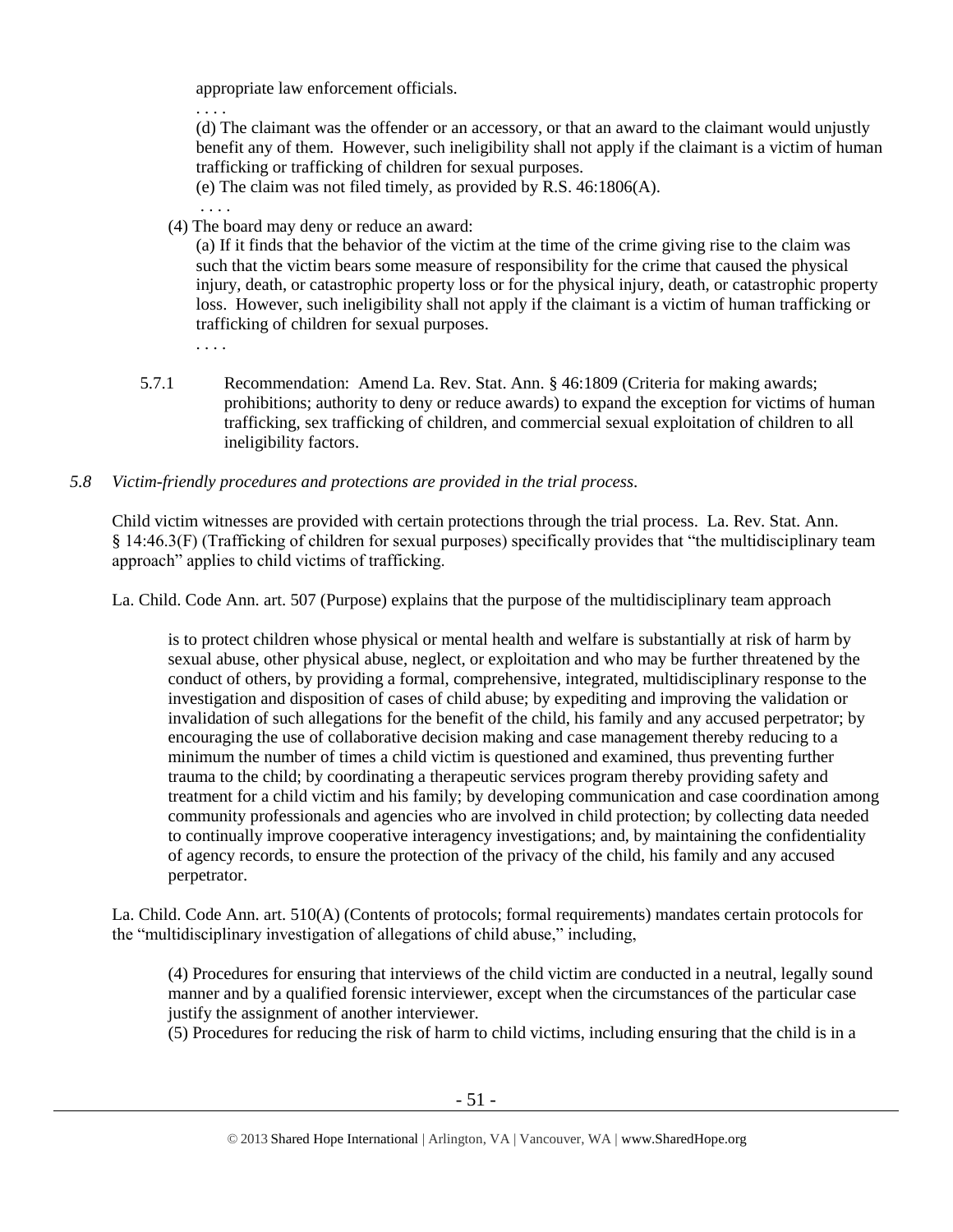appropriate law enforcement officials.

. . . .

(d) The claimant was the offender or an accessory, or that an award to the claimant would unjustly benefit any of them. However, such ineligibility shall not apply if the claimant is a victim of human trafficking or trafficking of children for sexual purposes.

(e) The claim was not filed timely, as provided by R.S. 46:1806(A).

. . . .

(4) The board may deny or reduce an award:

(a) If it finds that the behavior of the victim at the time of the crime giving rise to the claim was such that the victim bears some measure of responsibility for the crime that caused the physical injury, death, or catastrophic property loss or for the physical injury, death, or catastrophic property loss. However, such ineligibility shall not apply if the claimant is a victim of human trafficking or trafficking of children for sexual purposes.

. . . .

5.7.1 Recommendation: Amend La. Rev. Stat. Ann. § 46:1809 (Criteria for making awards; prohibitions; authority to deny or reduce awards) to expand the exception for victims of human trafficking, sex trafficking of children, and commercial sexual exploitation of children to all ineligibility factors.

*5.8 Victim-friendly procedures and protections are provided in the trial process.*

Child victim witnesses are provided with certain protections through the trial process. La. Rev. Stat. Ann. § 14:46.3(F) (Trafficking of children for sexual purposes) specifically provides that "the multidisciplinary team approach" applies to child victims of trafficking.

La. Child. Code Ann. art. 507 (Purpose) explains that the purpose of the multidisciplinary team approach

> is to protect children whose physical or mental health and welfare is substantially at risk of harm by sexual abuse, other physical abuse, neglect, or exploitation and who may be further threatened by the conduct of others, by providing a formal, comprehensive, integrated, multidisciplinary response to the investigation and disposition of cases of child abuse; by expediting and improving the validation or invalidation of such allegations for the benefit of the child, his family and any accused perpetrator; by encouraging the use of collaborative decision making and case management thereby reducing to a minimum the number of times a child victim is questioned and examined, thus preventing further trauma to the child; by coordinating a therapeutic services program thereby providing safety and treatment for a child victim and his family; by developing communication and case coordination among community professionals and agencies who are involved in child protection; by collecting data needed to continually improve cooperative interagency investigations; and, by maintaining the confidentiality of agency records, to ensure the protection of the privacy of the child, his family and any accused perpetrator.

La. Child. Code Ann. art. 510(A) (Contents of protocols; formal requirements) mandates certain protocols for the "multidisciplinary investigation of allegations of child abuse," including,

> (4) Procedures for ensuring that interviews of the child victim are conducted in a neutral, legally sound manner and by a qualified forensic interviewer, except when the circumstances of the particular case justify the assignment of another interviewer.
>
> (5) Procedures for reducing the risk of harm to child victims, including ensuring that the child is in a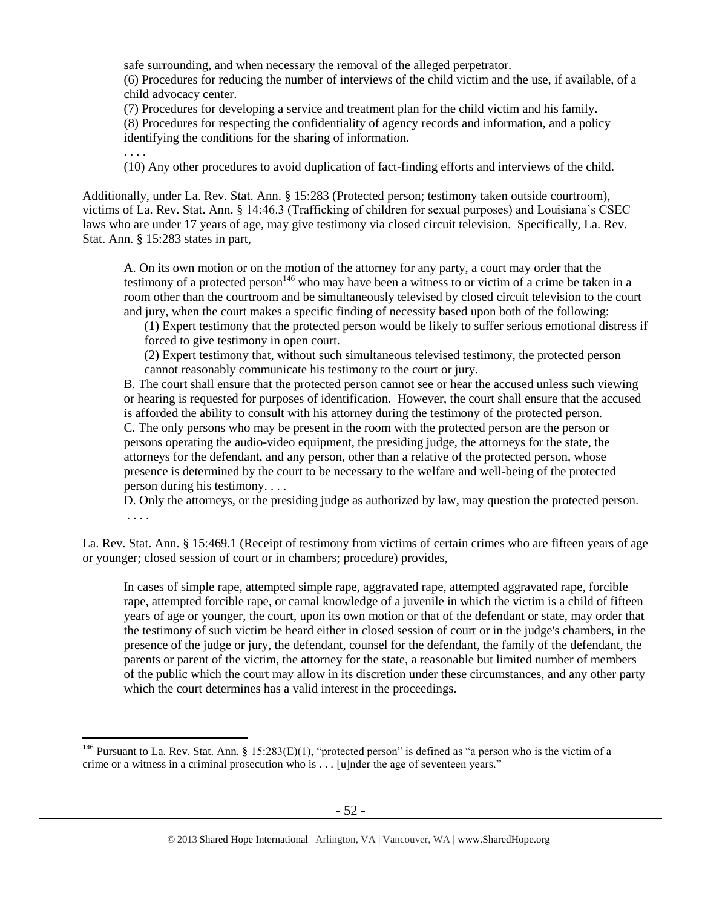safe surrounding, and when necessary the removal of the alleged perpetrator.

(6) Procedures for reducing the number of interviews of the child victim and the use, if available, of a child advocacy center.

(7) Procedures for developing a service and treatment plan for the child victim and his family.

(8) Procedures for respecting the confidentiality of agency records and information, and a policy identifying the conditions for the sharing of information.

. . . .

(10) Any other procedures to avoid duplication of fact-finding efforts and interviews of the child.

Additionally, under La. Rev. Stat. Ann. § 15:283 (Protected person; testimony taken outside courtroom), victims of La. Rev. Stat. Ann. § 14:46.3 (Trafficking of children for sexual purposes) and Louisiana's CSEC laws who are under 17 years of age, may give testimony via closed circuit television. Specifically, La. Rev. Stat. Ann. § 15:283 states in part,

> A. On its own motion or on the motion of the attorney for any party, a court may order that the testimony of a protected person[146] who may have been a witness to or victim of a crime be taken in a room other than the courtroom and be simultaneously televised by closed circuit television to the court and jury, when the court makes a specific finding of necessity based upon both of the following:
>
> (1) Expert testimony that the protected person would be likely to suffer serious emotional distress if forced to give testimony in open court.
>
> (2) Expert testimony that, without such simultaneous televised testimony, the protected person cannot reasonably communicate his testimony to the court or jury.
>
> B. The court shall ensure that the protected person cannot see or hear the accused unless such viewing or hearing is requested for purposes of identification. However, the court shall ensure that the accused is afforded the ability to consult with his attorney during the testimony of the protected person.
>
> C. The only persons who may be present in the room with the protected person are the person or persons operating the audio-video equipment, the presiding judge, the attorneys for the state, the attorneys for the defendant, and any person, other than a relative of the protected person, whose presence is determined by the court to be necessary to the welfare and well-being of the protected person during his testimony. . . .
>
> D. Only the attorneys, or the presiding judge as authorized by law, may question the protected person.
>
> . . . .

La. Rev. Stat. Ann. § 15:469.1 (Receipt of testimony from victims of certain crimes who are fifteen years of age or younger; closed session of court or in chambers; procedure) provides,

> In cases of simple rape, attempted simple rape, aggravated rape, attempted aggravated rape, forcible rape, attempted forcible rape, or carnal knowledge of a juvenile in which the victim is a child of fifteen years of age or younger, the court, upon its own motion or that of the defendant or state, may order that the testimony of such victim be heard either in closed session of court or in the judge's chambers, in the presence of the judge or jury, the defendant, counsel for the defendant, the family of the defendant, the parents or parent of the victim, the attorney for the state, a reasonable but limited number of members of the public which the court may allow in its discretion under these circumstances, and any other party which the court determines has a valid interest in the proceedings.

[146] Pursuant to La. Rev. Stat. Ann. § 15:283(E)(1), "protected person" is defined as "a person who is the victim of a crime or a witness in a criminal prosecution who is . . . [u]nder the age of seventeen years."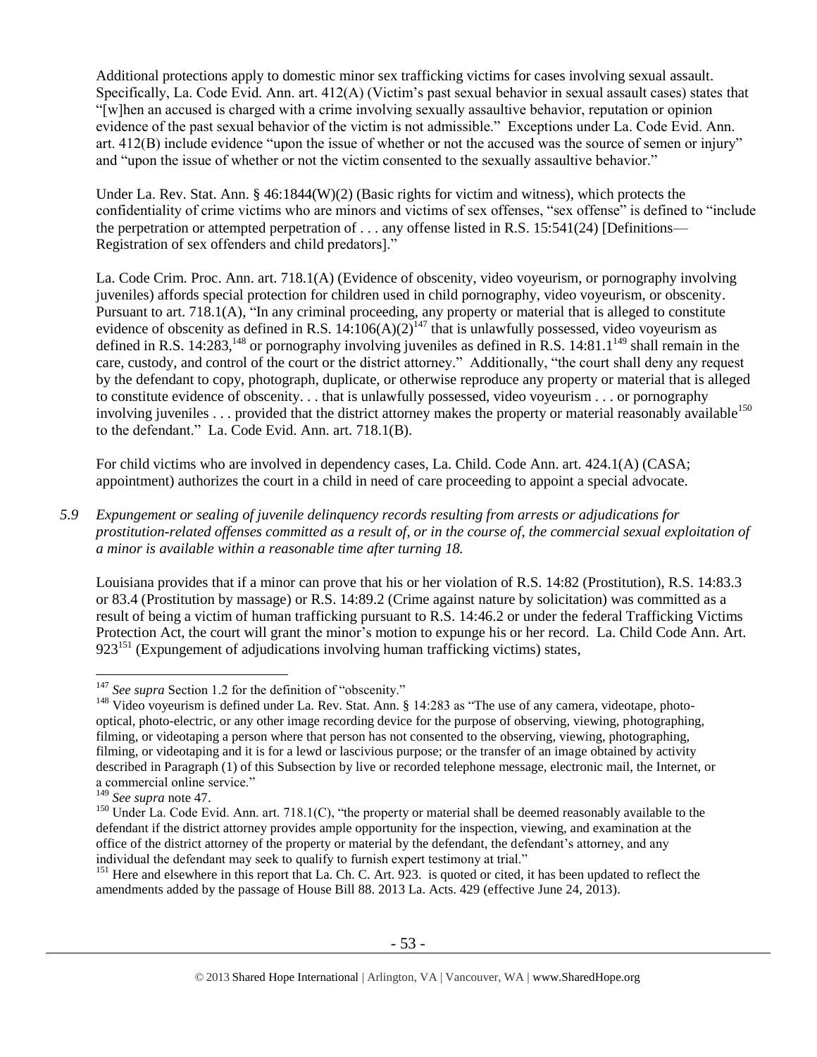Additional protections apply to domestic minor sex trafficking victims for cases involving sexual assault. Specifically, La. Code Evid. Ann. art. 412(A) (Victim's past sexual behavior in sexual assault cases) states that "[w]hen an accused is charged with a crime involving sexually assaultive behavior, reputation or opinion evidence of the past sexual behavior of the victim is not admissible." Exceptions under La. Code Evid. Ann. art. 412(B) include evidence "upon the issue of whether or not the accused was the source of semen or injury" and "upon the issue of whether or not the victim consented to the sexually assaultive behavior."

Under La. Rev. Stat. Ann. § 46:1844(W)(2) (Basic rights for victim and witness), which protects the confidentiality of crime victims who are minors and victims of sex offenses, "sex offense" is defined to "include the perpetration or attempted perpetration of . . . any offense listed in R.S. 15:541(24) [Definitions—Registration of sex offenders and child predators]."

La. Code Crim. Proc. Ann. art. 718.1(A) (Evidence of obscenity, video voyeurism, or pornography involving juveniles) affords special protection for children used in child pornography, video voyeurism, or obscenity. Pursuant to art. 718.1(A), "In any criminal proceeding, any property or material that is alleged to constitute evidence of obscenity as defined in R.S. 14:106(A)(2)[147] that is unlawfully possessed, video voyeurism as defined in R.S. 14:283,[148] or pornography involving juveniles as defined in R.S. 14:81.1[149] shall remain in the care, custody, and control of the court or the district attorney." Additionally, "the court shall deny any request by the defendant to copy, photograph, duplicate, or otherwise reproduce any property or material that is alleged to constitute evidence of obscenity. . . that is unlawfully possessed, video voyeurism . . . or pornography involving juveniles . . . provided that the district attorney makes the property or material reasonably available[150] to the defendant." La. Code Evid. Ann. art. 718.1(B).

For child victims who are involved in dependency cases, La. Child. Code Ann. art. 424.1(A) (CASA; appointment) authorizes the court in a child in need of care proceeding to appoint a special advocate.

*5.9 Expungement or sealing of juvenile delinquency records resulting from arrests or adjudications for prostitution-related offenses committed as a result of, or in the course of, the commercial sexual exploitation of a minor is available within a reasonable time after turning 18.*

Louisiana provides that if a minor can prove that his or her violation of R.S. 14:82 (Prostitution), R.S. 14:83.3 or 83.4 (Prostitution by massage) or R.S. 14:89.2 (Crime against nature by solicitation) was committed as a result of being a victim of human trafficking pursuant to R.S. 14:46.2 or under the federal Trafficking Victims Protection Act, the court will grant the minor's motion to expunge his or her record. La. Child Code Ann. Art. 923[151] (Expungement of adjudications involving human trafficking victims) states,

---

[147] *See supra* Section 1.2 for the definition of "obscenity."

[148] Video voyeurism is defined under La. Rev. Stat. Ann. § 14:283 as "The use of any camera, videotape, photo-optical, photo-electric, or any other image recording device for the purpose of observing, viewing, photographing, filming, or videotaping a person where that person has not consented to the observing, viewing, photographing, filming, or videotaping and it is for a lewd or lascivious purpose; or the transfer of an image obtained by activity described in Paragraph (1) of this Subsection by live or recorded telephone message, electronic mail, the Internet, or a commercial online service."

[149] *See supra* note 47.

[150] Under La. Code Evid. Ann. art. 718.1(C), "the property or material shall be deemed reasonably available to the defendant if the district attorney provides ample opportunity for the inspection, viewing, and examination at the office of the district attorney of the property or material by the defendant, the defendant's attorney, and any individual the defendant may seek to qualify to furnish expert testimony at trial."

[151] Here and elsewhere in this report that La. Ch. C. Art. 923. is quoted or cited, it has been updated to reflect the amendments added by the passage of House Bill 88. 2013 La. Acts. 429 (effective June 24, 2013).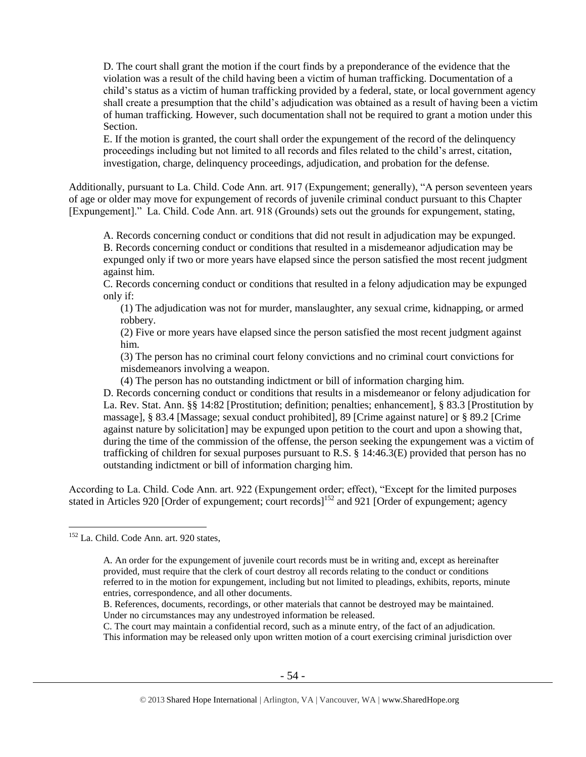D. The court shall grant the motion if the court finds by a preponderance of the evidence that the violation was a result of the child having been a victim of human trafficking. Documentation of a child's status as a victim of human trafficking provided by a federal, state, or local government agency shall create a presumption that the child's adjudication was obtained as a result of having been a victim of human trafficking. However, such documentation shall not be required to grant a motion under this Section.

E. If the motion is granted, the court shall order the expungement of the record of the delinquency proceedings including but not limited to all records and files related to the child's arrest, citation, investigation, charge, delinquency proceedings, adjudication, and probation for the defense.

Additionally, pursuant to La. Child. Code Ann. art. 917 (Expungement; generally), "A person seventeen years of age or older may move for expungement of records of juvenile criminal conduct pursuant to this Chapter [Expungement]." La. Child. Code Ann. art. 918 (Grounds) sets out the grounds for expungement, stating,

A. Records concerning conduct or conditions that did not result in adjudication may be expunged.
B. Records concerning conduct or conditions that resulted in a misdemeanor adjudication may be expunged only if two or more years have elapsed since the person satisfied the most recent judgment against him.
C. Records concerning conduct or conditions that resulted in a felony adjudication may be expunged only if:

(1) The adjudication was not for murder, manslaughter, any sexual crime, kidnapping, or armed robbery.
(2) Five or more years have elapsed since the person satisfied the most recent judgment against him.
(3) The person has no criminal court felony convictions and no criminal court convictions for misdemeanors involving a weapon.
(4) The person has no outstanding indictment or bill of information charging him.

D. Records concerning conduct or conditions that results in a misdemeanor or felony adjudication for La. Rev. Stat. Ann. §§ 14:82 [Prostitution; definition; penalties; enhancement], § 83.3 [Prostitution by massage], § 83.4 [Massage; sexual conduct prohibited], 89 [Crime against nature] or § 89.2 [Crime against nature by solicitation] may be expunged upon petition to the court and upon a showing that, during the time of the commission of the offense, the person seeking the expungement was a victim of trafficking of children for sexual purposes pursuant to R.S. § 14:46.3(E) provided that person has no outstanding indictment or bill of information charging him.

According to La. Child. Code Ann. art. 922 (Expungement order; effect), "Except for the limited purposes stated in Articles 920 [Order of expungement; court records][152] and 921 [Order of expungement; agency

---

[152] La. Child. Code Ann. art. 920 states,

A. An order for the expungement of juvenile court records must be in writing and, except as hereinafter provided, must require that the clerk of court destroy all records relating to the conduct or conditions referred to in the motion for expungement, including but not limited to pleadings, exhibits, reports, minute entries, correspondence, and all other documents.
B. References, documents, recordings, or other materials that cannot be destroyed may be maintained. Under no circumstances may any undestroyed information be released.
C. The court may maintain a confidential record, such as a minute entry, of the fact of an adjudication. This information may be released only upon written motion of a court exercising criminal jurisdiction over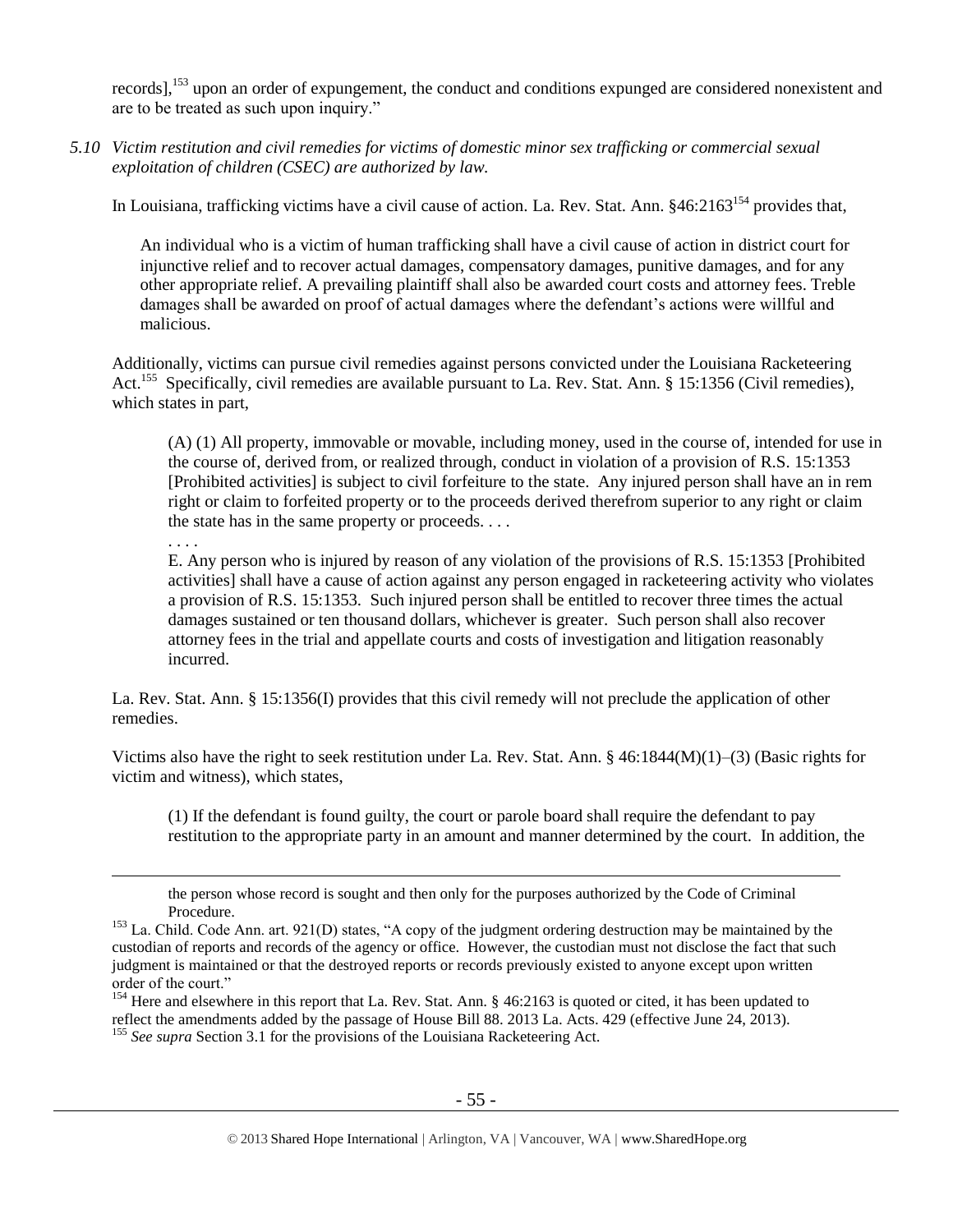records],[153] upon an order of expungement, the conduct and conditions expunged are considered nonexistent and are to be treated as such upon inquiry."

*5.10 Victim restitution and civil remedies for victims of domestic minor sex trafficking or commercial sexual exploitation of children (CSEC) are authorized by law.*

In Louisiana, trafficking victims have a civil cause of action. La. Rev. Stat. Ann. §46:2163[154] provides that,

> An individual who is a victim of human trafficking shall have a civil cause of action in district court for injunctive relief and to recover actual damages, compensatory damages, punitive damages, and for any other appropriate relief. A prevailing plaintiff shall also be awarded court costs and attorney fees. Treble damages shall be awarded on proof of actual damages where the defendant's actions were willful and malicious.

Additionally, victims can pursue civil remedies against persons convicted under the Louisiana Racketeering Act.[155] Specifically, civil remedies are available pursuant to La. Rev. Stat. Ann. § 15:1356 (Civil remedies), which states in part,

> (A) (1) All property, immovable or movable, including money, used in the course of, intended for use in the course of, derived from, or realized through, conduct in violation of a provision of R.S. 15:1353 [Prohibited activities] is subject to civil forfeiture to the state. Any injured person shall have an in rem right or claim to forfeited property or to the proceeds derived therefrom superior to any right or claim the state has in the same property or proceeds. . . .
>
> . . . .
>
> E. Any person who is injured by reason of any violation of the provisions of R.S. 15:1353 [Prohibited activities] shall have a cause of action against any person engaged in racketeering activity who violates a provision of R.S. 15:1353. Such injured person shall be entitled to recover three times the actual damages sustained or ten thousand dollars, whichever is greater. Such person shall also recover attorney fees in the trial and appellate courts and costs of investigation and litigation reasonably incurred.

La. Rev. Stat. Ann. § 15:1356(I) provides that this civil remedy will not preclude the application of other remedies.

Victims also have the right to seek restitution under La. Rev. Stat. Ann. § 46:1844(M)(1)–(3) (Basic rights for victim and witness), which states,

> (1) If the defendant is found guilty, the court or parole board shall require the defendant to pay restitution to the appropriate party in an amount and manner determined by the court. In addition, the

---

the person whose record is sought and then only for the purposes authorized by the Code of Criminal Procedure.

[153] La. Child. Code Ann. art. 921(D) states, "A copy of the judgment ordering destruction may be maintained by the custodian of reports and records of the agency or office. However, the custodian must not disclose the fact that such judgment is maintained or that the destroyed reports or records previously existed to anyone except upon written order of the court."

[154] Here and elsewhere in this report that La. Rev. Stat. Ann. § 46:2163 is quoted or cited, it has been updated to reflect the amendments added by the passage of House Bill 88. 2013 La. Acts. 429 (effective June 24, 2013).

[155] *See supra* Section 3.1 for the provisions of the Louisiana Racketeering Act.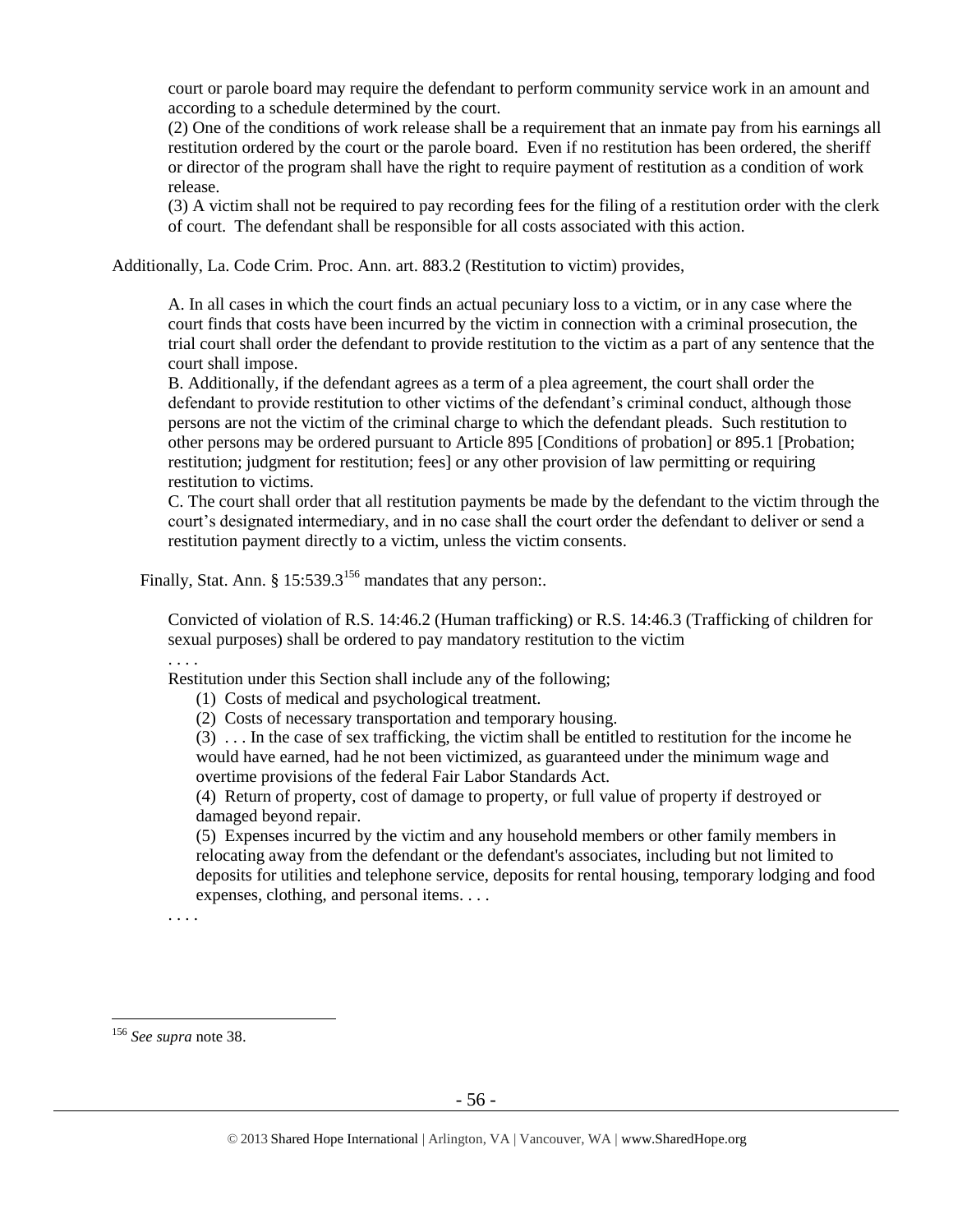court or parole board may require the defendant to perform community service work in an amount and according to a schedule determined by the court.

(2) One of the conditions of work release shall be a requirement that an inmate pay from his earnings all restitution ordered by the court or the parole board. Even if no restitution has been ordered, the sheriff or director of the program shall have the right to require payment of restitution as a condition of work release.

(3) A victim shall not be required to pay recording fees for the filing of a restitution order with the clerk of court. The defendant shall be responsible for all costs associated with this action.

Additionally, La. Code Crim. Proc. Ann. art. 883.2 (Restitution to victim) provides,

> A. In all cases in which the court finds an actual pecuniary loss to a victim, or in any case where the court finds that costs have been incurred by the victim in connection with a criminal prosecution, the trial court shall order the defendant to provide restitution to the victim as a part of any sentence that the court shall impose.
>
> B. Additionally, if the defendant agrees as a term of a plea agreement, the court shall order the defendant to provide restitution to other victims of the defendant's criminal conduct, although those persons are not the victim of the criminal charge to which the defendant pleads. Such restitution to other persons may be ordered pursuant to Article 895 [Conditions of probation] or 895.1 [Probation; restitution; judgment for restitution; fees] or any other provision of law permitting or requiring restitution to victims.
>
> C. The court shall order that all restitution payments be made by the defendant to the victim through the court's designated intermediary, and in no case shall the court order the defendant to deliver or send a restitution payment directly to a victim, unless the victim consents.

Finally, Stat. Ann. § 15:539.3[156] mandates that any person:.

> Convicted of violation of R.S. 14:46.2 (Human trafficking) or R.S. 14:46.3 (Trafficking of children for sexual purposes) shall be ordered to pay mandatory restitution to the victim
>
> . . . .
>
> Restitution under this Section shall include any of the following;
>
> (1) Costs of medical and psychological treatment.
>
> (2) Costs of necessary transportation and temporary housing.
>
> (3) . . . In the case of sex trafficking, the victim shall be entitled to restitution for the income he would have earned, had he not been victimized, as guaranteed under the minimum wage and overtime provisions of the federal Fair Labor Standards Act.
>
> (4) Return of property, cost of damage to property, or full value of property if destroyed or damaged beyond repair.
>
> (5) Expenses incurred by the victim and any household members or other family members in relocating away from the defendant or the defendant's associates, including but not limited to deposits for utilities and telephone service, deposits for rental housing, temporary lodging and food expenses, clothing, and personal items. . . .
>
> . . . .

---

[156] *See supra* note 38.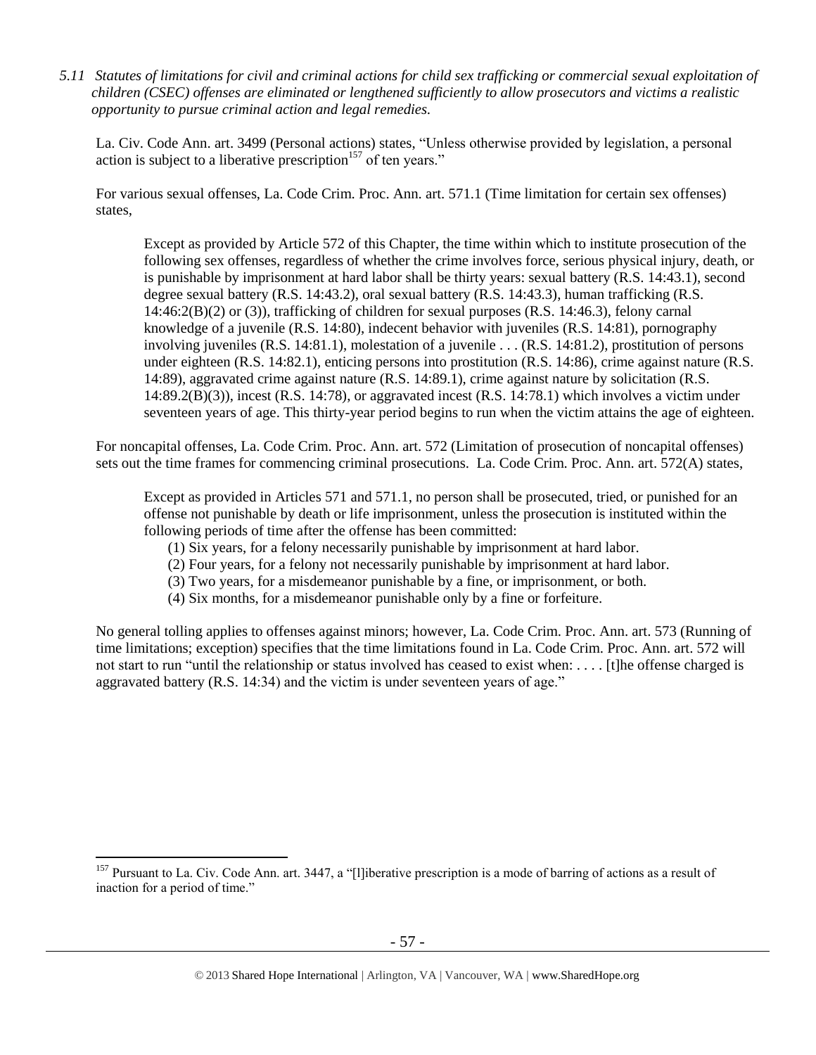*5.11 Statutes of limitations for civil and criminal actions for child sex trafficking or commercial sexual exploitation of children (CSEC) offenses are eliminated or lengthened sufficiently to allow prosecutors and victims a realistic opportunity to pursue criminal action and legal remedies.*

La. Civ. Code Ann. art. 3499 (Personal actions) states, "Unless otherwise provided by legislation, a personal action is subject to a liberative prescription[157] of ten years."

For various sexual offenses, La. Code Crim. Proc. Ann. art. 571.1 (Time limitation for certain sex offenses) states,

> Except as provided by Article 572 of this Chapter, the time within which to institute prosecution of the following sex offenses, regardless of whether the crime involves force, serious physical injury, death, or is punishable by imprisonment at hard labor shall be thirty years: sexual battery (R.S. 14:43.1), second degree sexual battery (R.S. 14:43.2), oral sexual battery (R.S. 14:43.3), human trafficking (R.S. 14:46:2(B)(2) or (3)), trafficking of children for sexual purposes (R.S. 14:46.3), felony carnal knowledge of a juvenile (R.S. 14:80), indecent behavior with juveniles (R.S. 14:81), pornography involving juveniles (R.S. 14:81.1), molestation of a juvenile . . . (R.S. 14:81.2), prostitution of persons under eighteen (R.S. 14:82.1), enticing persons into prostitution (R.S. 14:86), crime against nature (R.S. 14:89), aggravated crime against nature (R.S. 14:89.1), crime against nature by solicitation (R.S. 14:89.2(B)(3)), incest (R.S. 14:78), or aggravated incest (R.S. 14:78.1) which involves a victim under seventeen years of age. This thirty-year period begins to run when the victim attains the age of eighteen.

For noncapital offenses, La. Code Crim. Proc. Ann. art. 572 (Limitation of prosecution of noncapital offenses) sets out the time frames for commencing criminal prosecutions. La. Code Crim. Proc. Ann. art. 572(A) states,

> Except as provided in Articles 571 and 571.1, no person shall be prosecuted, tried, or punished for an offense not punishable by death or life imprisonment, unless the prosecution is instituted within the following periods of time after the offense has been committed:
>
> (1) Six years, for a felony necessarily punishable by imprisonment at hard labor.
> (2) Four years, for a felony not necessarily punishable by imprisonment at hard labor.
> (3) Two years, for a misdemeanor punishable by a fine, or imprisonment, or both.
> (4) Six months, for a misdemeanor punishable only by a fine or forfeiture.

No general tolling applies to offenses against minors; however, La. Code Crim. Proc. Ann. art. 573 (Running of time limitations; exception) specifies that the time limitations found in La. Code Crim. Proc. Ann. art. 572 will not start to run "until the relationship or status involved has ceased to exist when: . . . . [t]he offense charged is aggravated battery (R.S. 14:34) and the victim is under seventeen years of age."

---

[157] Pursuant to La. Civ. Code Ann. art. 3447, a "[l]iberative prescription is a mode of barring of actions as a result of inaction for a period of time."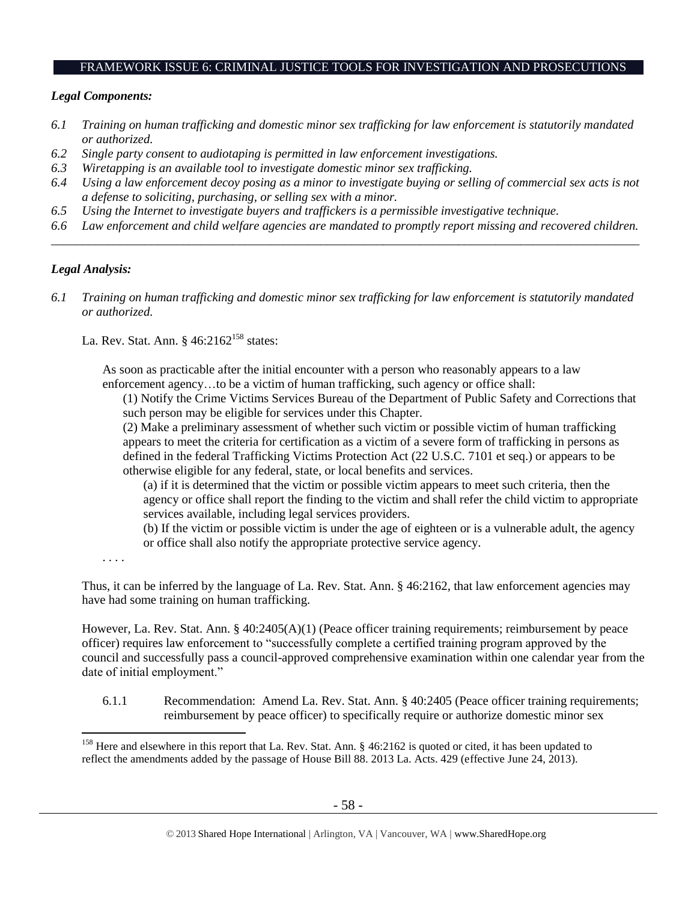## FRAMEWORK ISSUE 6: CRIMINAL JUSTICE TOOLS FOR INVESTIGATION AND PROSECUTIONS

### *Legal Components:*

*6.1 Training on human trafficking and domestic minor sex trafficking for law enforcement is statutorily mandated or authorized.*

*6.2 Single party consent to audiotaping is permitted in law enforcement investigations.*

*6.3 Wiretapping is an available tool to investigate domestic minor sex trafficking.*

*6.4 Using a law enforcement decoy posing as a minor to investigate buying or selling of commercial sex acts is not a defense to soliciting, purchasing, or selling sex with a minor.*

*6.5 Using the Internet to investigate buyers and traffickers is a permissible investigative technique.*

*6.6 Law enforcement and child welfare agencies are mandated to promptly report missing and recovered children.*

---

### *Legal Analysis:*

*6.1 Training on human trafficking and domestic minor sex trafficking for law enforcement is statutorily mandated or authorized.*

La. Rev. Stat. Ann. § 46:2162[158] states:

> As soon as practicable after the initial encounter with a person who reasonably appears to a law enforcement agency…to be a victim of human trafficking, such agency or office shall:
>
> (1) Notify the Crime Victims Services Bureau of the Department of Public Safety and Corrections that such person may be eligible for services under this Chapter.
>
> (2) Make a preliminary assessment of whether such victim or possible victim of human trafficking appears to meet the criteria for certification as a victim of a severe form of trafficking in persons as defined in the federal Trafficking Victims Protection Act (22 U.S.C. 7101 et seq.) or appears to be otherwise eligible for any federal, state, or local benefits and services.
>
> (a) if it is determined that the victim or possible victim appears to meet such criteria, then the agency or office shall report the finding to the victim and shall refer the child victim to appropriate services available, including legal services providers.
>
> (b) If the victim or possible victim is under the age of eighteen or is a vulnerable adult, the agency or office shall also notify the appropriate protective service agency.
>
> . . . .

Thus, it can be inferred by the language of La. Rev. Stat. Ann. § 46:2162, that law enforcement agencies may have had some training on human trafficking.

However, La. Rev. Stat. Ann. § 40:2405(A)(1) (Peace officer training requirements; reimbursement by peace officer) requires law enforcement to "successfully complete a certified training program approved by the council and successfully pass a council-approved comprehensive examination within one calendar year from the date of initial employment."

6.1.1 Recommendation: Amend La. Rev. Stat. Ann. § 40:2405 (Peace officer training requirements; reimbursement by peace officer) to specifically require or authorize domestic minor sex

---

[158] Here and elsewhere in this report that La. Rev. Stat. Ann. § 46:2162 is quoted or cited, it has been updated to reflect the amendments added by the passage of House Bill 88. 2013 La. Acts. 429 (effective June 24, 2013).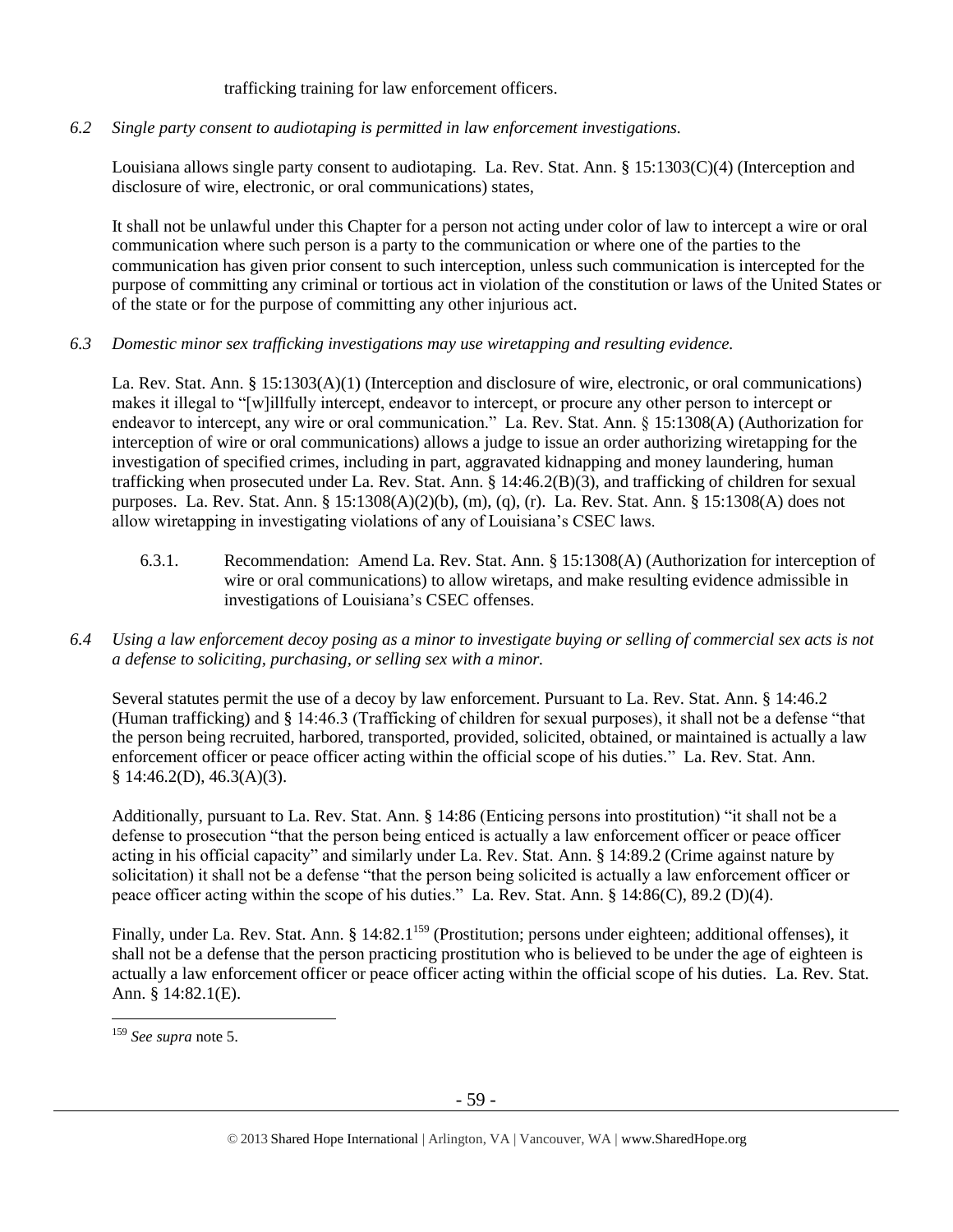trafficking training for law enforcement officers.

*6.2 Single party consent to audiotaping is permitted in law enforcement investigations.*

Louisiana allows single party consent to audiotaping. La. Rev. Stat. Ann. § 15:1303(C)(4) (Interception and disclosure of wire, electronic, or oral communications) states,

It shall not be unlawful under this Chapter for a person not acting under color of law to intercept a wire or oral communication where such person is a party to the communication or where one of the parties to the communication has given prior consent to such interception, unless such communication is intercepted for the purpose of committing any criminal or tortious act in violation of the constitution or laws of the United States or of the state or for the purpose of committing any other injurious act.

*6.3 Domestic minor sex trafficking investigations may use wiretapping and resulting evidence.*

La. Rev. Stat. Ann. § 15:1303(A)(1) (Interception and disclosure of wire, electronic, or oral communications) makes it illegal to "[w]illfully intercept, endeavor to intercept, or procure any other person to intercept or endeavor to intercept, any wire or oral communication." La. Rev. Stat. Ann. § 15:1308(A) (Authorization for interception of wire or oral communications) allows a judge to issue an order authorizing wiretapping for the investigation of specified crimes, including in part, aggravated kidnapping and money laundering, human trafficking when prosecuted under La. Rev. Stat. Ann. § 14:46.2(B)(3), and trafficking of children for sexual purposes. La. Rev. Stat. Ann. § 15:1308(A)(2)(b), (m), (q), (r). La. Rev. Stat. Ann. § 15:1308(A) does not allow wiretapping in investigating violations of any of Louisiana's CSEC laws.

6.3.1. Recommendation: Amend La. Rev. Stat. Ann. § 15:1308(A) (Authorization for interception of wire or oral communications) to allow wiretaps, and make resulting evidence admissible in investigations of Louisiana's CSEC offenses.

*6.4 Using a law enforcement decoy posing as a minor to investigate buying or selling of commercial sex acts is not a defense to soliciting, purchasing, or selling sex with a minor.*

Several statutes permit the use of a decoy by law enforcement. Pursuant to La. Rev. Stat. Ann. § 14:46.2 (Human trafficking) and § 14:46.3 (Trafficking of children for sexual purposes), it shall not be a defense "that the person being recruited, harbored, transported, provided, solicited, obtained, or maintained is actually a law enforcement officer or peace officer acting within the official scope of his duties." La. Rev. Stat. Ann. § 14:46.2(D), 46.3(A)(3).

Additionally, pursuant to La. Rev. Stat. Ann. § 14:86 (Enticing persons into prostitution) "it shall not be a defense to prosecution "that the person being enticed is actually a law enforcement officer or peace officer acting in his official capacity" and similarly under La. Rev. Stat. Ann. § 14:89.2 (Crime against nature by solicitation) it shall not be a defense "that the person being solicited is actually a law enforcement officer or peace officer acting within the scope of his duties." La. Rev. Stat. Ann. § 14:86(C), 89.2 (D)(4).

Finally, under La. Rev. Stat. Ann. § 14:82.1[159] (Prostitution; persons under eighteen; additional offenses), it shall not be a defense that the person practicing prostitution who is believed to be under the age of eighteen is actually a law enforcement officer or peace officer acting within the official scope of his duties. La. Rev. Stat. Ann. § 14:82.1(E).

[159] *See supra* note 5.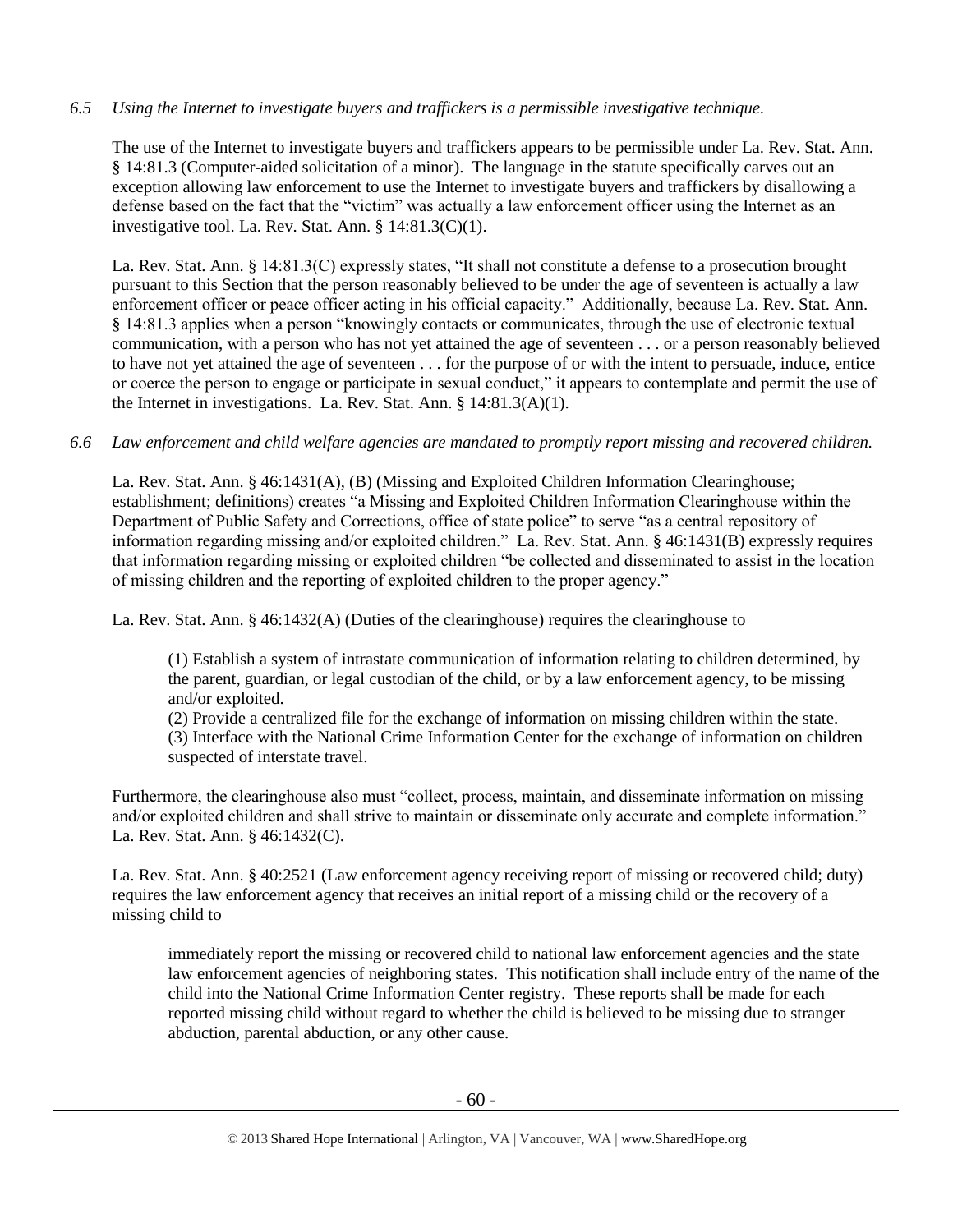*6.5 Using the Internet to investigate buyers and traffickers is a permissible investigative technique.*

The use of the Internet to investigate buyers and traffickers appears to be permissible under La. Rev. Stat. Ann. § 14:81.3 (Computer-aided solicitation of a minor). The language in the statute specifically carves out an exception allowing law enforcement to use the Internet to investigate buyers and traffickers by disallowing a defense based on the fact that the "victim" was actually a law enforcement officer using the Internet as an investigative tool. La. Rev. Stat. Ann. § 14:81.3(C)(1).

La. Rev. Stat. Ann. § 14:81.3(C) expressly states, "It shall not constitute a defense to a prosecution brought pursuant to this Section that the person reasonably believed to be under the age of seventeen is actually a law enforcement officer or peace officer acting in his official capacity." Additionally, because La. Rev. Stat. Ann. § 14:81.3 applies when a person "knowingly contacts or communicates, through the use of electronic textual communication, with a person who has not yet attained the age of seventeen . . . or a person reasonably believed to have not yet attained the age of seventeen . . . for the purpose of or with the intent to persuade, induce, entice or coerce the person to engage or participate in sexual conduct," it appears to contemplate and permit the use of the Internet in investigations. La. Rev. Stat. Ann. § 14:81.3(A)(1).

*6.6 Law enforcement and child welfare agencies are mandated to promptly report missing and recovered children.*

La. Rev. Stat. Ann. § 46:1431(A), (B) (Missing and Exploited Children Information Clearinghouse; establishment; definitions) creates "a Missing and Exploited Children Information Clearinghouse within the Department of Public Safety and Corrections, office of state police" to serve "as a central repository of information regarding missing and/or exploited children." La. Rev. Stat. Ann. § 46:1431(B) expressly requires that information regarding missing or exploited children "be collected and disseminated to assist in the location of missing children and the reporting of exploited children to the proper agency."

La. Rev. Stat. Ann. § 46:1432(A) (Duties of the clearinghouse) requires the clearinghouse to

> (1) Establish a system of intrastate communication of information relating to children determined, by the parent, guardian, or legal custodian of the child, or by a law enforcement agency, to be missing and/or exploited.
> (2) Provide a centralized file for the exchange of information on missing children within the state.
> (3) Interface with the National Crime Information Center for the exchange of information on children suspected of interstate travel.

Furthermore, the clearinghouse also must "collect, process, maintain, and disseminate information on missing and/or exploited children and shall strive to maintain or disseminate only accurate and complete information." La. Rev. Stat. Ann. § 46:1432(C).

La. Rev. Stat. Ann. § 40:2521 (Law enforcement agency receiving report of missing or recovered child; duty) requires the law enforcement agency that receives an initial report of a missing child or the recovery of a missing child to

> immediately report the missing or recovered child to national law enforcement agencies and the state law enforcement agencies of neighboring states. This notification shall include entry of the name of the child into the National Crime Information Center registry. These reports shall be made for each reported missing child without regard to whether the child is believed to be missing due to stranger abduction, parental abduction, or any other cause.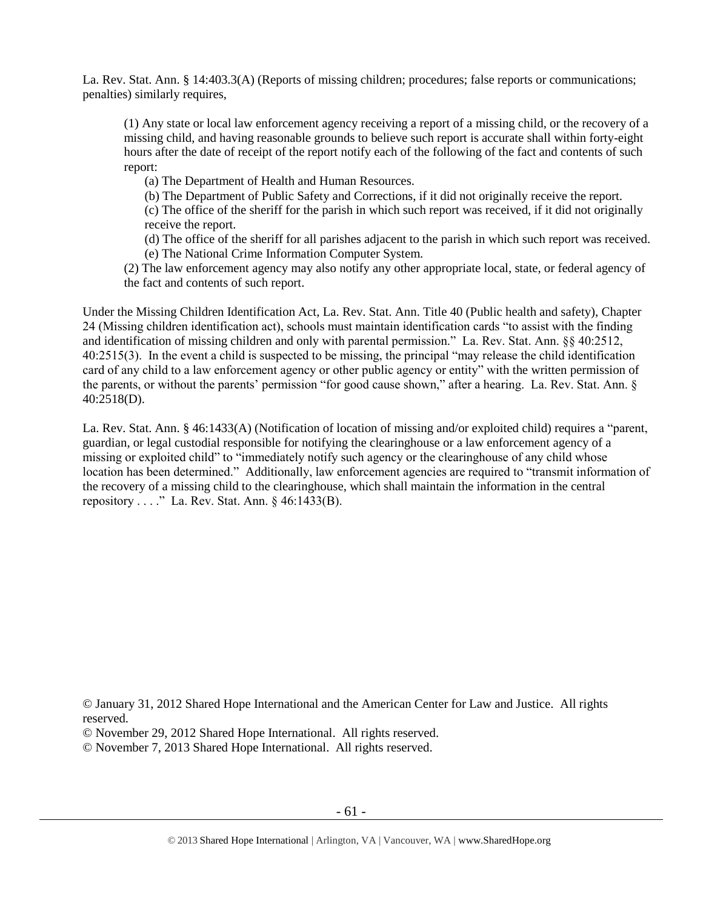La. Rev. Stat. Ann. § 14:403.3(A) (Reports of missing children; procedures; false reports or communications; penalties) similarly requires,

> (1) Any state or local law enforcement agency receiving a report of a missing child, or the recovery of a missing child, and having reasonable grounds to believe such report is accurate shall within forty-eight hours after the date of receipt of the report notify each of the following of the fact and contents of such report:
>
> (a) The Department of Health and Human Resources.
>
> (b) The Department of Public Safety and Corrections, if it did not originally receive the report.
>
> (c) The office of the sheriff for the parish in which such report was received, if it did not originally receive the report.
>
> (d) The office of the sheriff for all parishes adjacent to the parish in which such report was received.
>
> (e) The National Crime Information Computer System.
>
> (2) The law enforcement agency may also notify any other appropriate local, state, or federal agency of the fact and contents of such report.

Under the Missing Children Identification Act, La. Rev. Stat. Ann. Title 40 (Public health and safety), Chapter 24 (Missing children identification act), schools must maintain identification cards "to assist with the finding and identification of missing children and only with parental permission." La. Rev. Stat. Ann. §§ 40:2512, 40:2515(3). In the event a child is suspected to be missing, the principal "may release the child identification card of any child to a law enforcement agency or other public agency or entity" with the written permission of the parents, or without the parents' permission "for good cause shown," after a hearing. La. Rev. Stat. Ann. § 40:2518(D).

La. Rev. Stat. Ann. § 46:1433(A) (Notification of location of missing and/or exploited child) requires a "parent, guardian, or legal custodial responsible for notifying the clearinghouse or a law enforcement agency of a missing or exploited child" to "immediately notify such agency or the clearinghouse of any child whose location has been determined." Additionally, law enforcement agencies are required to "transmit information of the recovery of a missing child to the clearinghouse, which shall maintain the information in the central repository . . . ." La. Rev. Stat. Ann. § 46:1433(B).

© January 31, 2012 Shared Hope International and the American Center for Law and Justice. All rights reserved.
© November 29, 2012 Shared Hope International. All rights reserved.
© November 7, 2013 Shared Hope International. All rights reserved.